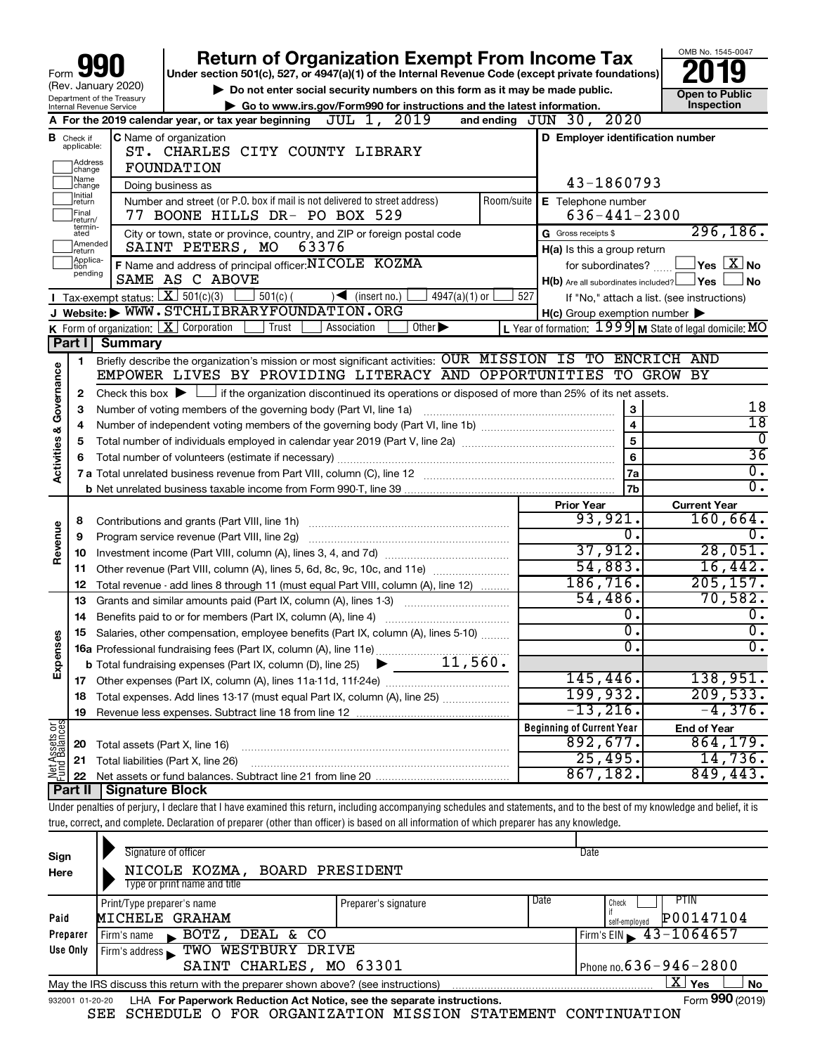Form **990** (Rev. January 2020) Department of the Treasury Internal Revenue Service

# Return of Organization Exempt From Income Tax

**Under section 501(c), 527, or 4947(a)(1) of the Internal Revenue Code (except private foundations)**

▶ Do not enter social security numbers on this form as it may be made public.

▶ Go to www.irs.gov/Form990 for instructions and the latest information.

OMB No. 1545-0047 **2019** **Open to Public Inspection**

**A** For the 2019 calendar year, or tax year beginning JUL 1, 2019 and ending JUN 30, 2020

**B** Check if applicable: Address change, Name change, Initial return, Final return/terminated, Amended return, Application pending

**C** Name of organization: ST. CHARLES CITY COUNTY LIBRARY FOUNDATION

Doing business as

Number and street (or P.O. box if mail is not delivered to street address): 77 BOONE HILLS DR- PO BOX 529 Room/suite

City or town, state or province, country, and ZIP or foreign postal code: SAINT PETERS, MO 63376

**D** Employer identification number: 43-1860793

**E** Telephone number: 636-441-2300

**G** Gross receipts $ 296,186.

**F** Name and address of principal officer: NICOLE KOZMA SAME AS C ABOVE

**H(a)** Is this a group return for subordinates? ☐ Yes ☒ No

**H(b)** Are all subordinates included? ☐ Yes ☐ No If "No," attach a list. (see instructions)

**H(c)** Group exemption number ▶

**I** Tax-exempt status: ☒ 501(c)(3) ☐ 501(c) ( ) ◀ (insert no.) ☐ 4947(a)(1) or ☐ 527

**J** Website: ▶ WWW.STCHLIBRARYFOUNDATION.ORG

**K** Form of organization: ☒ Corporation ☐ Trust ☐ Association ☐ Other ▶

**L** Year of formation: 1999 **M** State of legal domicile: MO

## Part I Summary

**Activities & Governance**

1 Briefly describe the organization's mission or most significant activities: OUR MISSION IS TO ENCRICH AND EMPOWER LIVES BY PROVIDING LITERACY AND OPPORTUNITIES TO GROW BY

2 Check this box ▶ ☐ if the organization discontinued its operations or disposed of more than 25% of its net assets.

| | | | |
|---|---|---|---|
| 3 | Number of voting members of the governing body (Part VI, line 1a) | 3 | 18 |
| 4 | Number of independent voting members of the governing body (Part VI, line 1b) | 4 | 18 |
| 5 | Total number of individuals employed in calendar year 2019 (Part V, line 2a) | 5 | 0 |
| 6 | Total number of volunteers (estimate if necessary) | 6 | 36 |
| 7a | Total unrelated business revenue from Part VIII, column (C), line 12 | 7a | 0. |
| b | Net unrelated business taxable income from Form 990-T, line 39 | 7b | 0. |

| | | | Prior Year | Current Year |
|---|---|---|---|---|
| **Revenue** | 8 | Contributions and grants (Part VIII, line 1h) | 93,921. | 160,664. |
| | 9 | Program service revenue (Part VIII, line 2g) | 0. | 0. |
| | 10 | Investment income (Part VIII, column (A), lines 3, 4, and 7d) | 37,912. | 28,051. |
| | 11 | Other revenue (Part VIII, column (A), lines 5, 6d, 8c, 9c, 10c, and 11e) | 54,883. | 16,442. |
| | 12 | Total revenue - add lines 8 through 11 (must equal Part VIII, column (A), line 12) | 186,716. | 205,157. |
| **Expenses** | 13 | Grants and similar amounts paid (Part IX, column (A), lines 1-3) | 54,486. | 70,582. |
| | 14 | Benefits paid to or for members (Part IX, column (A), line 4) | 0. | 0. |
| | 15 | Salaries, other compensation, employee benefits (Part IX, column (A), lines 5-10) | 0. | 0. |
| | 16a | Professional fundraising fees (Part IX, column (A), line 11e) | 0. | 0. |
| | b | Total fundraising expenses (Part IX, column (D), line 25) ▶ 11,560. | | |
| | 17 | Other expenses (Part IX, column (A), lines 11a-11d, 11f-24e) | 145,446. | 138,951. |
| | 18 | Total expenses. Add lines 13-17 (must equal Part IX, column (A), line 25) | 199,932. | 209,533. |
| | 19 | Revenue less expenses. Subtract line 18 from line 12 | -13,216. | -4,376. |
| | | | **Beginning of Current Year** | **End of Year** |
| **Net Assets or Fund Balances** | 20 | Total assets (Part X, line 16) | 892,677. | 864,179. |
| | 21 | Total liabilities (Part X, line 26) | 25,495. | 14,736. |
| | 22 | Net assets or fund balances. Subtract line 21 from line 20 | 867,182. | 849,443. |

## Part II Signature Block

Under penalties of perjury, I declare that I have examined this return, including accompanying schedules and statements, and to the best of my knowledge and belief, it is true, correct, and complete. Declaration of preparer (other than officer) is based on all information of which preparer has any knowledge.

**Sign Here**

Signature of officer Date

NICOLE KOZMA, BOARD PRESIDENT

Type or print name and title

**Paid Preparer Use Only**

| Print/Type preparer's name | Preparer's signature | Date | Check ☐ if self-employed | PTIN |
|---|---|---|---|---|
| MICHELE GRAHAM | | | | P00147104 |

Firm's name ▶ BOTZ, DEAL & CO Firm's EIN ▶ 43-1064657

Firm's address ▶ TWO WESTBURY DRIVE SAINT CHARLES, MO 63301 Phone no. 636-946-2800

May the IRS discuss this return with the preparer shown above? (see instructions) ☒ Yes ☐ No

932001 01-20-20 LHA For Paperwork Reduction Act Notice, see the separate instructions. Form **990** (2019)

SEE SCHEDULE O FOR ORGANIZATION MISSION STATEMENT CONTINUATION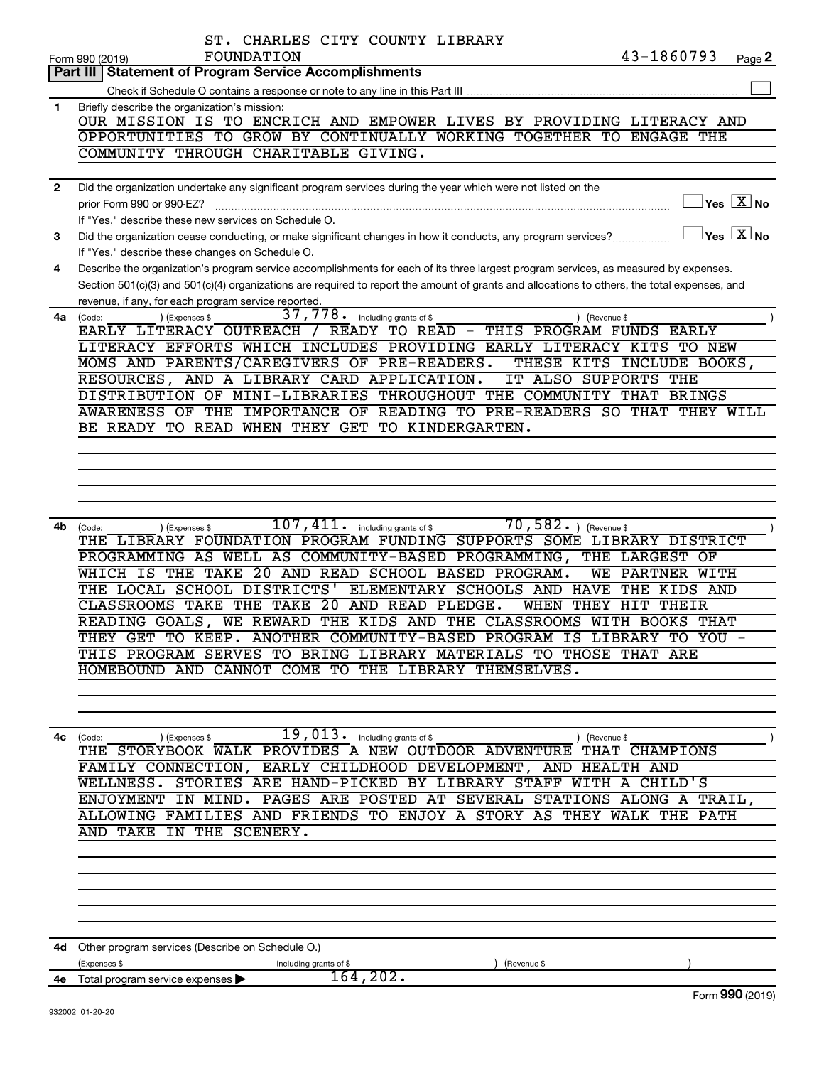ST. CHARLES CITY COUNTY LIBRARY FOUNDATION

Form 990 (2019) 43-1860793 Page **2**

## Part III | Statement of Program Service Accomplishments

Check if Schedule O contains a response or note to any line in this Part III ☐

**1** Briefly describe the organization's mission:

OUR MISSION IS TO ENCRICH AND EMPOWER LIVES BY PROVIDING LITERACY AND OPPORTUNITIES TO GROW BY CONTINUALLY WORKING TOGETHER TO ENGAGE THE COMMUNITY THROUGH CHARITABLE GIVING.

**2** Did the organization undertake any significant program services during the year which were not listed on the prior Form 990 or 990-EZ? ☐ Yes ☒ No

If "Yes," describe these new services on Schedule O.

**3** Did the organization cease conducting, or make significant changes in how it conducts, any program services? ☐ Yes ☒ No

If "Yes," describe these changes on Schedule O.

**4** Describe the organization's program service accomplishments for each of its three largest program services, as measured by expenses. Section 501(c)(3) and 501(c)(4) organizations are required to report the amount of grants and allocations to others, the total expenses, and revenue, if any, for each program service reported.

**4a** (Code: ) (Expenses $ 37,778. including grants of $ ) (Revenue $ )

EARLY LITERACY OUTREACH / READY TO READ - THIS PROGRAM FUNDS EARLY LITERACY EFFORTS WHICH INCLUDES PROVIDING EARLY LITERACY KITS TO NEW MOMS AND PARENTS/CAREGIVERS OF PRE-READERS. THESE KITS INCLUDE BOOKS, RESOURCES, AND A LIBRARY CARD APPLICATION. IT ALSO SUPPORTS THE DISTRIBUTION OF MINI-LIBRARIES THROUGHOUT THE COMMUNITY THAT BRINGS AWARENESS OF THE IMPORTANCE OF READING TO PRE-READERS SO THAT THEY WILL BE READY TO READ WHEN THEY GET TO KINDERGARTEN.

**4b** (Code: ) (Expenses $ 107,411. including grants of $ 70,582. ) (Revenue $ )

THE LIBRARY FOUNDATION PROGRAM FUNDING SUPPORTS SOME LIBRARY DISTRICT PROGRAMMING AS WELL AS COMMUNITY-BASED PROGRAMMING, THE LARGEST OF WHICH IS THE TAKE 20 AND READ SCHOOL BASED PROGRAM. WE PARTNER WITH THE LOCAL SCHOOL DISTRICTS' ELEMENTARY SCHOOLS AND HAVE THE KIDS AND CLASSROOMS TAKE THE TAKE 20 AND READ PLEDGE. WHEN THEY HIT THEIR READING GOALS, WE REWARD THE KIDS AND THE CLASSROOMS WITH BOOKS THAT THEY GET TO KEEP. ANOTHER COMMUNITY-BASED PROGRAM IS LIBRARY TO YOU - THIS PROGRAM SERVES TO BRING LIBRARY MATERIALS TO THOSE THAT ARE HOMEBOUND AND CANNOT COME TO THE LIBRARY THEMSELVES.

**4c** (Code: ) (Expenses $ 19,013. including grants of $ ) (Revenue $ )

THE STORYBOOK WALK PROVIDES A NEW OUTDOOR ADVENTURE THAT CHAMPIONS FAMILY CONNECTION, EARLY CHILDHOOD DEVELOPMENT, AND HEALTH AND WELLNESS. STORIES ARE HAND-PICKED BY LIBRARY STAFF WITH A CHILD'S ENJOYMENT IN MIND. PAGES ARE POSTED AT SEVERAL STATIONS ALONG A TRAIL, ALLOWING FAMILIES AND FRIENDS TO ENJOY A STORY AS THEY WALK THE PATH AND TAKE IN THE SCENERY.

**4d** Other program services (Describe on Schedule O.)

(Expenses $ including grants of $ ) (Revenue $ )

**4e** Total program service expenses ▶ 164,202.

Form **990** (2019)

932002 01-20-20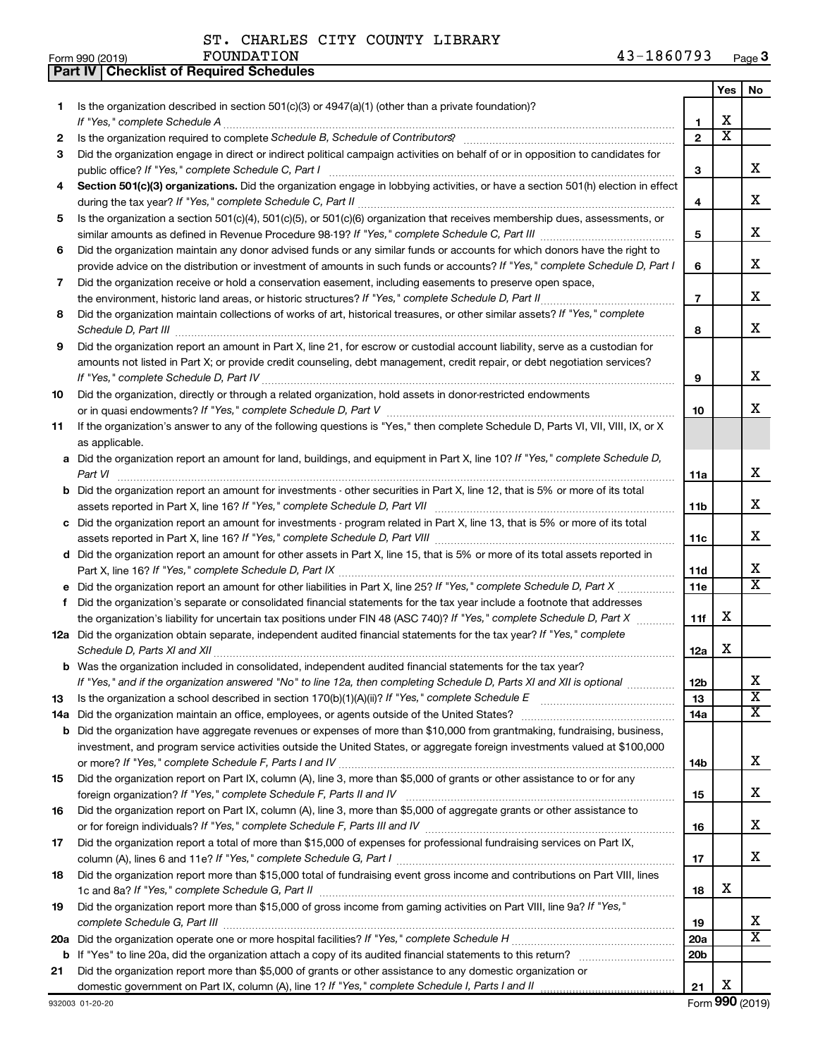ST. CHARLES CITY COUNTY LIBRARY FOUNDATION

Form 990 (2019) 43-1860793 Page 3

**Part IV | Checklist of Required Schedules**

| | | | Yes | No |
|---|---|---|---|---|
| 1 | Is the organization described in section 501(c)(3) or 4947(a)(1) (other than a private foundation)? *If "Yes," complete Schedule A* | 1 | X | |
| 2 | Is the organization required to complete *Schedule B, Schedule of Contributors*? | 2 | X | |
| 3 | Did the organization engage in direct or indirect political campaign activities on behalf of or in opposition to candidates for public office? *If "Yes," complete Schedule C, Part I* | 3 | | X |
| 4 | **Section 501(c)(3) organizations.** Did the organization engage in lobbying activities, or have a section 501(h) election in effect during the tax year? *If "Yes," complete Schedule C, Part II* | 4 | | X |
| 5 | Is the organization a section 501(c)(4), 501(c)(5), or 501(c)(6) organization that receives membership dues, assessments, or similar amounts as defined in Revenue Procedure 98-19? *If "Yes," complete Schedule C, Part III* | 5 | | X |
| 6 | Did the organization maintain any donor advised funds or any similar funds or accounts for which donors have the right to provide advice on the distribution or investment of amounts in such funds or accounts? *If "Yes," complete Schedule D, Part I* | 6 | | X |
| 7 | Did the organization receive or hold a conservation easement, including easements to preserve open space, the environment, historic land areas, or historic structures? *If "Yes," complete Schedule D, Part II* | 7 | | X |
| 8 | Did the organization maintain collections of works of art, historical treasures, or other similar assets? *If "Yes," complete Schedule D, Part III* | 8 | | X |
| 9 | Did the organization report an amount in Part X, line 21, for escrow or custodial account liability, serve as a custodian for amounts not listed in Part X; or provide credit counseling, debt management, credit repair, or debt negotiation services? *If "Yes," complete Schedule D, Part IV* | 9 | | X |
| 10 | Did the organization, directly or through a related organization, hold assets in donor-restricted endowments or in quasi endowments? *If "Yes," complete Schedule D, Part V* | 10 | | X |
| 11 | If the organization's answer to any of the following questions is "Yes," then complete Schedule D, Parts VI, VII, VIII, IX, or X as applicable. | | | |
| a | Did the organization report an amount for land, buildings, and equipment in Part X, line 10? *If "Yes," complete Schedule D, Part VI* | 11a | | X |
| b | Did the organization report an amount for investments - other securities in Part X, line 12, that is 5% or more of its total assets reported in Part X, line 16? *If "Yes," complete Schedule D, Part VII* | 11b | | X |
| c | Did the organization report an amount for investments - program related in Part X, line 13, that is 5% or more of its total assets reported in Part X, line 16? *If "Yes," complete Schedule D, Part VIII* | 11c | | X |
| d | Did the organization report an amount for other assets in Part X, line 15, that is 5% or more of its total assets reported in Part X, line 16? *If "Yes," complete Schedule D, Part IX* | 11d | | X |
| e | Did the organization report an amount for other liabilities in Part X, line 25? *If "Yes," complete Schedule D, Part X* | 11e | | X |
| f | Did the organization's separate or consolidated financial statements for the tax year include a footnote that addresses the organization's liability for uncertain tax positions under FIN 48 (ASC 740)? *If "Yes," complete Schedule D, Part X* | 11f | X | |
| 12a | Did the organization obtain separate, independent audited financial statements for the tax year? *If "Yes," complete Schedule D, Parts XI and XII* | 12a | X | |
| b | Was the organization included in consolidated, independent audited financial statements for the tax year? *If "Yes," and if the organization answered "No" to line 12a, then completing Schedule D, Parts XI and XII is optional* | 12b | | X |
| 13 | Is the organization a school described in section 170(b)(1)(A)(ii)? *If "Yes," complete Schedule E* | 13 | | X |
| 14a | Did the organization maintain an office, employees, or agents outside of the United States? | 14a | | X |
| b | Did the organization have aggregate revenues or expenses of more than $10,000 from grantmaking, fundraising, business, investment, and program service activities outside the United States, or aggregate foreign investments valued at $100,000 or more? *If "Yes," complete Schedule F, Parts I and IV* | 14b | | X |
| 15 | Did the organization report on Part IX, column (A), line 3, more than $5,000 of grants or other assistance to or for any foreign organization? *If "Yes," complete Schedule F, Parts II and IV* | 15 | | X |
| 16 | Did the organization report on Part IX, column (A), line 3, more than $5,000 of aggregate grants or other assistance to or for foreign individuals? *If "Yes," complete Schedule F, Parts III and IV* | 16 | | X |
| 17 | Did the organization report a total of more than $15,000 of expenses for professional fundraising services on Part IX, column (A), lines 6 and 11e? *If "Yes," complete Schedule G, Part I* | 17 | | X |
| 18 | Did the organization report more than $15,000 total of fundraising event gross income and contributions on Part VIII, lines 1c and 8a? *If "Yes," complete Schedule G, Part II* | 18 | X | |
| 19 | Did the organization report more than $15,000 of gross income from gaming activities on Part VIII, line 9a? *If "Yes," complete Schedule G, Part III* | 19 | | X |
| 20a | Did the organization operate one or more hospital facilities? *If "Yes," complete Schedule H* | 20a | | X |
| b | If "Yes" to line 20a, did the organization attach a copy of its audited financial statements to this return? | 20b | | |
| 21 | Did the organization report more than $5,000 of grants or other assistance to any domestic organization or domestic government on Part IX, column (A), line 1? *If "Yes," complete Schedule I, Parts I and II* | 21 | X | |

932003 01-20-20 Form **990** (2019)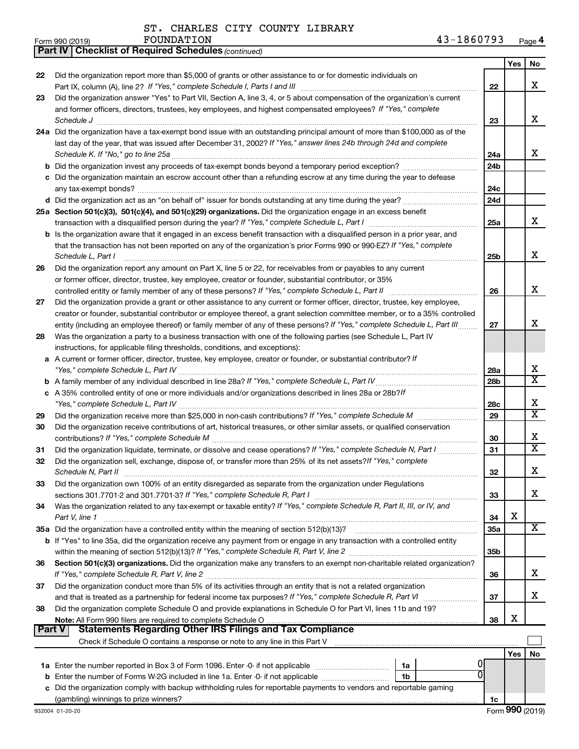ST. CHARLES CITY COUNTY LIBRARY FOUNDATION 43-1860793

Form 990 (2019)

**Part IV | Checklist of Required Schedules** *(continued)*

| | | | Yes | No |
|---|---|---|---|---|
| 22 | Did the organization report more than $5,000 of grants or other assistance to or for domestic individuals on Part IX, column (A), line 2? *If "Yes," complete Schedule I, Parts I and III* | 22 | | X |
| 23 | Did the organization answer "Yes" to Part VII, Section A, line 3, 4, or 5 about compensation of the organization's current and former officers, directors, trustees, key employees, and highest compensated employees? *If "Yes," complete Schedule J* | 23 | | X |
| 24a | Did the organization have a tax-exempt bond issue with an outstanding principal amount of more than $100,000 as of the last day of the year, that was issued after December 31, 2002? *If "Yes," answer lines 24b through 24d and complete Schedule K. If "No," go to line 25a* | 24a | | X |
| b | Did the organization invest any proceeds of tax-exempt bonds beyond a temporary period exception? | 24b | | |
| c | Did the organization maintain an escrow account other than a refunding escrow at any time during the year to defease any tax-exempt bonds? | 24c | | |
| d | Did the organization act as an "on behalf of" issuer for bonds outstanding at any time during the year? | 24d | | |
| 25a | **Section 501(c)(3), 501(c)(4), and 501(c)(29) organizations.** Did the organization engage in an excess benefit transaction with a disqualified person during the year? *If "Yes," complete Schedule L, Part I* | 25a | | X |
| b | Is the organization aware that it engaged in an excess benefit transaction with a disqualified person in a prior year, and that the transaction has not been reported on any of the organization's prior Forms 990 or 990-EZ? *If "Yes," complete Schedule L, Part I* | 25b | | X |
| 26 | Did the organization report any amount on Part X, line 5 or 22, for receivables from or payables to any current or former officer, director, trustee, key employee, creator or founder, substantial contributor, or 35% controlled entity or family member of any of these persons? *If "Yes," complete Schedule L, Part II* | 26 | | X |
| 27 | Did the organization provide a grant or other assistance to any current or former officer, director, trustee, key employee, creator or founder, substantial contributor or employee thereof, a grant selection committee member, or to a 35% controlled entity (including an employee thereof) or family member of any of these persons? *If "Yes," complete Schedule L, Part III* | 27 | | X |
| 28 | Was the organization a party to a business transaction with one of the following parties (see Schedule L, Part IV instructions, for applicable filing thresholds, conditions, and exceptions): | | | |
| a | A current or former officer, director, trustee, key employee, creator or founder, or substantial contributor? *If "Yes," complete Schedule L, Part IV* | 28a | | X |
| b | A family member of any individual described in line 28a? *If "Yes," complete Schedule L, Part IV* | 28b | | X |
| c | A 35% controlled entity of one or more individuals and/or organizations described in lines 28a or 28b? *If "Yes," complete Schedule L, Part IV* | 28c | | X |
| 29 | Did the organization receive more than $25,000 in non-cash contributions? *If "Yes," complete Schedule M* | 29 | | X |
| 30 | Did the organization receive contributions of art, historical treasures, or other similar assets, or qualified conservation contributions? *If "Yes," complete Schedule M* | 30 | | X |
| 31 | Did the organization liquidate, terminate, or dissolve and cease operations? *If "Yes," complete Schedule N, Part I* | 31 | | X |
| 32 | Did the organization sell, exchange, dispose of, or transfer more than 25% of its net assets? *If "Yes," complete Schedule N, Part II* | 32 | | X |
| 33 | Did the organization own 100% of an entity disregarded as separate from the organization under Regulations sections 301.7701-2 and 301.7701-3? *If "Yes," complete Schedule R, Part I* | 33 | | X |
| 34 | Was the organization related to any tax-exempt or taxable entity? *If "Yes," complete Schedule R, Part II, III, or IV, and Part V, line 1* | 34 | X | |
| 35a | Did the organization have a controlled entity within the meaning of section 512(b)(13)? | 35a | | X |
| b | If "Yes" to line 35a, did the organization receive any payment from or engage in any transaction with a controlled entity within the meaning of section 512(b)(13)? *If "Yes," complete Schedule R, Part V, line 2* | 35b | | |
| 36 | **Section 501(c)(3) organizations.** Did the organization make any transfers to an exempt non-charitable related organization? *If "Yes," complete Schedule R, Part V, line 2* | 36 | | X |
| 37 | Did the organization conduct more than 5% of its activities through an entity that is not a related organization and that is treated as a partnership for federal income tax purposes? *If "Yes," complete Schedule R, Part VI* | 37 | | X |
| 38 | Did the organization complete Schedule O and provide explanations in Schedule O for Part VI, lines 11b and 19? **Note:** All Form 990 filers are required to complete Schedule O | 38 | X | |

**Part V | Statements Regarding Other IRS Filings and Tax Compliance**

Check if Schedule O contains a response or note to any line in this Part V ☐

| | | | | | Yes | No |
|---|---|---|---|---|---|---|
| 1a | Enter the number reported in Box 3 of Form 1096. Enter -0- if not applicable | 1a | 0 | | | |
| b | Enter the number of Forms W-2G included in line 1a. Enter -0- if not applicable | 1b | 0 | | | |
| c | Did the organization comply with backup withholding rules for reportable payments to vendors and reportable gaming (gambling) winnings to prize winners? | | | 1c | | |

932004 01-20-20 Form **990** (2019)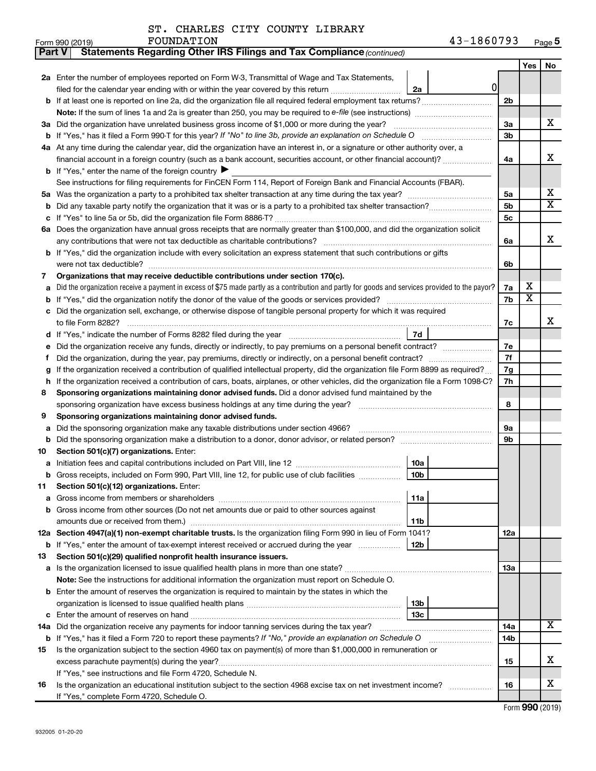ST. CHARLES CITY COUNTY LIBRARY FOUNDATION 43-1860793

Form 990 (2019)

**Part V Statements Regarding Other IRS Filings and Tax Compliance** *(continued)*

| | | | | Yes | No |
|---|---|---|---|---|---|
| **2a** | Enter the number of employees reported on Form W-3, Transmittal of Wage and Tax Statements, filed for the calendar year ending with or within the year covered by this return | 2a 0 | | | |
| **b** | If at least one is reported on line 2a, did the organization file all required federal employment tax returns? | | 2b | | |
| | **Note:** If the sum of lines 1a and 2a is greater than 250, you may be required to *e-file* (see instructions) | | | | |
| **3a** | Did the organization have unrelated business gross income of $1,000 or more during the year? | | 3a | | X |
| **b** | If "Yes," has it filed a Form 990-T for this year? *If "No" to line 3b, provide an explanation on Schedule O* | | 3b | | |
| **4a** | At any time during the calendar year, did the organization have an interest in, or a signature or other authority over, a financial account in a foreign country (such as a bank account, securities account, or other financial account)? | | 4a | | X |
| **b** | If "Yes," enter the name of the foreign country ▶ | | | | |
| | See instructions for filing requirements for FinCEN Form 114, Report of Foreign Bank and Financial Accounts (FBAR). | | | | |
| **5a** | Was the organization a party to a prohibited tax shelter transaction at any time during the tax year? | | 5a | | X |
| **b** | Did any taxable party notify the organization that it was or is a party to a prohibited tax shelter transaction? | | 5b | | X |
| **c** | If "Yes" to line 5a or 5b, did the organization file Form 8886-T? | | 5c | | |
| **6a** | Does the organization have annual gross receipts that are normally greater than $100,000, and did the organization solicit any contributions that were not tax deductible as charitable contributions? | | 6a | | X |
| **b** | If "Yes," did the organization include with every solicitation an express statement that such contributions or gifts were not tax deductible? | | 6b | | |
| **7** | **Organizations that may receive deductible contributions under section 170(c).** | | | | |
| **a** | Did the organization receive a payment in excess of $75 made partly as a contribution and partly for goods and services provided to the payor? | | 7a | X | |
| **b** | If "Yes," did the organization notify the donor of the value of the goods or services provided? | | 7b | X | |
| **c** | Did the organization sell, exchange, or otherwise dispose of tangible personal property for which it was required to file Form 8282? | | 7c | | X |
| **d** | If "Yes," indicate the number of Forms 8282 filed during the year | 7d | | | |
| **e** | Did the organization receive any funds, directly or indirectly, to pay premiums on a personal benefit contract? | | 7e | | |
| **f** | Did the organization, during the year, pay premiums, directly or indirectly, on a personal benefit contract? | | 7f | | |
| **g** | If the organization received a contribution of qualified intellectual property, did the organization file Form 8899 as required? | | 7g | | |
| **h** | If the organization received a contribution of cars, boats, airplanes, or other vehicles, did the organization file a Form 1098-C? | | 7h | | |
| **8** | **Sponsoring organizations maintaining donor advised funds.** Did a donor advised fund maintained by the sponsoring organization have excess business holdings at any time during the year? | | 8 | | |
| **9** | **Sponsoring organizations maintaining donor advised funds.** | | | | |
| **a** | Did the sponsoring organization make any taxable distributions under section 4966? | | 9a | | |
| **b** | Did the sponsoring organization make a distribution to a donor, donor advisor, or related person? | | 9b | | |
| **10** | **Section 501(c)(7) organizations.** Enter: | | | | |
| **a** | Initiation fees and capital contributions included on Part VIII, line 12 | 10a | | | |
| **b** | Gross receipts, included on Form 990, Part VIII, line 12, for public use of club facilities | 10b | | | |
| **11** | **Section 501(c)(12) organizations.** Enter: | | | | |
| **a** | Gross income from members or shareholders | 11a | | | |
| **b** | Gross income from other sources (Do not net amounts due or paid to other sources against amounts due or received from them.) | 11b | | | |
| **12a** | **Section 4947(a)(1) non-exempt charitable trusts.** Is the organization filing Form 990 in lieu of Form 1041? | | 12a | | |
| **b** | If "Yes," enter the amount of tax-exempt interest received or accrued during the year | 12b | | | |
| **13** | **Section 501(c)(29) qualified nonprofit health insurance issuers.** | | | | |
| **a** | Is the organization licensed to issue qualified health plans in more than one state? | | 13a | | |
| | **Note:** See the instructions for additional information the organization must report on Schedule O. | | | | |
| **b** | Enter the amount of reserves the organization is required to maintain by the states in which the organization is licensed to issue qualified health plans | 13b | | | |
| **c** | Enter the amount of reserves on hand | 13c | | | |
| **14a** | Did the organization receive any payments for indoor tanning services during the tax year? | | 14a | | X |
| **b** | If "Yes," has it filed a Form 720 to report these payments? *If "No," provide an explanation on Schedule O* | | 14b | | |
| **15** | Is the organization subject to the section 4960 tax on payment(s) of more than $1,000,000 in remuneration or excess parachute payment(s) during the year? | | 15 | | X |
| | If "Yes," see instructions and file Form 4720, Schedule N. | | | | |
| **16** | Is the organization an educational institution subject to the section 4968 excise tax on net investment income? | | 16 | | X |
| | If "Yes," complete Form 4720, Schedule O. | | | | |

Form **990** (2019)

932005 01-20-20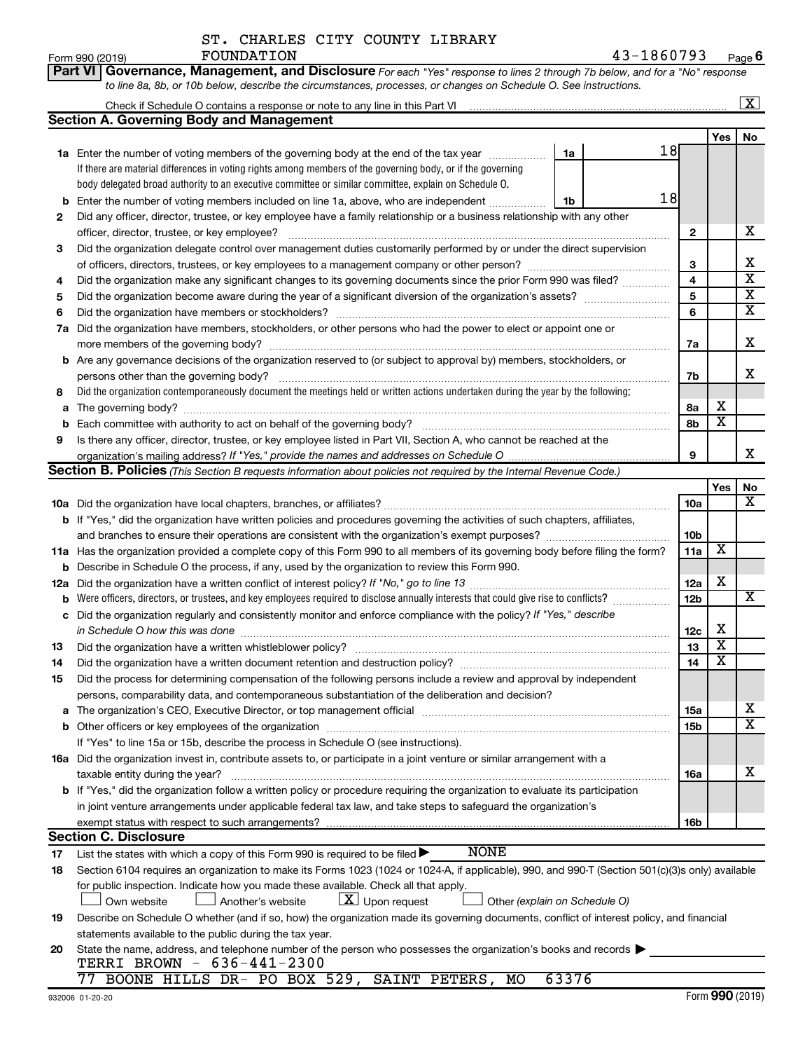ST. CHARLES CITY COUNTY LIBRARY FOUNDATION 43-1860793

Form 990 (2019) Page 6

**Part VI Governance, Management, and Disclosure** *For each "Yes" response to lines 2 through 7b below, and for a "No" response to line 8a, 8b, or 10b below, describe the circumstances, processes, or changes on Schedule O. See instructions.*

Check if Schedule O contains a response or note to any line in this Part VI [X]

## Section A. Governing Body and Management

| | | | Yes | No |
|---|---|---|---|---|
| **1a** | Enter the number of voting members of the governing body at the end of the tax year ... **1a** 18. If there are material differences in voting rights among members of the governing body, or if the governing body delegated broad authority to an executive committee or similar committee, explain on Schedule O. | | | |
| **b** | Enter the number of voting members included on line 1a, above, who are independent ... **1b** 18 | | | |
| **2** | Did any officer, director, trustee, or key employee have a family relationship or a business relationship with any other officer, director, trustee, or key employee? | 2 | | X |
| **3** | Did the organization delegate control over management duties customarily performed by or under the direct supervision of officers, directors, trustees, or key employees to a management company or other person? | 3 | | X |
| **4** | Did the organization make any significant changes to its governing documents since the prior Form 990 was filed? | 4 | | X |
| **5** | Did the organization become aware during the year of a significant diversion of the organization's assets? | 5 | | X |
| **6** | Did the organization have members or stockholders? | 6 | | X |
| **7a** | Did the organization have members, stockholders, or other persons who had the power to elect or appoint one or more members of the governing body? | 7a | | X |
| **b** | Are any governance decisions of the organization reserved to (or subject to approval by) members, stockholders, or persons other than the governing body? | 7b | | X |
| **8** | Did the organization contemporaneously document the meetings held or written actions undertaken during the year by the following: | | | |
| **a** | The governing body? | 8a | X | |
| **b** | Each committee with authority to act on behalf of the governing body? | 8b | X | |
| **9** | Is there any officer, director, trustee, or key employee listed in Part VII, Section A, who cannot be reached at the organization's mailing address? *If "Yes," provide the names and addresses on Schedule O* | 9 | | X |

## Section B. Policies *(This Section B requests information about policies not required by the Internal Revenue Code.)*

| | | | Yes | No |
|---|---|---|---|---|
| **10a** | Did the organization have local chapters, branches, or affiliates? | 10a | | X |
| **b** | If "Yes," did the organization have written policies and procedures governing the activities of such chapters, affiliates, and branches to ensure their operations are consistent with the organization's exempt purposes? | 10b | | |
| **11a** | Has the organization provided a complete copy of this Form 990 to all members of its governing body before filing the form? | 11a | X | |
| **b** | Describe in Schedule O the process, if any, used by the organization to review this Form 990. | | | |
| **12a** | Did the organization have a written conflict of interest policy? *If "No," go to line 13* | 12a | X | |
| **b** | Were officers, directors, or trustees, and key employees required to disclose annually interests that could give rise to conflicts? | 12b | | X |
| **c** | Did the organization regularly and consistently monitor and enforce compliance with the policy? *If "Yes," describe in Schedule O how this was done* | 12c | X | |
| **13** | Did the organization have a written whistleblower policy? | 13 | X | |
| **14** | Did the organization have a written document retention and destruction policy? | 14 | X | |
| **15** | Did the process for determining compensation of the following persons include a review and approval by independent persons, comparability data, and contemporaneous substantiation of the deliberation and decision? | | | |
| **a** | The organization's CEO, Executive Director, or top management official | 15a | | X |
| **b** | Other officers or key employees of the organization | 15b | | X |
| | If "Yes" to line 15a or 15b, describe the process in Schedule O (see instructions). | | | |
| **16a** | Did the organization invest in, contribute assets to, or participate in a joint venture or similar arrangement with a taxable entity during the year? | 16a | | X |
| **b** | If "Yes," did the organization follow a written policy or procedure requiring the organization to evaluate its participation in joint venture arrangements under applicable federal tax law, and take steps to safeguard the organization's exempt status with respect to such arrangements? | 16b | | |

## Section C. Disclosure

**17** List the states with which a copy of this Form 990 is required to be filed ▶ NONE

**18** Section 6104 requires an organization to make its Forms 1023 (1024 or 1024-A, if applicable), 990, and 990-T (Section 501(c)(3)s only) available for public inspection. Indicate how you made these available. Check all that apply.

[ ] Own website [ ] Another's website [X] Upon request [ ] Other *(explain on Schedule O)*

**19** Describe on Schedule O whether (and if so, how) the organization made its governing documents, conflict of interest policy, and financial statements available to the public during the tax year.

**20** State the name, address, and telephone number of the person who possesses the organization's books and records ▶

TERRI BROWN - 636-441-2300
77 BOONE HILLS DR- PO BOX 529, SAINT PETERS, MO 63376

932006 01-20-20 Form **990** (2019)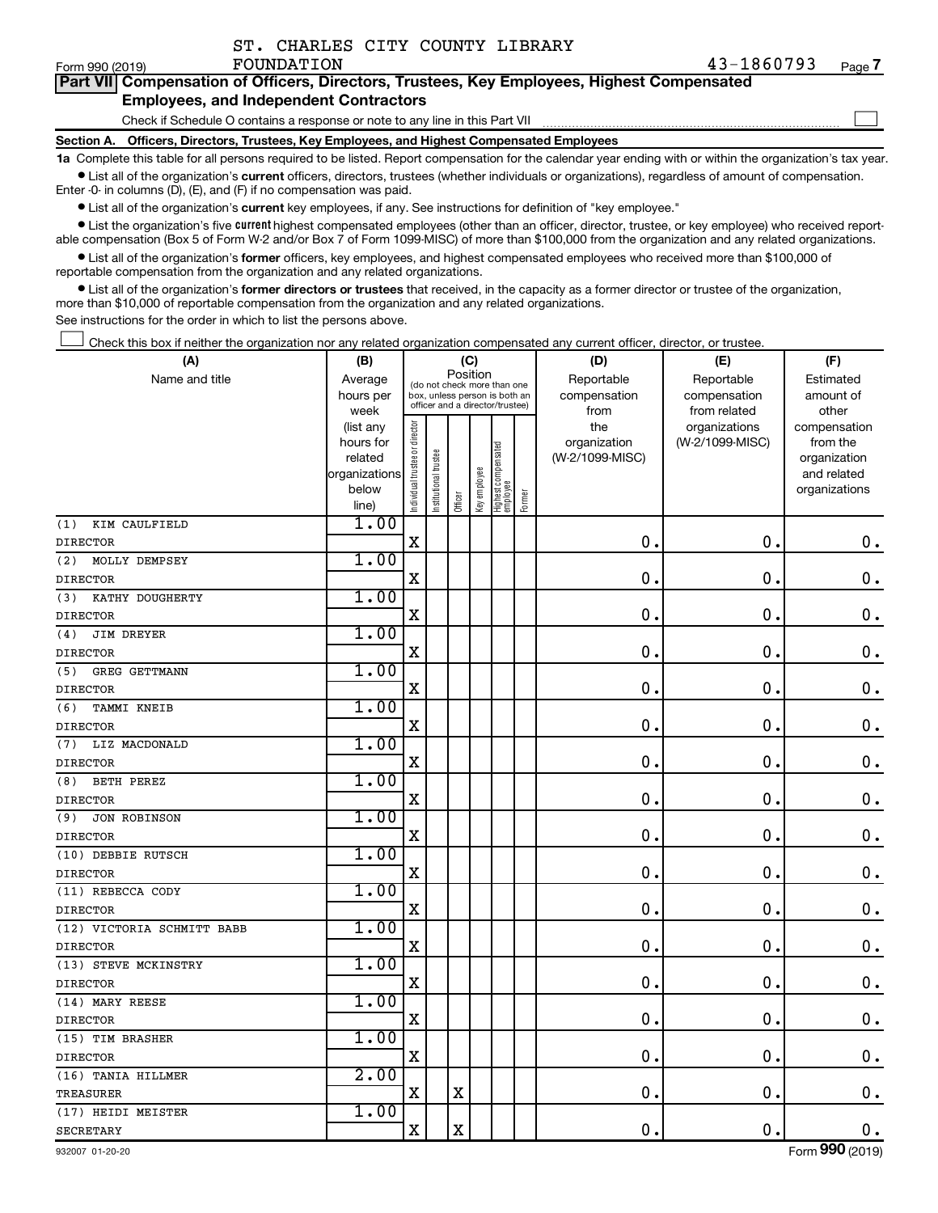ST. CHARLES CITY COUNTY LIBRARY FOUNDATION 43-1860793

Form 990 (2019) Page 7

**Part VII Compensation of Officers, Directors, Trustees, Key Employees, Highest Compensated Employees, and Independent Contractors**

Check if Schedule O contains a response or note to any line in this Part VII

**Section A. Officers, Directors, Trustees, Key Employees, and Highest Compensated Employees**

**1a** Complete this table for all persons required to be listed. Report compensation for the calendar year ending with or within the organization's tax year.

- List all of the organization's **current** officers, directors, trustees (whether individuals or organizations), regardless of amount of compensation. Enter -0- in columns (D), (E), and (F) if no compensation was paid.
- List all of the organization's **current** key employees, if any. See instructions for definition of "key employee."
- List the organization's five **current** highest compensated employees (other than an officer, director, trustee, or key employee) who received reportable compensation (Box 5 of Form W-2 and/or Box 7 of Form 1099-MISC) of more than $100,000 from the organization and any related organizations.
- List all of the organization's **former** officers, key employees, and highest compensated employees who received more than $100,000 of reportable compensation from the organization and any related organizations.
- List all of the organization's **former directors or trustees** that received, in the capacity as a former director or trustee of the organization, more than $10,000 of reportable compensation from the organization and any related organizations.

See instructions for the order in which to list the persons above.

Check this box if neither the organization nor any related organization compensated any current officer, director, or trustee.

| (A) Name and title | (B) Average hours per week (list any hours for related organizations below line) | (C) Position: Individual trustee or director | Institutional trustee | Officer | Key employee | Highest compensated employee | Former | (D) Reportable compensation from the organization (W-2/1099-MISC) | (E) Reportable compensation from related organizations (W-2/1099-MISC) | (F) Estimated amount of other compensation from the organization and related organizations |
|---|---|---|---|---|---|---|---|---|---|---|
| (1) KIM CAULFIELD<br>DIRECTOR | 1.00 | X | | | | | | 0. | 0. | 0. |
| (2) MOLLY DEMPSEY<br>DIRECTOR | 1.00 | X | | | | | | 0. | 0. | 0. |
| (3) KATHY DOUGHERTY<br>DIRECTOR | 1.00 | X | | | | | | 0. | 0. | 0. |
| (4) JIM DREYER<br>DIRECTOR | 1.00 | X | | | | | | 0. | 0. | 0. |
| (5) GREG GETTMANN<br>DIRECTOR | 1.00 | X | | | | | | 0. | 0. | 0. |
| (6) TAMMI KNEIB<br>DIRECTOR | 1.00 | X | | | | | | 0. | 0. | 0. |
| (7) LIZ MACDONALD<br>DIRECTOR | 1.00 | X | | | | | | 0. | 0. | 0. |
| (8) BETH PEREZ<br>DIRECTOR | 1.00 | X | | | | | | 0. | 0. | 0. |
| (9) JON ROBINSON<br>DIRECTOR | 1.00 | X | | | | | | 0. | 0. | 0. |
| (10) DEBBIE RUTSCH<br>DIRECTOR | 1.00 | X | | | | | | 0. | 0. | 0. |
| (11) REBECCA CODY<br>DIRECTOR | 1.00 | X | | | | | | 0. | 0. | 0. |
| (12) VICTORIA SCHMITT BABB<br>DIRECTOR | 1.00 | X | | | | | | 0. | 0. | 0. |
| (13) STEVE MCKINSTRY<br>DIRECTOR | 1.00 | X | | | | | | 0. | 0. | 0. |
| (14) MARY REESE<br>DIRECTOR | 1.00 | X | | | | | | 0. | 0. | 0. |
| (15) TIM BRASHER<br>DIRECTOR | 1.00 | X | | | | | | 0. | 0. | 0. |
| (16) TANIA HILLMER<br>TREASURER | 2.00 | X | | X | | | | 0. | 0. | 0. |
| (17) HEIDI MEISTER<br>SECRETARY | 1.00 | X | | X | | | | 0. | 0. | 0. |

932007 01-20-20 Form 990 (2019)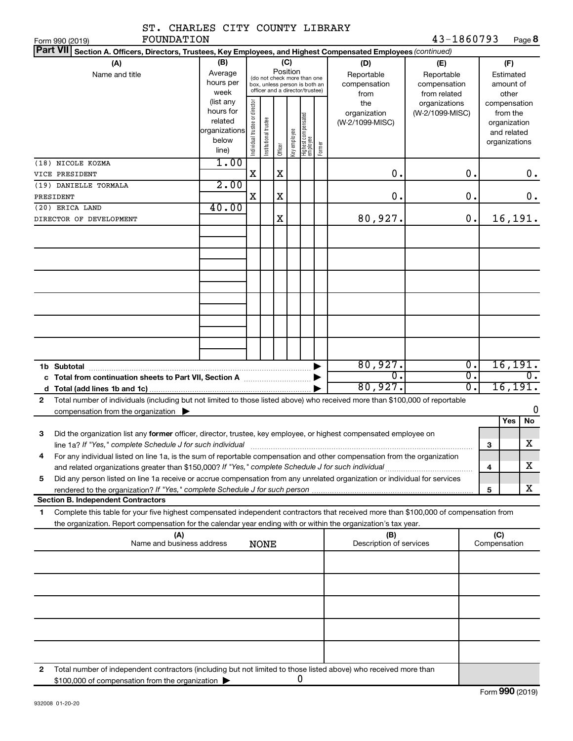ST. CHARLES CITY COUNTY LIBRARY FOUNDATION

Form 990 (2019) 43-1860793 Page 8

**Part VII Section A. Officers, Directors, Trustees, Key Employees, and Highest Compensated Employees** *(continued)*

| (A) Name and title | (B) Average hours per week (list any hours for related organizations below line) | (C) Position: Individual trustee or director | Institutional trustee | Officer | Key employee | Highest compensated employee | Former | (D) Reportable compensation from the organization (W-2/1099-MISC) | (E) Reportable compensation from related organizations (W-2/1099-MISC) | (F) Estimated amount of other compensation from the organization and related organizations |
|---|---|---|---|---|---|---|---|---|---|---|
| (18) NICOLE KOZMA<br>VICE PRESIDENT | 1.00 | X | | X | | | | 0. | 0. | 0. |
| (19) DANIELLE TORMALA<br>PRESIDENT | 2.00 | X | | X | | | | 0. | 0. | 0. |
| (20) ERICA LAND<br>DIRECTOR OF DEVELOPMENT | 40.00 | | | X | | | | 80,927. | 0. | 16,191. |
| | | | | | | | | | | |
| | | | | | | | | | | |
| | | | | | | | | | | |
| | | | | | | | | | | |
| | | | | | | | | | | |
| | | | | | | | | | | |
| **1b Subtotal** | | | | | | | | 80,927. | 0. | 16,191. |
| **c Total from continuation sheets to Part VII, Section A** | | | | | | | | 0. | 0. | 0. |
| **d Total (add lines 1b and 1c)** | | | | | | | | 80,927. | 0. | 16,191. |

**2** Total number of individuals (including but not limited to those listed above) who received more than $100,000 of reportable compensation from the organization ▶ 0

| | | | Yes | No |
|---|---|---|---|---|
| **3** | Did the organization list any **former** officer, director, trustee, key employee, or highest compensated employee on line 1a? *If "Yes," complete Schedule J for such individual* | 3 | | X |
| **4** | For any individual listed on line 1a, is the sum of reportable compensation and other compensation from the organization and related organizations greater than $150,000? *If "Yes," complete Schedule J for such individual* | 4 | | X |
| **5** | Did any person listed on line 1a receive or accrue compensation from any unrelated organization or individual for services rendered to the organization? *If "Yes," complete Schedule J for such person* | 5 | | X |

**Section B. Independent Contractors**

**1** Complete this table for your five highest compensated independent contractors that received more than $100,000 of compensation from the organization. Report compensation for the calendar year ending with or within the organization's tax year.

| (A) Name and business address | (B) Description of services | (C) Compensation |
|---|---|---|
| NONE | | |
| | | |
| | | |
| | | |
| | | |

**2** Total number of independent contractors (including but not limited to those listed above) who received more than $100,000 of compensation from the organization ▶ 0

932008 01-20-20

Form **990** (2019)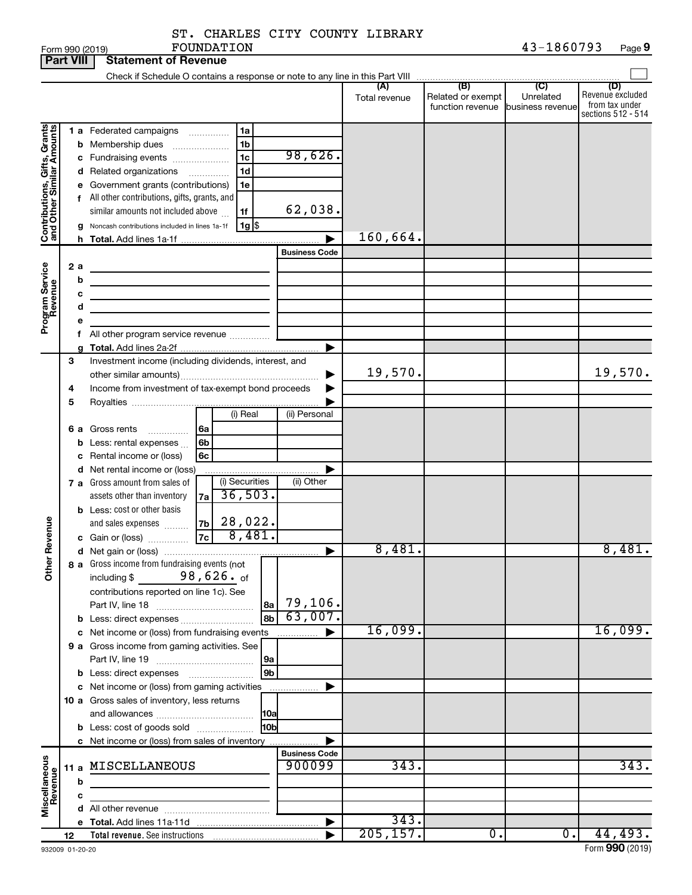ST. CHARLES CITY COUNTY LIBRARY FOUNDATION

Form 990 (2019) 43-1860793

**Part VIII Statement of Revenue**

Check if Schedule O contains a response or note to any line in this Part VIII

| | | | (A) Total revenue | (B) Related or exempt function revenue | (C) Unrelated business revenue | (D) Revenue excluded from tax under sections 512 - 514 |
|---|---|---|---|---|---|---|
| **Contributions, Gifts, Grants and Other Similar Amounts** | 1 a Federated campaigns | 1a | | | | |
| | b Membership dues | 1b | | | | |
| | c Fundraising events | 1c 98,626. | | | | |
| | d Related organizations | 1d | | | | |
| | e Government grants (contributions) | 1e | | | | |
| | f All other contributions, gifts, grants, and similar amounts not included above | 1f 62,038. | | | | |
| | g Noncash contributions included in lines 1a-1f | 1g $ | | | | |
| | h Total. Add lines 1a-1f | | 160,664. | | | |
| **Program Service Revenue** | | Business Code | | | | |
| | 2 a | | | | | |
| | b | | | | | |
| | c | | | | | |
| | d | | | | | |
| | e | | | | | |
| | f All other program service revenue | | | | | |
| | g Total. Add lines 2a-2f | | | | | |
| **Other Revenue** | 3 Investment income (including dividends, interest, and other similar amounts) | | 19,570. | | | 19,570. |
| | 4 Income from investment of tax-exempt bond proceeds | | | | | |
| | 5 Royalties | | | | | |
| | | (i) Real / (ii) Personal | | | | |
| | 6 a Gross rents | 6a | | | | |
| | b Less: rental expenses | 6b | | | | |
| | c Rental income or (loss) | 6c | | | | |
| | d Net rental income or (loss) | | | | | |
| | | (i) Securities / (ii) Other | | | | |
| | 7 a Gross amount from sales of assets other than inventory | 7a 36,503. | | | | |
| | b Less: cost or other basis and sales expenses | 7b 28,022. | | | | |
| | c Gain or (loss) | 7c 8,481. | | | | |
| | d Net gain or (loss) | | 8,481. | | | 8,481. |
| | 8 a Gross income from fundraising events (not including $ 98,626. of contributions reported on line 1c). See Part IV, line 18 | 8a 79,106. | | | | |
| | b Less: direct expenses | 8b 63,007. | | | | |
| | c Net income or (loss) from fundraising events | | 16,099. | | | 16,099. |
| | 9 a Gross income from gaming activities. See Part IV, line 19 | 9a | | | | |
| | b Less: direct expenses | 9b | | | | |
| | c Net income or (loss) from gaming activities | | | | | |
| | 10 a Gross sales of inventory, less returns and allowances | 10a | | | | |
| | b Less: cost of goods sold | 10b | | | | |
| | c Net income or (loss) from sales of inventory | | | | | |
| **Miscellaneous Revenue** | | Business Code | | | | |
| | 11 a MISCELLANEOUS | 900099 | 343. | | | 343. |
| | b | | | | | |
| | c | | | | | |
| | d All other revenue | | | | | |
| | e Total. Add lines 11a-11d | | 343. | | | |
| | 12 Total revenue. See instructions | | 205,157. | 0. | 0. | 44,493. |

932009 01-20-20 Form **990** (2019)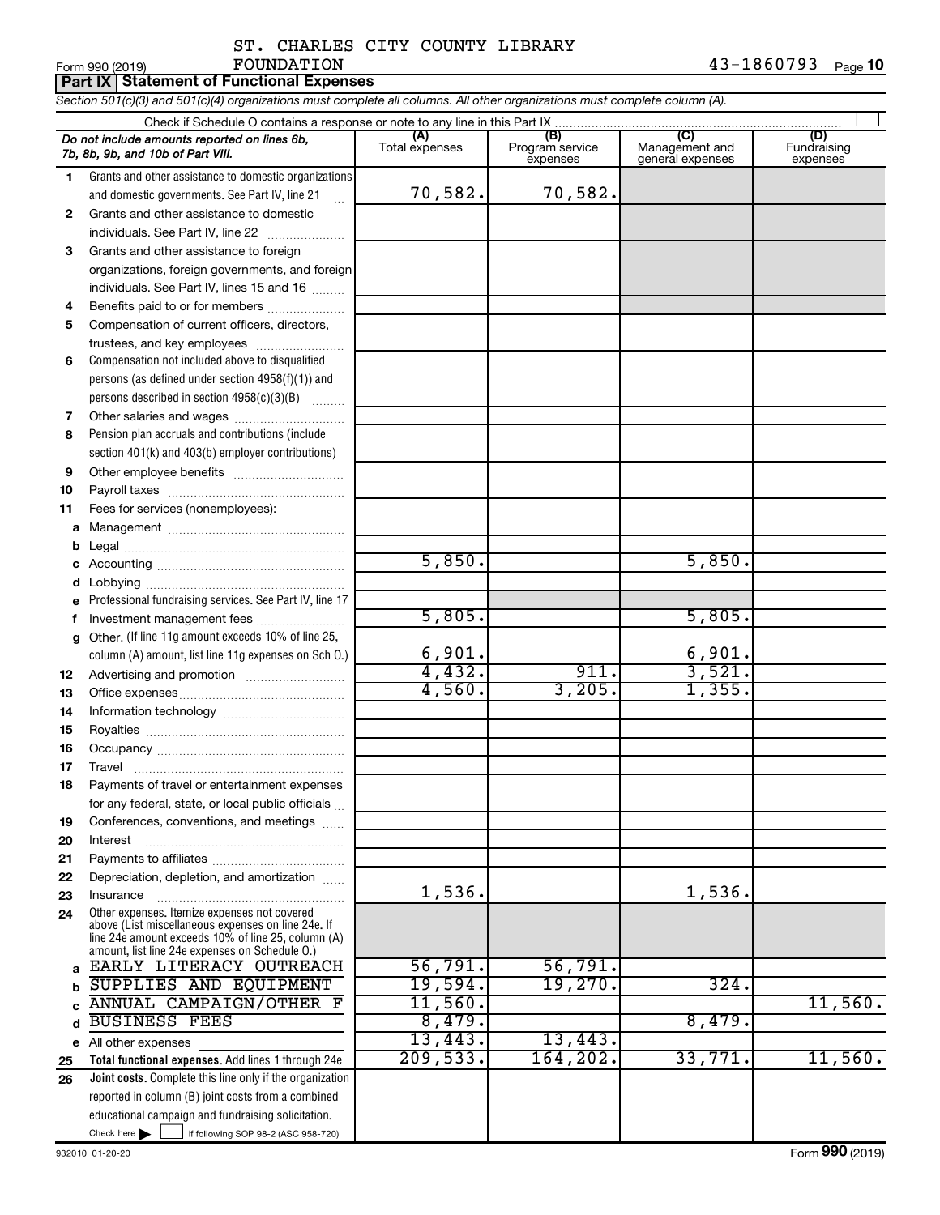ST. CHARLES CITY COUNTY LIBRARY FOUNDATION

Form 990 (2019) 43-1860793

## Part IX Statement of Functional Expenses

*Section 501(c)(3) and 501(c)(4) organizations must complete all columns. All other organizations must complete column (A).*

Check if Schedule O contains a response or note to any line in this Part IX

| | *Do not include amounts reported on lines 6b, 7b, 8b, 9b, and 10b of Part VIII.* | (A) Total expenses | (B) Program service expenses | (C) Management and general expenses | (D) Fundraising expenses |
|---|---|---|---|---|---|
| 1 | Grants and other assistance to domestic organizations and domestic governments. See Part IV, line 21 | 70,582. | 70,582. | | |
| 2 | Grants and other assistance to domestic individuals. See Part IV, line 22 | | | | |
| 3 | Grants and other assistance to foreign organizations, foreign governments, and foreign individuals. See Part IV, lines 15 and 16 | | | | |
| 4 | Benefits paid to or for members | | | | |
| 5 | Compensation of current officers, directors, trustees, and key employees | | | | |
| 6 | Compensation not included above to disqualified persons (as defined under section 4958(f)(1)) and persons described in section 4958(c)(3)(B) | | | | |
| 7 | Other salaries and wages | | | | |
| 8 | Pension plan accruals and contributions (include section 401(k) and 403(b) employer contributions) | | | | |
| 9 | Other employee benefits | | | | |
| 10 | Payroll taxes | | | | |
| 11 | Fees for services (nonemployees): | | | | |
| a | Management | | | | |
| b | Legal | | | | |
| c | Accounting | 5,850. | | 5,850. | |
| d | Lobbying | | | | |
| e | Professional fundraising services. See Part IV, line 17 | | | | |
| f | Investment management fees | 5,805. | | 5,805. | |
| g | Other. (If line 11g amount exceeds 10% of line 25, column (A) amount, list line 11g expenses on Sch O.) | 6,901. | | 6,901. | |
| 12 | Advertising and promotion | 4,432. | 911. | 3,521. | |
| 13 | Office expenses | 4,560. | 3,205. | 1,355. | |
| 14 | Information technology | | | | |
| 15 | Royalties | | | | |
| 16 | Occupancy | | | | |
| 17 | Travel | | | | |
| 18 | Payments of travel or entertainment expenses for any federal, state, or local public officials | | | | |
| 19 | Conferences, conventions, and meetings | | | | |
| 20 | Interest | | | | |
| 21 | Payments to affiliates | | | | |
| 22 | Depreciation, depletion, and amortization | | | | |
| 23 | Insurance | 1,536. | | 1,536. | |
| 24 | Other expenses. Itemize expenses not covered above (List miscellaneous expenses on line 24e. If line 24e amount exceeds 10% of line 25, column (A) amount, list line 24e expenses on Schedule O.) | | | | |
| a | EARLY LITERACY OUTREACH | 56,791. | 56,791. | | |
| b | SUPPLIES AND EQUIPMENT | 19,594. | 19,270. | 324. | |
| c | ANNUAL CAMPAIGN/OTHER F | 11,560. | | | 11,560. |
| d | BUSINESS FEES | 8,479. | | 8,479. | |
| e | All other expenses | 13,443. | 13,443. | | |
| 25 | **Total functional expenses.** Add lines 1 through 24e | 209,533. | 164,202. | 33,771. | 11,560. |
| 26 | **Joint costs.** Complete this line only if the organization reported in column (B) joint costs from a combined educational campaign and fundraising solicitation. Check here ☐ if following SOP 98-2 (ASC 958-720) | | | | |

932010 01-20-20 Form **990** (2019)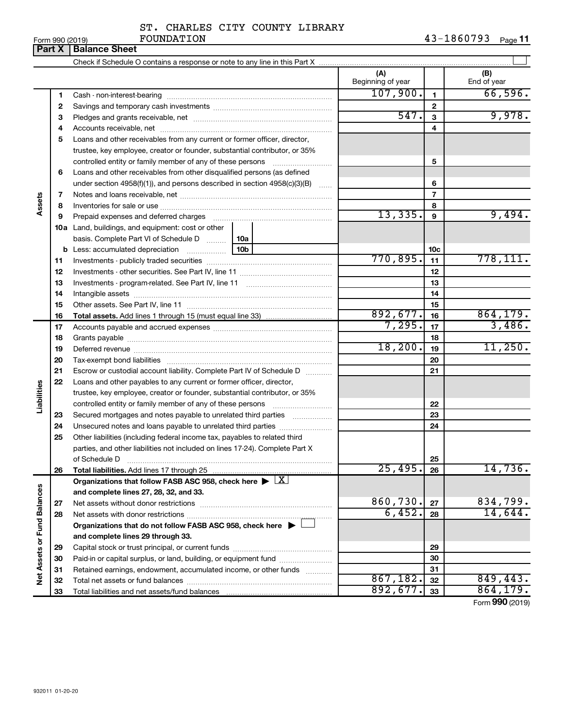ST. CHARLES CITY COUNTY LIBRARY FOUNDATION

Form 990 (2019) 43-1860793 Page 11

**Part X | Balance Sheet**

Check if Schedule O contains a response or note to any line in this Part X

| | | | (A) Beginning of year | | (B) End of year |
|---|---|---|---|---|---|
| Assets | 1 | Cash - non-interest-bearing | 107,900. | 1 | 66,596. |
| | 2 | Savings and temporary cash investments | | 2 | |
| | 3 | Pledges and grants receivable, net | 547. | 3 | 9,978. |
| | 4 | Accounts receivable, net | | 4 | |
| | 5 | Loans and other receivables from any current or former officer, director, trustee, key employee, creator or founder, substantial contributor, or 35% controlled entity or family member of any of these persons | | 5 | |
| | 6 | Loans and other receivables from other disqualified persons (as defined under section 4958(f)(1)), and persons described in section 4958(c)(3)(B) | | 6 | |
| | 7 | Notes and loans receivable, net | | 7 | |
| | 8 | Inventories for sale or use | | 8 | |
| | 9 | Prepaid expenses and deferred charges | 13,335. | 9 | 9,494. |
| | 10a | Land, buildings, and equipment: cost or other basis. Complete Part VI of Schedule D — 10a | | | |
| | b | Less: accumulated depreciation — 10b | | 10c | |
| | 11 | Investments - publicly traded securities | 770,895. | 11 | 778,111. |
| | 12 | Investments - other securities. See Part IV, line 11 | | 12 | |
| | 13 | Investments - program-related. See Part IV, line 11 | | 13 | |
| | 14 | Intangible assets | | 14 | |
| | 15 | Other assets. See Part IV, line 11 | | 15 | |
| | 16 | **Total assets.** Add lines 1 through 15 (must equal line 33) | 892,677. | 16 | 864,179. |
| Liabilities | 17 | Accounts payable and accrued expenses | 7,295. | 17 | 3,486. |
| | 18 | Grants payable | | 18 | |
| | 19 | Deferred revenue | 18,200. | 19 | 11,250. |
| | 20 | Tax-exempt bond liabilities | | 20 | |
| | 21 | Escrow or custodial account liability. Complete Part IV of Schedule D | | 21 | |
| | 22 | Loans and other payables to any current or former officer, director, trustee, key employee, creator or founder, substantial contributor, or 35% controlled entity or family member of any of these persons | | 22 | |
| | 23 | Secured mortgages and notes payable to unrelated third parties | | 23 | |
| | 24 | Unsecured notes and loans payable to unrelated third parties | | 24 | |
| | 25 | Other liabilities (including federal income tax, payables to related third parties, and other liabilities not included on lines 17-24). Complete Part X of Schedule D | | 25 | |
| | 26 | **Total liabilities.** Add lines 17 through 25 | 25,495. | 26 | 14,736. |
| Net Assets or Fund Balances | | **Organizations that follow FASB ASC 958, check here ▶ [X] and complete lines 27, 28, 32, and 33.** | | | |
| | 27 | Net assets without donor restrictions | 860,730. | 27 | 834,799. |
| | 28 | Net assets with donor restrictions | 6,452. | 28 | 14,644. |
| | | **Organizations that do not follow FASB ASC 958, check here ▶ [ ] and complete lines 29 through 33.** | | | |
| | 29 | Capital stock or trust principal, or current funds | | 29 | |
| | 30 | Paid-in or capital surplus, or land, building, or equipment fund | | 30 | |
| | 31 | Retained earnings, endowment, accumulated income, or other funds | | 31 | |
| | 32 | Total net assets or fund balances | 867,182. | 32 | 849,443. |
| | 33 | Total liabilities and net assets/fund balances | 892,677. | 33 | 864,179. |

Form **990** (2019)

932011 01-20-20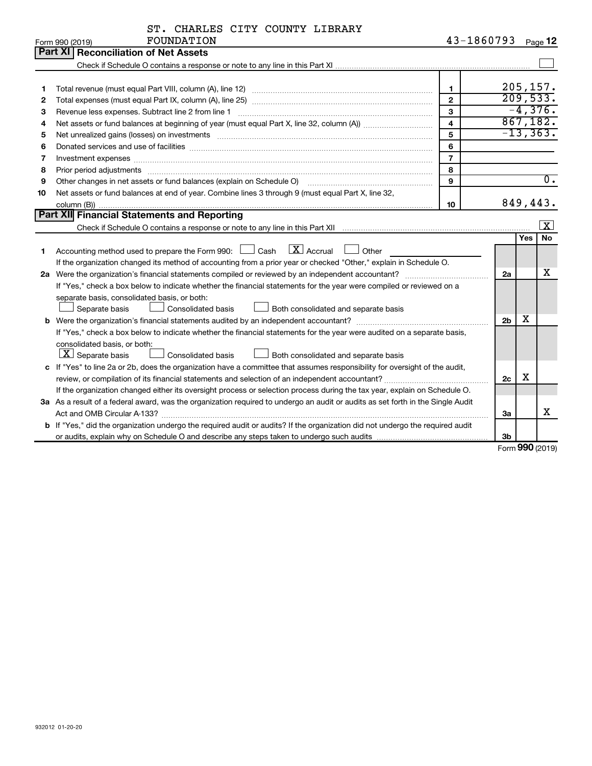ST. CHARLES CITY COUNTY LIBRARY FOUNDATION

Form 990 (2019) 43-1860793

## Part XI Reconciliation of Net Assets

Check if Schedule O contains a response or note to any line in this Part XI ☐

| | | | |
|---|---|---|---|
| 1 | Total revenue (must equal Part VIII, column (A), line 12) | 1 | 205,157. |
| 2 | Total expenses (must equal Part IX, column (A), line 25) | 2 | 209,533. |
| 3 | Revenue less expenses. Subtract line 2 from line 1 | 3 | -4,376. |
| 4 | Net assets or fund balances at beginning of year (must equal Part X, line 32, column (A)) | 4 | 867,182. |
| 5 | Net unrealized gains (losses) on investments | 5 | -13,363. |
| 6 | Donated services and use of facilities | 6 | |
| 7 | Investment expenses | 7 | |
| 8 | Prior period adjustments | 8 | |
| 9 | Other changes in net assets or fund balances (explain on Schedule O) | 9 | 0. |
| 10 | Net assets or fund balances at end of year. Combine lines 3 through 9 (must equal Part X, line 32, column (B)) | 10 | 849,443. |

## Part XII Financial Statements and Reporting

Check if Schedule O contains a response or note to any line in this Part XII ☒

| | | | Yes | No |
|---|---|---|---|---|
| 1 | Accounting method used to prepare the Form 990: ☐ Cash ☒ Accrual ☐ Other<br>If the organization changed its method of accounting from a prior year or checked "Other," explain in Schedule O. | | | |
| 2a | Were the organization's financial statements compiled or reviewed by an independent accountant?<br>If "Yes," check a box below to indicate whether the financial statements for the year were compiled or reviewed on a separate basis, consolidated basis, or both:<br>☐ Separate basis ☐ Consolidated basis ☐ Both consolidated and separate basis | 2a | | X |
| b | Were the organization's financial statements audited by an independent accountant?<br>If "Yes," check a box below to indicate whether the financial statements for the year were audited on a separate basis, consolidated basis, or both:<br>☒ Separate basis ☐ Consolidated basis ☐ Both consolidated and separate basis | 2b | X | |
| c | If "Yes" to line 2a or 2b, does the organization have a committee that assumes responsibility for oversight of the audit, review, or compilation of its financial statements and selection of an independent accountant?<br>If the organization changed either its oversight process or selection process during the tax year, explain on Schedule O. | 2c | X | |
| 3a | As a result of a federal award, was the organization required to undergo an audit or audits as set forth in the Single Audit Act and OMB Circular A-133? | 3a | | X |
| b | If "Yes," did the organization undergo the required audit or audits? If the organization did not undergo the required audit or audits, explain why on Schedule O and describe any steps taken to undergo such audits | 3b | | |

Form **990** (2019)

932012 01-20-20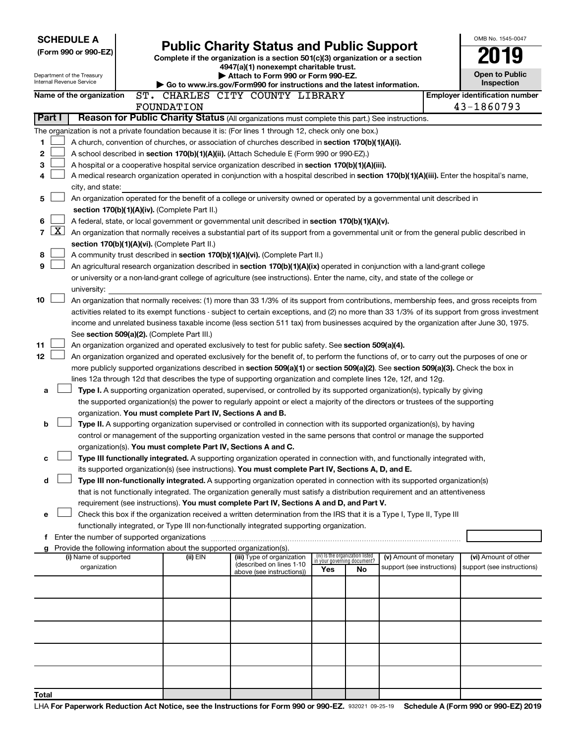**SCHEDULE A**
**(Form 990 or 990-EZ)**

Department of the Treasury
Internal Revenue Service

# Public Charity Status and Public Support

**Complete if the organization is a section 501(c)(3) organization or a section 4947(a)(1) nonexempt charitable trust.**
**▶ Attach to Form 990 or Form 990-EZ.**
**▶ Go to www.irs.gov/Form990 for instructions and the latest information.**

OMB No. 1545-0047
**2019**
**Open to Public Inspection**

**Name of the organization** ST. CHARLES CITY COUNTY LIBRARY FOUNDATION
**Employer identification number** 43-1860793

**Part I** **Reason for Public Charity Status** (All organizations must complete this part.) See instructions.

The organization is not a private foundation because it is: (For lines 1 through 12, check only one box.)

1 ☐ A church, convention of churches, or association of churches described in **section 170(b)(1)(A)(i).**
2 ☐ A school described in **section 170(b)(1)(A)(ii).** (Attach Schedule E (Form 990 or 990-EZ).)
3 ☐ A hospital or a cooperative hospital service organization described in **section 170(b)(1)(A)(iii).**
4 ☐ A medical research organization operated in conjunction with a hospital described in **section 170(b)(1)(A)(iii).** Enter the hospital's name, city, and state:
5 ☐ An organization operated for the benefit of a college or university owned or operated by a governmental unit described in **section 170(b)(1)(A)(iv).** (Complete Part II.)
6 ☐ A federal, state, or local government or governmental unit described in **section 170(b)(1)(A)(v).**
7 ☒ An organization that normally receives a substantial part of its support from a governmental unit or from the general public described in **section 170(b)(1)(A)(vi).** (Complete Part II.)
8 ☐ A community trust described in **section 170(b)(1)(A)(vi).** (Complete Part II.)
9 ☐ An agricultural research organization described in **section 170(b)(1)(A)(ix)** operated in conjunction with a land-grant college or university or a non-land-grant college of agriculture (see instructions). Enter the name, city, and state of the college or university:
10 ☐ An organization that normally receives: (1) more than 33 1/3% of its support from contributions, membership fees, and gross receipts from activities related to its exempt functions - subject to certain exceptions, and (2) no more than 33 1/3% of its support from gross investment income and unrelated business taxable income (less section 511 tax) from businesses acquired by the organization after June 30, 1975. See **section 509(a)(2).** (Complete Part III.)
11 ☐ An organization organized and operated exclusively to test for public safety. See **section 509(a)(4).**
12 ☐ An organization organized and operated exclusively for the benefit of, to perform the functions of, or to carry out the purposes of one or more publicly supported organizations described in **section 509(a)(1)** or **section 509(a)(2).** See **section 509(a)(3).** Check the box in lines 12a through 12d that describes the type of supporting organization and complete lines 12e, 12f, and 12g.

a ☐ **Type I.** A supporting organization operated, supervised, or controlled by its supported organization(s), typically by giving the supported organization(s) the power to regularly appoint or elect a majority of the directors or trustees of the supporting organization. **You must complete Part IV, Sections A and B.**
b ☐ **Type II.** A supporting organization supervised or controlled in connection with its supported organization(s), by having control or management of the supporting organization vested in the same persons that control or manage the supported organization(s). **You must complete Part IV, Sections A and C.**
c ☐ **Type III functionally integrated.** A supporting organization operated in connection with, and functionally integrated with, its supported organization(s) (see instructions). **You must complete Part IV, Sections A, D, and E.**
d ☐ **Type III non-functionally integrated.** A supporting organization operated in connection with its supported organization(s) that is not functionally integrated. The organization generally must satisfy a distribution requirement and an attentiveness requirement (see instructions). **You must complete Part IV, Sections A and D, and Part V.**
e ☐ Check this box if the organization received a written determination from the IRS that it is a Type I, Type II, Type III functionally integrated, or Type III non-functionally integrated supporting organization.
f Enter the number of supported organizations
g Provide the following information about the supported organization(s).

| (i) Name of supported organization | (ii) EIN | (iii) Type of organization (described on lines 1-10 above (see instructions)) | (iv) Is the organization listed in your governing document? Yes | No | (v) Amount of monetary support (see instructions) | (vi) Amount of other support (see instructions) |
|---|---|---|---|---|---|---|
| | | | | | | |
| | | | | | | |
| | | | | | | |
| | | | | | | |
| | | | | | | |
| **Total** | | | | | | |

LHA **For Paperwork Reduction Act Notice, see the Instructions for Form 990 or 990-EZ.** 932021 09-25-19 **Schedule A (Form 990 or 990-EZ) 2019**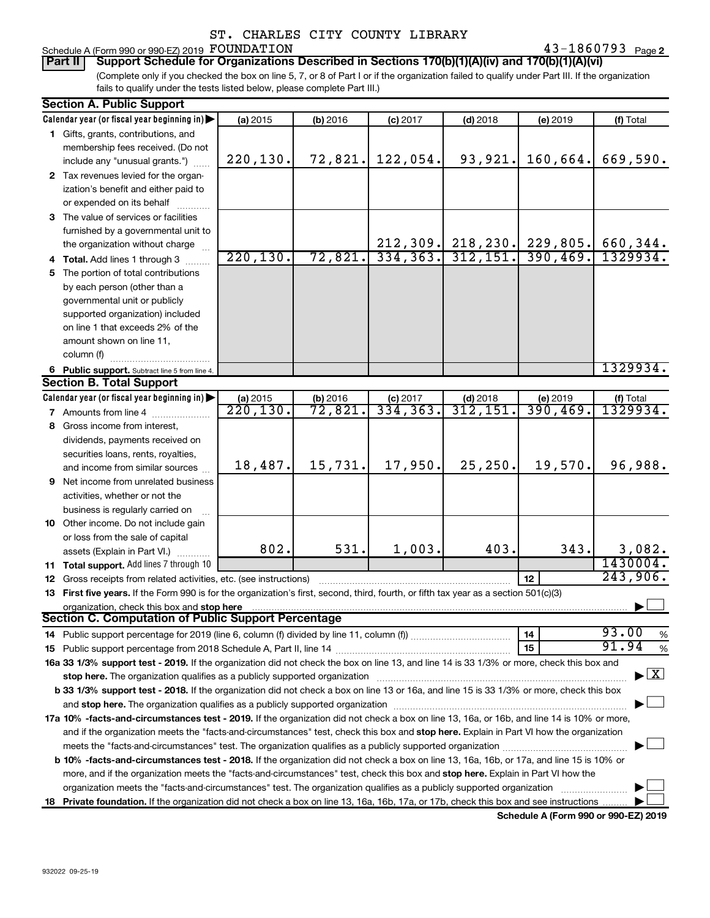ST. CHARLES CITY COUNTY LIBRARY

Schedule A (Form 990 or 990-EZ) 2019 FOUNDATION 43-1860793 Page 2

**Part II Support Schedule for Organizations Described in Sections 170(b)(1)(A)(iv) and 170(b)(1)(A)(vi)**

(Complete only if you checked the box on line 5, 7, or 8 of Part I or if the organization failed to qualify under Part III. If the organization fails to qualify under the tests listed below, please complete Part III.)

**Section A. Public Support**

| Calendar year (or fiscal year beginning in) | (a) 2015 | (b) 2016 | (c) 2017 | (d) 2018 | (e) 2019 | (f) Total |
|---|---|---|---|---|---|---|
| 1 Gifts, grants, contributions, and membership fees received. (Do not include any "unusual grants.") | 220,130. | 72,821. | 122,054. | 93,921. | 160,664. | 669,590. |
| 2 Tax revenues levied for the organization's benefit and either paid to or expended on its behalf | | | | | | |
| 3 The value of services or facilities furnished by a governmental unit to the organization without charge | | | 212,309. | 218,230. | 229,805. | 660,344. |
| 4 **Total.** Add lines 1 through 3 | 220,130. | 72,821. | 334,363. | 312,151. | 390,469. | 1329934. |
| 5 The portion of total contributions by each person (other than a governmental unit or publicly supported organization) included on line 1 that exceeds 2% of the amount shown on line 11, column (f) | | | | | | |
| 6 **Public support.** Subtract line 5 from line 4. | | | | | | 1329934. |

**Section B. Total Support**

| Calendar year (or fiscal year beginning in) | (a) 2015 | (b) 2016 | (c) 2017 | (d) 2018 | (e) 2019 | (f) Total |
|---|---|---|---|---|---|---|
| 7 Amounts from line 4 | 220,130. | 72,821. | 334,363. | 312,151. | 390,469. | 1329934. |
| 8 Gross income from interest, dividends, payments received on securities loans, rents, royalties, and income from similar sources | 18,487. | 15,731. | 17,950. | 25,250. | 19,570. | 96,988. |
| 9 Net income from unrelated business activities, whether or not the business is regularly carried on | | | | | | |
| 10 Other income. Do not include gain or loss from the sale of capital assets (Explain in Part VI.) | 802. | 531. | 1,003. | 403. | 343. | 3,082. |
| 11 **Total support.** Add lines 7 through 10 | | | | | | 1430004. |

12 Gross receipts from related activities, etc. (see instructions) | 12 | 243,906.

13 **First five years.** If the Form 990 is for the organization's first, second, third, fourth, or fifth tax year as a section 501(c)(3) organization, check this box and **stop here** ☐

**Section C. Computation of Public Support Percentage**

14 Public support percentage for 2019 (line 6, column (f) divided by line 11, column (f)) | 14 | 93.00 %

15 Public support percentage from 2018 Schedule A, Part II, line 14 | 15 | 91.94 %

**16a 33 1/3% support test - 2019.** If the organization did not check the box on line 13, and line 14 is 33 1/3% or more, check this box and **stop here.** The organization qualifies as a publicly supported organization ☒

**b 33 1/3% support test - 2018.** If the organization did not check a box on line 13 or 16a, and line 15 is 33 1/3% or more, check this box and **stop here.** The organization qualifies as a publicly supported organization ☐

**17a 10% -facts-and-circumstances test - 2019.** If the organization did not check a box on line 13, 16a, or 16b, and line 14 is 10% or more, and if the organization meets the "facts-and-circumstances" test, check this box and **stop here.** Explain in Part VI how the organization meets the "facts-and-circumstances" test. The organization qualifies as a publicly supported organization ☐

**b 10% -facts-and-circumstances test - 2018.** If the organization did not check a box on line 13, 16a, 16b, or 17a, and line 15 is 10% or more, and if the organization meets the "facts-and-circumstances" test, check this box and **stop here.** Explain in Part VI how the organization meets the "facts-and-circumstances" test. The organization qualifies as a publicly supported organization ☐

**18 Private foundation.** If the organization did not check a box on line 13, 16a, 16b, 17a, or 17b, check this box and see instructions ☐

**Schedule A (Form 990 or 990-EZ) 2019**

932022 09-25-19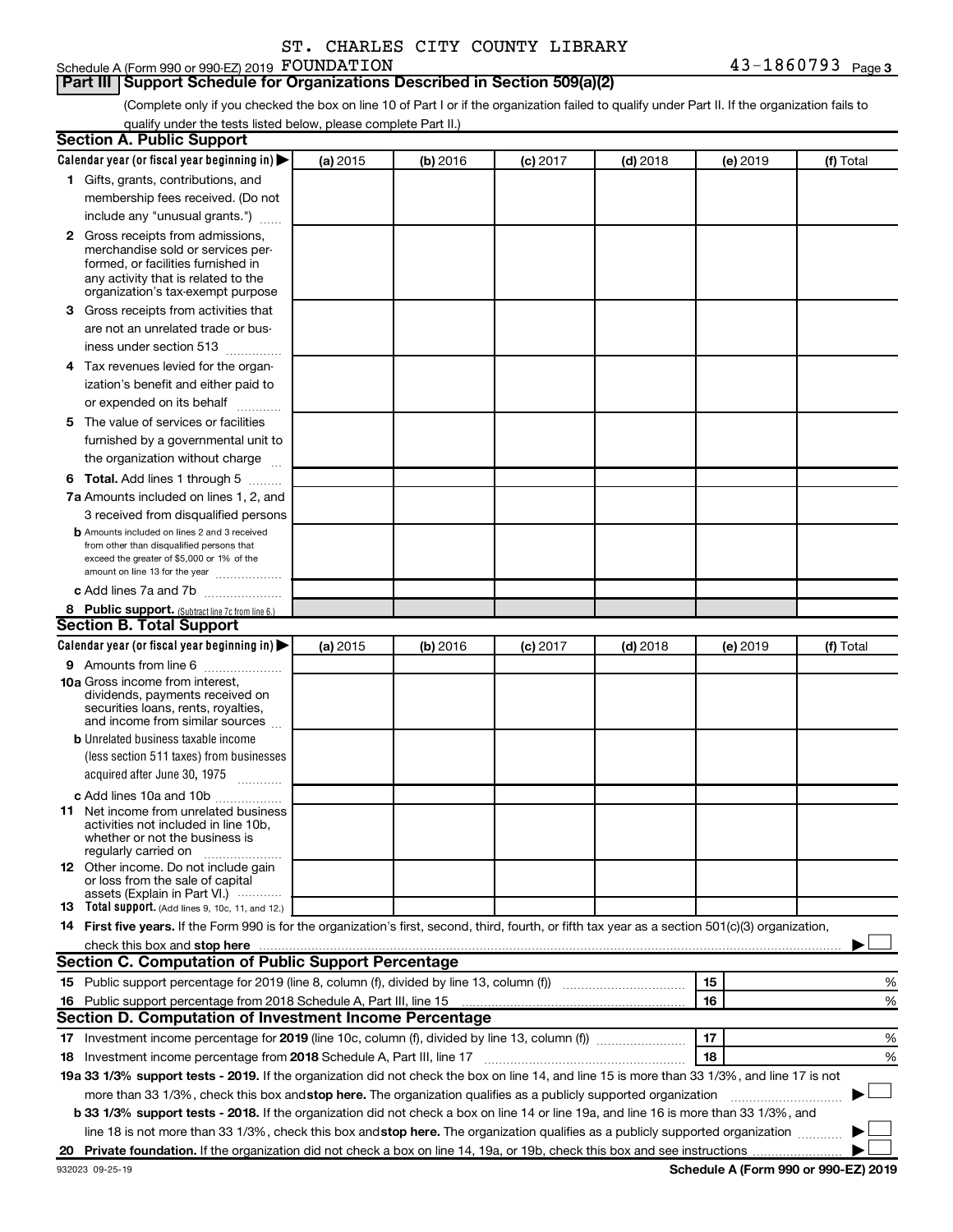ST. CHARLES CITY COUNTY LIBRARY

Schedule A (Form 990 or 990-EZ) 2019 FOUNDATION 43-1860793 Page 3

## Part III Support Schedule for Organizations Described in Section 509(a)(2)

(Complete only if you checked the box on line 10 of Part I or if the organization failed to qualify under Part II. If the organization fails to qualify under the tests listed below, please complete Part II.)

### Section A. Public Support

| Calendar year (or fiscal year beginning in) ▶ | (a) 2015 | (b) 2016 | (c) 2017 | (d) 2018 | (e) 2019 | (f) Total |
|---|---|---|---|---|---|---|
| **1** Gifts, grants, contributions, and membership fees received. (Do not include any "unusual grants.") | | | | | | |
| **2** Gross receipts from admissions, merchandise sold or services performed, or facilities furnished in any activity that is related to the organization's tax-exempt purpose | | | | | | |
| **3** Gross receipts from activities that are not an unrelated trade or business under section 513 | | | | | | |
| **4** Tax revenues levied for the organization's benefit and either paid to or expended on its behalf | | | | | | |
| **5** The value of services or facilities furnished by a governmental unit to the organization without charge | | | | | | |
| **6 Total.** Add lines 1 through 5 | | | | | | |
| **7a** Amounts included on lines 1, 2, and 3 received from disqualified persons | | | | | | |
| **b** Amounts included on lines 2 and 3 received from other than disqualified persons that exceed the greater of $5,000 or 1% of the amount on line 13 for the year | | | | | | |
| **c** Add lines 7a and 7b | | | | | | |
| **8 Public support.** (Subtract line 7c from line 6.) | | | | | | |

### Section B. Total Support

| Calendar year (or fiscal year beginning in) ▶ | (a) 2015 | (b) 2016 | (c) 2017 | (d) 2018 | (e) 2019 | (f) Total |
|---|---|---|---|---|---|---|
| **9** Amounts from line 6 | | | | | | |
| **10a** Gross income from interest, dividends, payments received on securities loans, rents, royalties, and income from similar sources | | | | | | |
| **b** Unrelated business taxable income (less section 511 taxes) from businesses acquired after June 30, 1975 | | | | | | |
| **c** Add lines 10a and 10b | | | | | | |
| **11** Net income from unrelated business activities not included in line 10b, whether or not the business is regularly carried on | | | | | | |
| **12** Other income. Do not include gain or loss from the sale of capital assets (Explain in Part VI.) | | | | | | |
| **13 Total support.** (Add lines 9, 10c, 11, and 12.) | | | | | | |

**14 First five years.** If the Form 990 is for the organization's first, second, third, fourth, or fifth tax year as a section 501(c)(3) organization, check this box and **stop here** ▶ ☐

### Section C. Computation of Public Support Percentage

| | | |
|---|---|---|
| **15** Public support percentage for 2019 (line 8, column (f), divided by line 13, column (f)) | 15 | % |
| **16** Public support percentage from 2018 Schedule A, Part III, line 15 | 16 | % |

### Section D. Computation of Investment Income Percentage

| | | |
|---|---|---|
| **17** Investment income percentage for **2019** (line 10c, column (f), divided by line 13, column (f)) | 17 | % |
| **18** Investment income percentage from **2018** Schedule A, Part III, line 17 | 18 | % |

**19a 33 1/3% support tests - 2019.** If the organization did not check the box on line 14, and line 15 is more than 33 1/3%, and line 17 is not more than 33 1/3%, check this box and **stop here.** The organization qualifies as a publicly supported organization ▶ ☐

**b 33 1/3% support tests - 2018.** If the organization did not check a box on line 14 or line 19a, and line 16 is more than 33 1/3%, and line 18 is not more than 33 1/3%, check this box and **stop here.** The organization qualifies as a publicly supported organization ▶ ☐

**20 Private foundation.** If the organization did not check a box on line 14, 19a, or 19b, check this box and see instructions ▶ ☐

932023 09-25-19 **Schedule A (Form 990 or 990-EZ) 2019**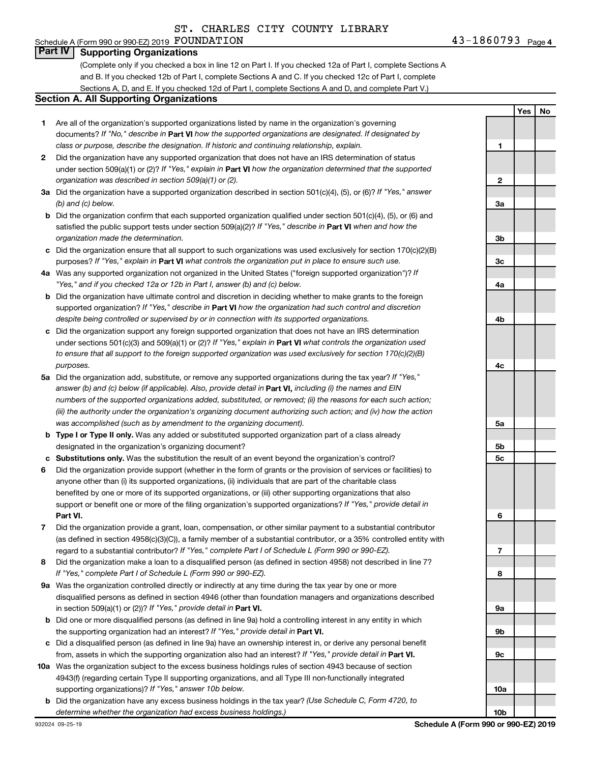ST. CHARLES CITY COUNTY LIBRARY

Schedule A (Form 990 or 990-EZ) 2019 FOUNDATION 43-1860793 Page 4

## Part IV Supporting Organizations

(Complete only if you checked a box in line 12 on Part I. If you checked 12a of Part I, complete Sections A and B. If you checked 12b of Part I, complete Sections A and C. If you checked 12c of Part I, complete Sections A, D, and E. If you checked 12d of Part I, complete Sections A and D, and complete Part V.)

### Section A. All Supporting Organizations

| | | | Yes | No |
|---|---|---|---|---|
| **1** | Are all of the organization's supported organizations listed by name in the organization's governing documents? *If "No," describe in* **Part VI** *how the supported organizations are designated. If designated by class or purpose, describe the designation. If historic and continuing relationship, explain.* | 1 | | |
| **2** | Did the organization have any supported organization that does not have an IRS determination of status under section 509(a)(1) or (2)? *If "Yes," explain in* **Part VI** *how the organization determined that the supported organization was described in section 509(a)(1) or (2).* | 2 | | |
| **3a** | Did the organization have a supported organization described in section 501(c)(4), (5), or (6)? *If "Yes," answer (b) and (c) below.* | 3a | | |
| **b** | Did the organization confirm that each supported organization qualified under section 501(c)(4), (5), or (6) and satisfied the public support tests under section 509(a)(2)? *If "Yes," describe in* **Part VI** *when and how the organization made the determination.* | 3b | | |
| **c** | Did the organization ensure that all support to such organizations was used exclusively for section 170(c)(2)(B) purposes? *If "Yes," explain in* **Part VI** *what controls the organization put in place to ensure such use.* | 3c | | |
| **4a** | Was any supported organization not organized in the United States ("foreign supported organization")? *If "Yes," and if you checked 12a or 12b in Part I, answer (b) and (c) below.* | 4a | | |
| **b** | Did the organization have ultimate control and discretion in deciding whether to make grants to the foreign supported organization? *If "Yes," describe in* **Part VI** *how the organization had such control and discretion despite being controlled or supervised by or in connection with its supported organizations.* | 4b | | |
| **c** | Did the organization support any foreign supported organization that does not have an IRS determination under sections 501(c)(3) and 509(a)(1) or (2)? *If "Yes," explain in* **Part VI** *what controls the organization used to ensure that all support to the foreign supported organization was used exclusively for section 170(c)(2)(B) purposes.* | 4c | | |
| **5a** | Did the organization add, substitute, or remove any supported organizations during the tax year? *If "Yes," answer (b) and (c) below (if applicable). Also, provide detail in* **Part VI,** *including (i) the names and EIN numbers of the supported organizations added, substituted, or removed; (ii) the reasons for each such action; (iii) the authority under the organization's organizing document authorizing such action; and (iv) how the action was accomplished (such as by amendment to the organizing document).* | 5a | | |
| **b** | **Type I or Type II only.** Was any added or substituted supported organization part of a class already designated in the organization's organizing document? | 5b | | |
| **c** | **Substitutions only.** Was the substitution the result of an event beyond the organization's control? | 5c | | |
| **6** | Did the organization provide support (whether in the form of grants or the provision of services or facilities) to anyone other than (i) its supported organizations, (ii) individuals that are part of the charitable class benefited by one or more of its supported organizations, or (iii) other supporting organizations that also support or benefit one or more of the filing organization's supported organizations? *If "Yes," provide detail in* **Part VI.** | 6 | | |
| **7** | Did the organization provide a grant, loan, compensation, or other similar payment to a substantial contributor (as defined in section 4958(c)(3)(C)), a family member of a substantial contributor, or a 35% controlled entity with regard to a substantial contributor? *If "Yes," complete Part I of Schedule L (Form 990 or 990-EZ).* | 7 | | |
| **8** | Did the organization make a loan to a disqualified person (as defined in section 4958) not described in line 7? *If "Yes," complete Part I of Schedule L (Form 990 or 990-EZ).* | 8 | | |
| **9a** | Was the organization controlled directly or indirectly at any time during the tax year by one or more disqualified persons as defined in section 4946 (other than foundation managers and organizations described in section 509(a)(1) or (2))? *If "Yes," provide detail in* **Part VI.** | 9a | | |
| **b** | Did one or more disqualified persons (as defined in line 9a) hold a controlling interest in any entity in which the supporting organization had an interest? *If "Yes," provide detail in* **Part VI.** | 9b | | |
| **c** | Did a disqualified person (as defined in line 9a) have an ownership interest in, or derive any personal benefit from, assets in which the supporting organization also had an interest? *If "Yes," provide detail in* **Part VI.** | 9c | | |
| **10a** | Was the organization subject to the excess business holdings rules of section 4943 because of section 4943(f) (regarding certain Type II supporting organizations, and all Type III non-functionally integrated supporting organizations)? *If "Yes," answer 10b below.* | 10a | | |
| **b** | Did the organization have any excess business holdings in the tax year? *(Use Schedule C, Form 4720, to determine whether the organization had excess business holdings.)* | 10b | | |

932024 09-25-19 **Schedule A (Form 990 or 990-EZ) 2019**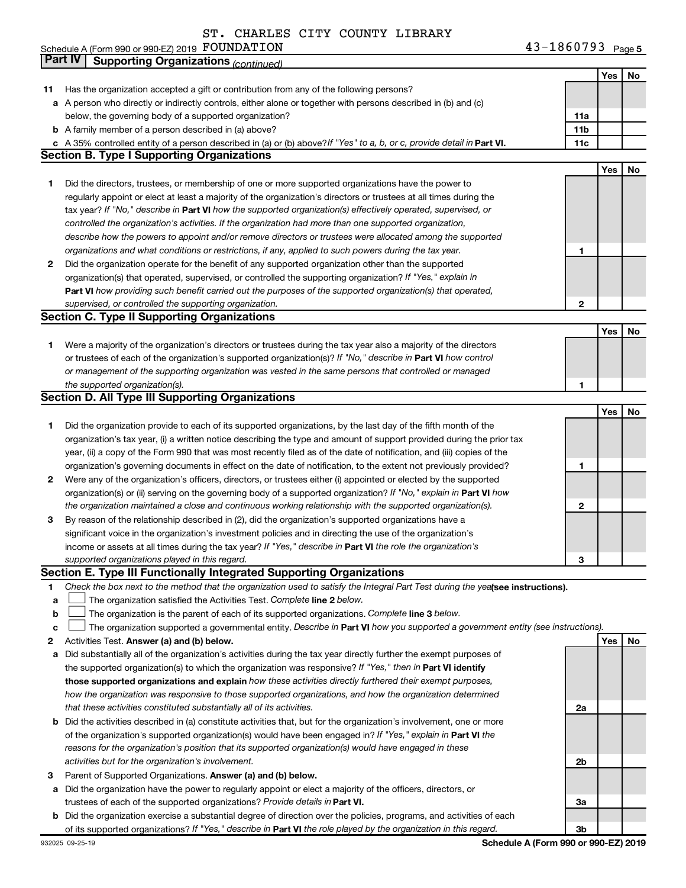ST. CHARLES CITY COUNTY LIBRARY

Schedule A (Form 990 or 990-EZ) 2019 FOUNDATION 43-1860793 Page 5

**Part IV Supporting Organizations** *(continued)*

| | | | Yes | No |
|---|---|---|---|---|
| **11** | Has the organization accepted a gift or contribution from any of the following persons? | | | |
| **a** | A person who directly or indirectly controls, either alone or together with persons described in (b) and (c) below, the governing body of a supported organization? | **11a** | | |
| **b** | A family member of a person described in (a) above? | **11b** | | |
| **c** | A 35% controlled entity of a person described in (a) or (b) above? *If "Yes" to a, b, or c, provide detail in* **Part VI.** | **11c** | | |

## Section B. Type I Supporting Organizations

| | | | Yes | No |
|---|---|---|---|---|
| **1** | Did the directors, trustees, or membership of one or more supported organizations have the power to regularly appoint or elect at least a majority of the organization's directors or trustees at all times during the tax year? *If "No," describe in* **Part VI** *how the supported organization(s) effectively operated, supervised, or controlled the organization's activities. If the organization had more than one supported organization, describe how the powers to appoint and/or remove directors or trustees were allocated among the supported organizations and what conditions or restrictions, if any, applied to such powers during the tax year.* | **1** | | |
| **2** | Did the organization operate for the benefit of any supported organization other than the supported organization(s) that operated, supervised, or controlled the supporting organization? *If "Yes," explain in* **Part VI** *how providing such benefit carried out the purposes of the supported organization(s) that operated, supervised, or controlled the supporting organization.* | **2** | | |

## Section C. Type II Supporting Organizations

| | | | Yes | No |
|---|---|---|---|---|
| **1** | Were a majority of the organization's directors or trustees during the tax year also a majority of the directors or trustees of each of the organization's supported organization(s)? *If "No," describe in* **Part VI** *how control or management of the supporting organization was vested in the same persons that controlled or managed the supported organization(s).* | **1** | | |

## Section D. All Type III Supporting Organizations

| | | | Yes | No |
|---|---|---|---|---|
| **1** | Did the organization provide to each of its supported organizations, by the last day of the fifth month of the organization's tax year, (i) a written notice describing the type and amount of support provided during the prior tax year, (ii) a copy of the Form 990 that was most recently filed as of the date of notification, and (iii) copies of the organization's governing documents in effect on the date of notification, to the extent not previously provided? | **1** | | |
| **2** | Were any of the organization's officers, directors, or trustees either (i) appointed or elected by the supported organization(s) or (ii) serving on the governing body of a supported organization? *If "No," explain in* **Part VI** *how the organization maintained a close and continuous working relationship with the supported organization(s).* | **2** | | |
| **3** | By reason of the relationship described in (2), did the organization's supported organizations have a significant voice in the organization's investment policies and in directing the use of the organization's income or assets at all times during the tax year? *If "Yes," describe in* **Part VI** *the role the organization's supported organizations played in this regard.* | **3** | | |

## Section E. Type III Functionally Integrated Supporting Organizations

**1** *Check the box next to the method that the organization used to satisfy the Integral Part Test during the year* **(see instructions).**

- **a** ☐ The organization satisfied the Activities Test. *Complete* **line 2** *below.*
- **b** ☐ The organization is the parent of each of its supported organizations. *Complete* **line 3** *below.*
- **c** ☐ The organization supported a governmental entity. *Describe in* **Part VI** *how you supported a government entity (see instructions).*

| | | | Yes | No |
|---|---|---|---|---|
| **2** | Activities Test. **Answer (a) and (b) below.** | | | |
| **a** | Did substantially all of the organization's activities during the tax year directly further the exempt purposes of the supported organization(s) to which the organization was responsive? *If "Yes," then in* **Part VI identify those supported organizations and explain** *how these activities directly furthered their exempt purposes, how the organization was responsive to those supported organizations, and how the organization determined that these activities constituted substantially all of its activities.* | **2a** | | |
| **b** | Did the activities described in (a) constitute activities that, but for the organization's involvement, one or more of the organization's supported organization(s) would have been engaged in? *If "Yes," explain in* **Part VI** *the reasons for the organization's position that its supported organization(s) would have engaged in these activities but for the organization's involvement.* | **2b** | | |
| **3** | Parent of Supported Organizations. **Answer (a) and (b) below.** | | | |
| **a** | Did the organization have the power to regularly appoint or elect a majority of the officers, directors, or trustees of each of the supported organizations? *Provide details in* **Part VI.** | **3a** | | |
| **b** | Did the organization exercise a substantial degree of direction over the policies, programs, and activities of each of its supported organizations? *If "Yes," describe in* **Part VI** *the role played by the organization in this regard.* | **3b** | | |

932025 09-25-19 **Schedule A (Form 990 or 990-EZ) 2019**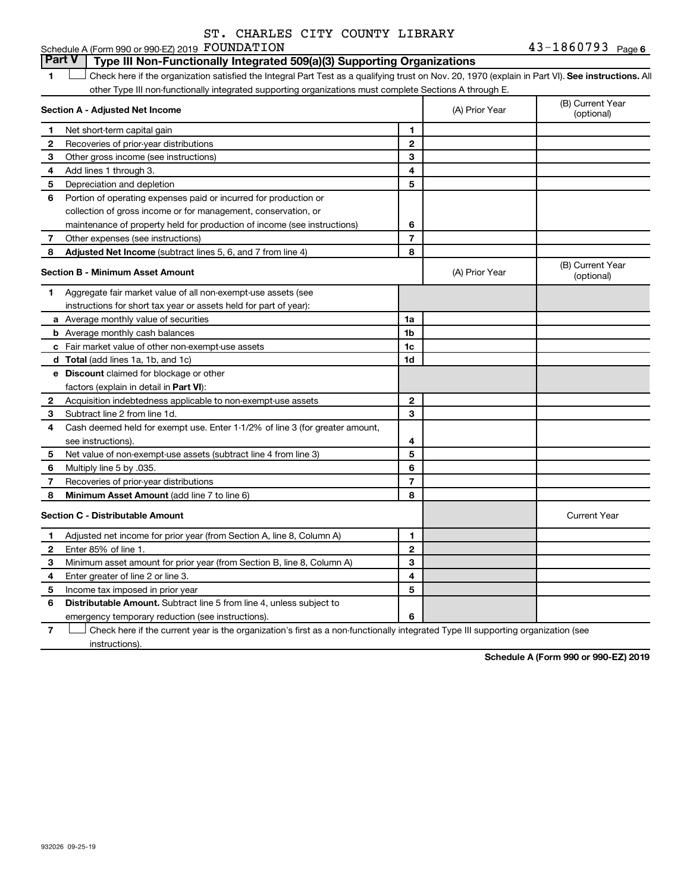ST. CHARLES CITY COUNTY LIBRARY

Schedule A (Form 990 or 990-EZ) 2019 FOUNDATION 43-1860793 Page 6

## Part V Type III Non-Functionally Integrated 509(a)(3) Supporting Organizations

1 ☐ Check here if the organization satisfied the Integral Part Test as a qualifying trust on Nov. 20, 1970 (explain in Part VI). **See instructions.** All other Type III non-functionally integrated supporting organizations must complete Sections A through E.

| **Section A - Adjusted Net Income** | | (A) Prior Year | (B) Current Year (optional) |
|---|---|---|---|
| 1 Net short-term capital gain | 1 | | |
| 2 Recoveries of prior-year distributions | 2 | | |
| 3 Other gross income (see instructions) | 3 | | |
| 4 Add lines 1 through 3. | 4 | | |
| 5 Depreciation and depletion | 5 | | |
| 6 Portion of operating expenses paid or incurred for production or collection of gross income or for management, conservation, or maintenance of property held for production of income (see instructions) | 6 | | |
| 7 Other expenses (see instructions) | 7 | | |
| 8 **Adjusted Net Income** (subtract lines 5, 6, and 7 from line 4) | 8 | | |

| **Section B - Minimum Asset Amount** | | (A) Prior Year | (B) Current Year (optional) |
|---|---|---|---|
| 1 Aggregate fair market value of all non-exempt-use assets (see instructions for short tax year or assets held for part of year): | | | |
| a Average monthly value of securities | 1a | | |
| b Average monthly cash balances | 1b | | |
| c Fair market value of other non-exempt-use assets | 1c | | |
| d **Total** (add lines 1a, 1b, and 1c) | 1d | | |
| e **Discount** claimed for blockage or other factors (explain in detail in **Part VI**): | | | |
| 2 Acquisition indebtedness applicable to non-exempt-use assets | 2 | | |
| 3 Subtract line 2 from line 1d. | 3 | | |
| 4 Cash deemed held for exempt use. Enter 1-1/2% of line 3 (for greater amount, see instructions). | 4 | | |
| 5 Net value of non-exempt-use assets (subtract line 4 from line 3) | 5 | | |
| 6 Multiply line 5 by .035. | 6 | | |
| 7 Recoveries of prior-year distributions | 7 | | |
| 8 **Minimum Asset Amount** (add line 7 to line 6) | 8 | | |

| **Section C - Distributable Amount** | | | Current Year |
|---|---|---|---|
| 1 Adjusted net income for prior year (from Section A, line 8, Column A) | 1 | | |
| 2 Enter 85% of line 1. | 2 | | |
| 3 Minimum asset amount for prior year (from Section B, line 8, Column A) | 3 | | |
| 4 Enter greater of line 2 or line 3. | 4 | | |
| 5 Income tax imposed in prior year | 5 | | |
| 6 **Distributable Amount.** Subtract line 5 from line 4, unless subject to emergency temporary reduction (see instructions). | 6 | | |

7 ☐ Check here if the current year is the organization's first as a non-functionally integrated Type III supporting organization (see instructions).

**Schedule A (Form 990 or 990-EZ) 2019**

932026 09-25-19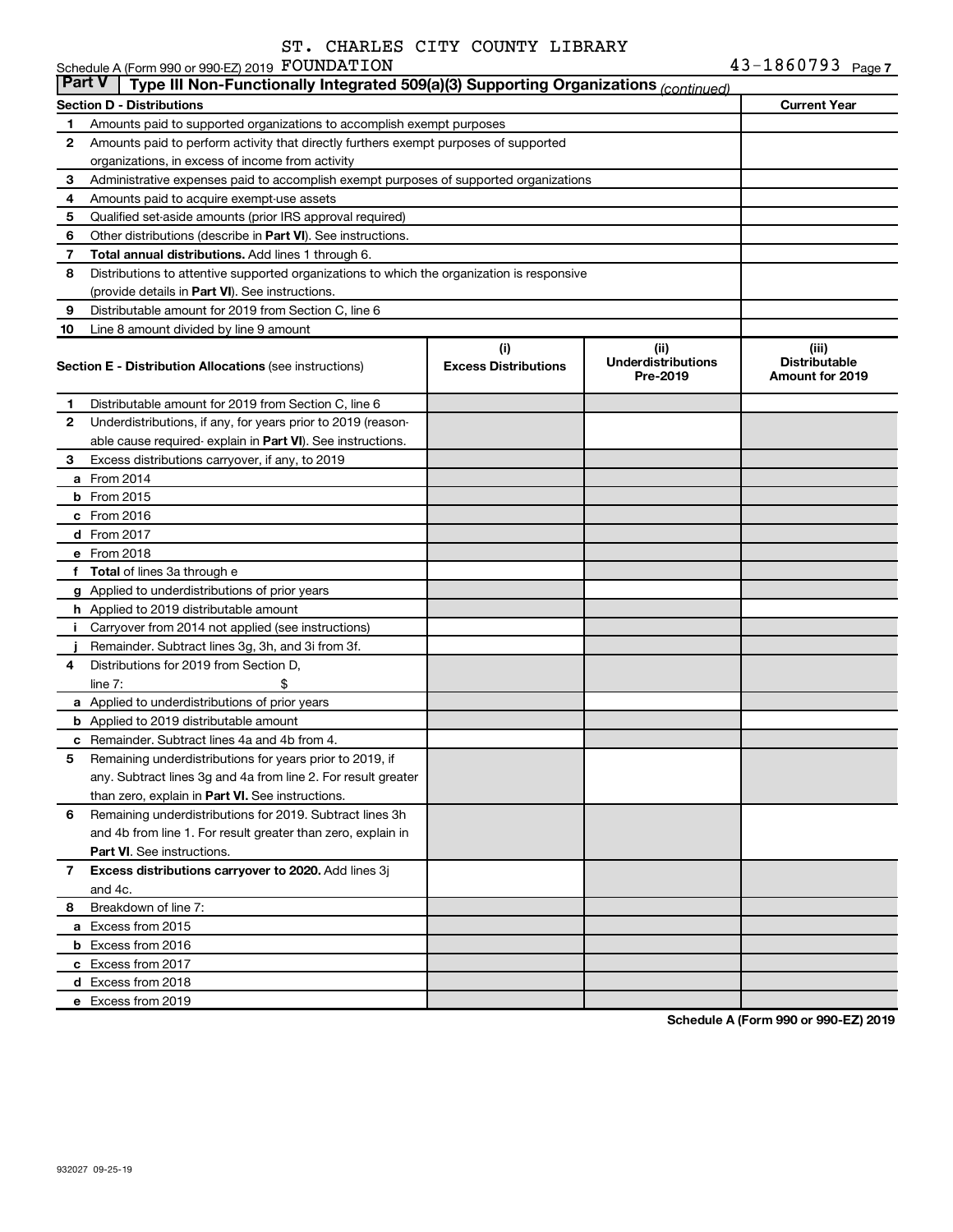ST. CHARLES CITY COUNTY LIBRARY

Schedule A (Form 990 or 990-EZ) 2019 FOUNDATION 43-1860793 Page 7

**Part V** Type III Non-Functionally Integrated 509(a)(3) Supporting Organizations *(continued)*

| Section D - Distributions | | Current Year |
|---|---|---|
| 1 | Amounts paid to supported organizations to accomplish exempt purposes | |
| 2 | Amounts paid to perform activity that directly furthers exempt purposes of supported organizations, in excess of income from activity | |
| 3 | Administrative expenses paid to accomplish exempt purposes of supported organizations | |
| 4 | Amounts paid to acquire exempt-use assets | |
| 5 | Qualified set-aside amounts (prior IRS approval required) | |
| 6 | Other distributions (describe in **Part VI**). See instructions. | |
| 7 | **Total annual distributions.** Add lines 1 through 6. | |
| 8 | Distributions to attentive supported organizations to which the organization is responsive (provide details in **Part VI**). See instructions. | |
| 9 | Distributable amount for 2019 from Section C, line 6 | |
| 10 | Line 8 amount divided by line 9 amount | |

| **Section E - Distribution Allocations** (see instructions) | (i) Excess Distributions | (ii) Underdistributions Pre-2019 | (iii) Distributable Amount for 2019 |
|---|---|---|---|
| **1** Distributable amount for 2019 from Section C, line 6 | | | |
| **2** Underdistributions, if any, for years prior to 2019 (reasonable cause required- explain in **Part VI**). See instructions. | | | |
| **3** Excess distributions carryover, if any, to 2019 | | | |
| **a** From 2014 | | | |
| **b** From 2015 | | | |
| **c** From 2016 | | | |
| **d** From 2017 | | | |
| **e** From 2018 | | | |
| **f** **Total** of lines 3a through e | | | |
| **g** Applied to underdistributions of prior years | | | |
| **h** Applied to 2019 distributable amount | | | |
| **i** Carryover from 2014 not applied (see instructions) | | | |
| **j** Remainder. Subtract lines 3g, 3h, and 3i from 3f. | | | |
| **4** Distributions for 2019 from Section D, line 7: $ | | | |
| **a** Applied to underdistributions of prior years | | | |
| **b** Applied to 2019 distributable amount | | | |
| **c** Remainder. Subtract lines 4a and 4b from 4. | | | |
| **5** Remaining underdistributions for years prior to 2019, if any. Subtract lines 3g and 4a from line 2. For result greater than zero, explain in **Part VI.** See instructions. | | | |
| **6** Remaining underdistributions for 2019. Subtract lines 3h and 4b from line 1. For result greater than zero, explain in **Part VI**. See instructions. | | | |
| **7** **Excess distributions carryover to 2020.** Add lines 3j and 4c. | | | |
| **8** Breakdown of line 7: | | | |
| **a** Excess from 2015 | | | |
| **b** Excess from 2016 | | | |
| **c** Excess from 2017 | | | |
| **d** Excess from 2018 | | | |
| **e** Excess from 2019 | | | |

**Schedule A (Form 990 or 990-EZ) 2019**

932027 09-25-19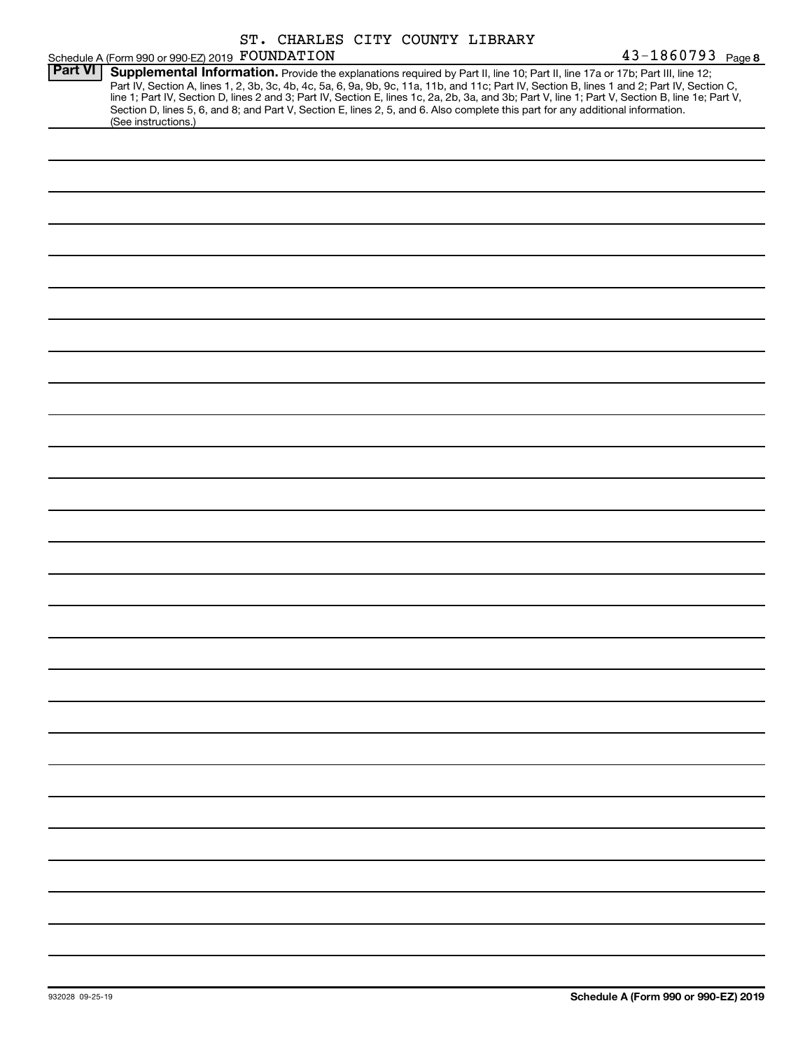ST. CHARLES CITY COUNTY LIBRARY

Schedule A (Form 990 or 990-EZ) 2019 FOUNDATION 43-1860793 Page **8**

**Part VI** **Supplemental Information.** Provide the explanations required by Part II, line 10; Part II, line 17a or 17b; Part III, line 12; Part IV, Section A, lines 1, 2, 3b, 3c, 4b, 4c, 5a, 6, 9a, 9b, 9c, 11a, 11b, and 11c; Part IV, Section B, lines 1 and 2; Part IV, Section C, line 1; Part IV, Section D, lines 2 and 3; Part IV, Section E, lines 1c, 2a, 2b, 3a, and 3b; Part V, line 1; Part V, Section B, line 1e; Part V, Section D, lines 5, 6, and 8; and Part V, Section E, lines 2, 5, and 6. Also complete this part for any additional information. (See instructions.)

932028 09-25-19 **Schedule A (Form 990 or 990-EZ) 2019**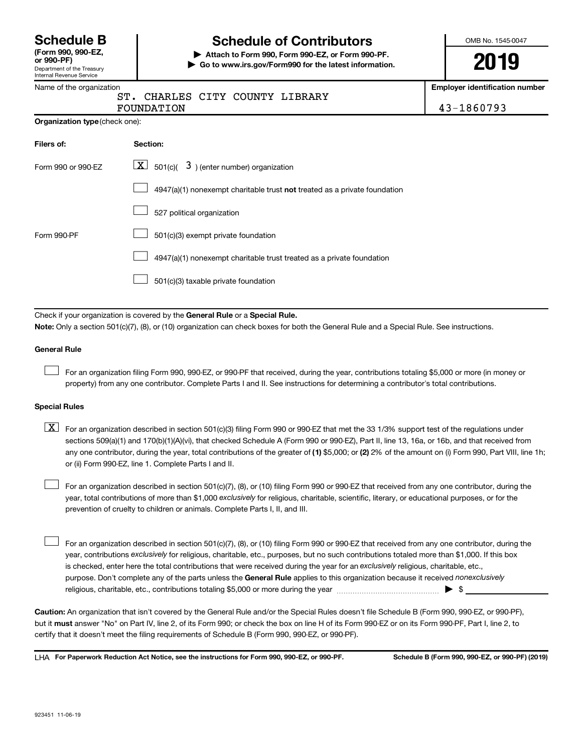# Schedule B
**(Form 990, 990-EZ, or 990-PF)**
Department of the Treasury
Internal Revenue Service

# Schedule of Contributors

**▶ Attach to Form 990, Form 990-EZ, or Form 990-PF.**
**▶ Go to www.irs.gov/Form990 for the latest information.**

OMB No. 1545-0047

**2019**

Name of the organization
ST. CHARLES CITY COUNTY LIBRARY FOUNDATION

**Employer identification number**
43-1860793

**Organization type** (check one):

| **Filers of:** | **Section:** |
|---|---|
| Form 990 or 990-EZ | [X] 501(c)( 3 ) (enter number) organization |
| | [ ] 4947(a)(1) nonexempt charitable trust **not** treated as a private foundation |
| | [ ] 527 political organization |
| Form 990-PF | [ ] 501(c)(3) exempt private foundation |
| | [ ] 4947(a)(1) nonexempt charitable trust treated as a private foundation |
| | [ ] 501(c)(3) taxable private foundation |

Check if your organization is covered by the **General Rule** or a **Special Rule.**

**Note:** Only a section 501(c)(7), (8), or (10) organization can check boxes for both the General Rule and a Special Rule. See instructions.

**General Rule**

[ ] For an organization filing Form 990, 990-EZ, or 990-PF that received, during the year, contributions totaling $5,000 or more (in money or property) from any one contributor. Complete Parts I and II. See instructions for determining a contributor's total contributions.

**Special Rules**

[X] For an organization described in section 501(c)(3) filing Form 990 or 990-EZ that met the 33 1/3% support test of the regulations under sections 509(a)(1) and 170(b)(1)(A)(vi), that checked Schedule A (Form 990 or 990-EZ), Part II, line 13, 16a, or 16b, and that received from any one contributor, during the year, total contributions of the greater of **(1)** $5,000; or **(2)** 2% of the amount on (i) Form 990, Part VIII, line 1h; or (ii) Form 990-EZ, line 1. Complete Parts I and II.

[ ] For an organization described in section 501(c)(7), (8), or (10) filing Form 990 or 990-EZ that received from any one contributor, during the year, total contributions of more than $1,000 *exclusively* for religious, charitable, scientific, literary, or educational purposes, or for the prevention of cruelty to children or animals. Complete Parts I, II, and III.

[ ] For an organization described in section 501(c)(7), (8), or (10) filing Form 990 or 990-EZ that received from any one contributor, during the year, contributions *exclusively* for religious, charitable, etc., purposes, but no such contributions totaled more than $1,000. If this box is checked, enter here the total contributions that were received during the year for an *exclusively* religious, charitable, etc., purpose. Don't complete any of the parts unless the **General Rule** applies to this organization because it received *nonexclusively* religious, charitable, etc., contributions totaling $5,000 or more during the year ▶ $ ______

**Caution:** An organization that isn't covered by the General Rule and/or the Special Rules doesn't file Schedule B (Form 990, 990-EZ, or 990-PF), but it **must** answer "No" on Part IV, line 2, of its Form 990; or check the box on line H of its Form 990-EZ or on its Form 990-PF, Part I, line 2, to certify that it doesn't meet the filing requirements of Schedule B (Form 990, 990-EZ, or 990-PF).

LHA **For Paperwork Reduction Act Notice, see the instructions for Form 990, 990-EZ, or 990-PF.** **Schedule B (Form 990, 990-EZ, or 990-PF) (2019)**

923451 11-06-19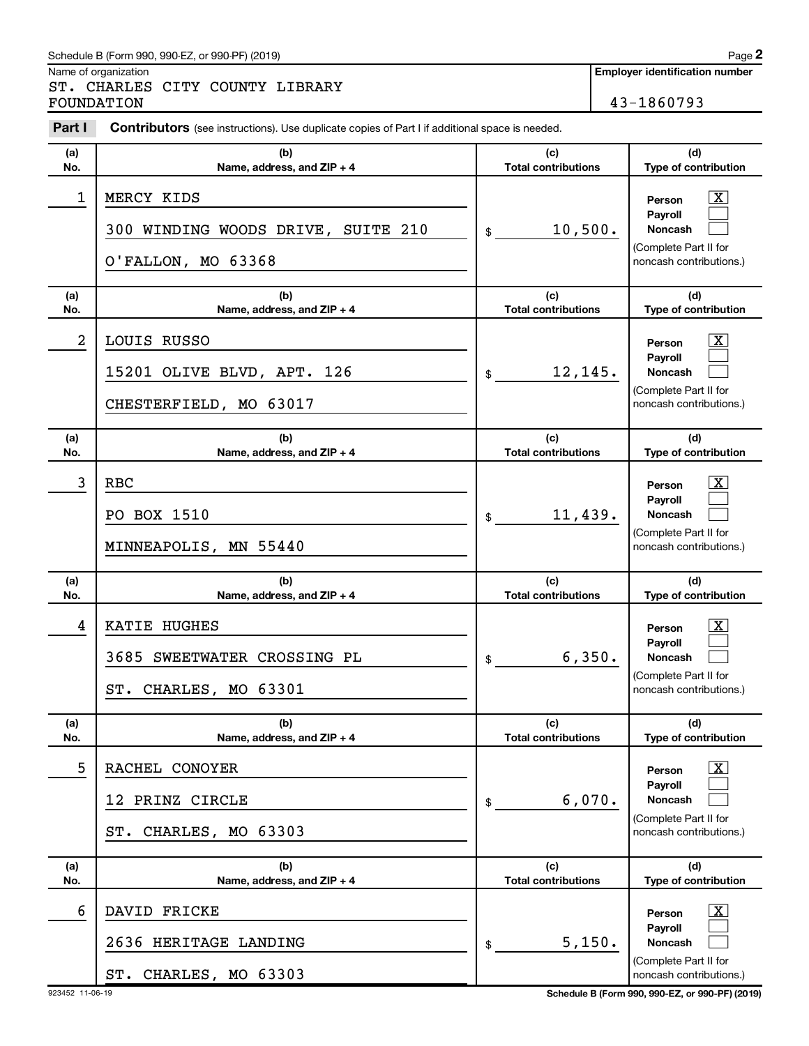Schedule B (Form 990, 990-EZ, or 990-PF) (2019)

Name of organization

ST. CHARLES CITY COUNTY LIBRARY FOUNDATION

**Employer identification number**

43-1860793

**Part I** **Contributors** (see instructions). Use duplicate copies of Part I if additional space is needed.

| (a) No. | (b) Name, address, and ZIP + 4 | (c) Total contributions | (d) Type of contribution |
|---|---|---|---|
| 1 | MERCY KIDS<br>300 WINDING WOODS DRIVE, SUITE 210<br>O'FALLON, MO 63368 | $ 10,500. | Person [X]<br>Payroll [ ]<br>Noncash [ ]<br>(Complete Part II for noncash contributions.) |
| 2 | LOUIS RUSSO<br>15201 OLIVE BLVD, APT. 126<br>CHESTERFIELD, MO 63017 | $ 12,145. | Person [X]<br>Payroll [ ]<br>Noncash [ ]<br>(Complete Part II for noncash contributions.) |
| 3 | RBC<br>PO BOX 1510<br>MINNEAPOLIS, MN 55440 | $ 11,439. | Person [X]<br>Payroll [ ]<br>Noncash [ ]<br>(Complete Part II for noncash contributions.) |
| 4 | KATIE HUGHES<br>3685 SWEETWATER CROSSING PL<br>ST. CHARLES, MO 63301 | $ 6,350. | Person [X]<br>Payroll [ ]<br>Noncash [ ]<br>(Complete Part II for noncash contributions.) |
| 5 | RACHEL CONOYER<br>12 PRINZ CIRCLE<br>ST. CHARLES, MO 63303 | $ 6,070. | Person [X]<br>Payroll [ ]<br>Noncash [ ]<br>(Complete Part II for noncash contributions.) |
| 6 | DAVID FRICKE<br>2636 HERITAGE LANDING<br>ST. CHARLES, MO 63303 | $ 5,150. | Person [X]<br>Payroll [ ]<br>Noncash [ ]<br>(Complete Part II for noncash contributions.) |

923452 11-06-19

Schedule B (Form 990, 990-EZ, or 990-PF) (2019)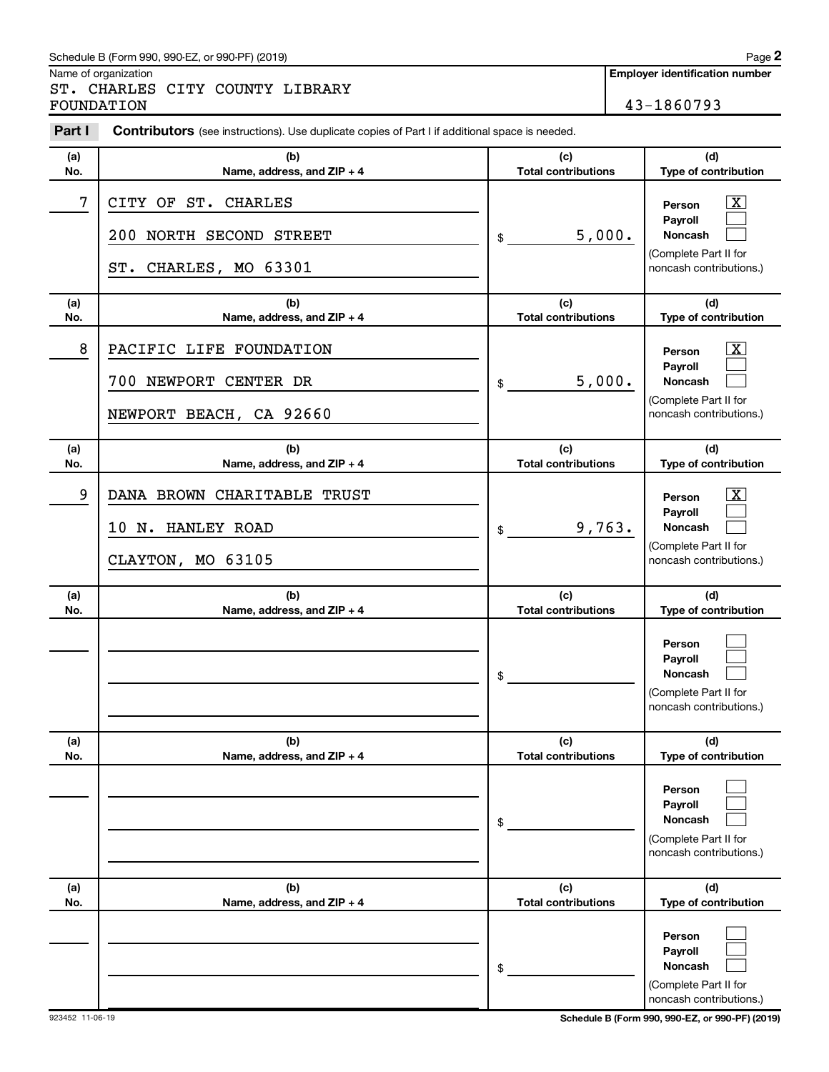Schedule B (Form 990, 990-EZ, or 990-PF) (2019)

Name of organization: ST. CHARLES CITY COUNTY LIBRARY FOUNDATION

**Employer identification number:** 43-1860793

**Part I** **Contributors** (see instructions). Use duplicate copies of Part I if additional space is needed.

| (a) No. | (b) Name, address, and ZIP + 4 | (c) Total contributions | (d) Type of contribution |
|---|---|---|---|
| 7 | CITY OF ST. CHARLES<br>200 NORTH SECOND STREET<br>ST. CHARLES, MO 63301 | $ 5,000. | Person [X]<br>Payroll [ ]<br>Noncash [ ]<br>(Complete Part II for noncash contributions.) |
| 8 | PACIFIC LIFE FOUNDATION<br>700 NEWPORT CENTER DR<br>NEWPORT BEACH, CA 92660 | $ 5,000. | Person [X]<br>Payroll [ ]<br>Noncash [ ]<br>(Complete Part II for noncash contributions.) |
| 9 | DANA BROWN CHARITABLE TRUST<br>10 N. HANLEY ROAD<br>CLAYTON, MO 63105 | $ 9,763. | Person [X]<br>Payroll [ ]<br>Noncash [ ]<br>(Complete Part II for noncash contributions.) |
| | | $ | Person [ ]<br>Payroll [ ]<br>Noncash [ ]<br>(Complete Part II for noncash contributions.) |
| | | $ | Person [ ]<br>Payroll [ ]<br>Noncash [ ]<br>(Complete Part II for noncash contributions.) |
| | | $ | Person [ ]<br>Payroll [ ]<br>Noncash [ ]<br>(Complete Part II for noncash contributions.) |

923452 11-06-19

Schedule B (Form 990, 990-EZ, or 990-PF) (2019)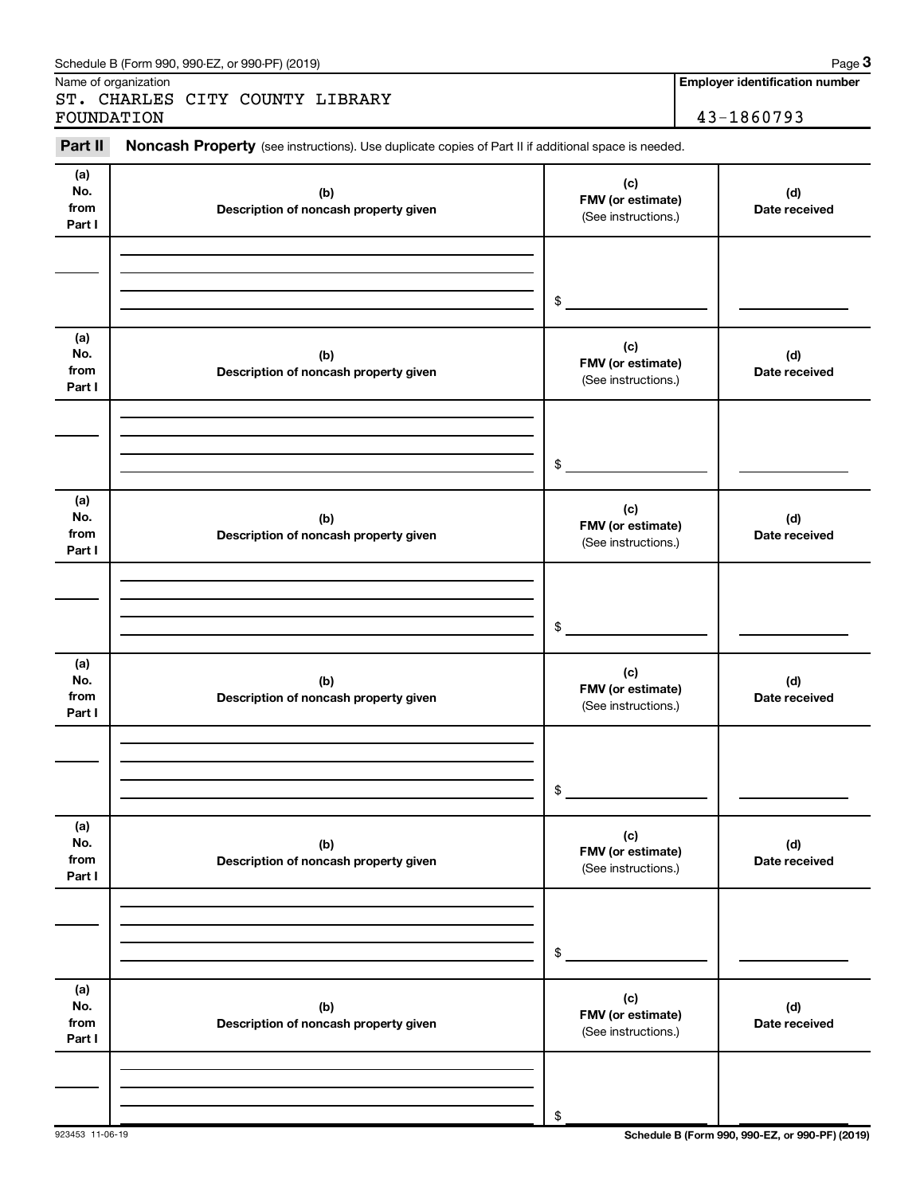Name of organization

ST. CHARLES CITY COUNTY LIBRARY FOUNDATION

**Employer identification number**

43-1860793

**Part II** **Noncash Property** (see instructions). Use duplicate copies of Part II if additional space is needed.

| (a) No. from Part I | (b) Description of noncash property given | (c) FMV (or estimate) (See instructions.) | (d) Date received |
|---|---|---|---|
| | | $ | |

| (a) No. from Part I | (b) Description of noncash property given | (c) FMV (or estimate) (See instructions.) | (d) Date received |
|---|---|---|---|
| | | $ | |

| (a) No. from Part I | (b) Description of noncash property given | (c) FMV (or estimate) (See instructions.) | (d) Date received |
|---|---|---|---|
| | | $ | |

| (a) No. from Part I | (b) Description of noncash property given | (c) FMV (or estimate) (See instructions.) | (d) Date received |
|---|---|---|---|
| | | $ | |

| (a) No. from Part I | (b) Description of noncash property given | (c) FMV (or estimate) (See instructions.) | (d) Date received |
|---|---|---|---|
| | | $ | |

| (a) No. from Part I | (b) Description of noncash property given | (c) FMV (or estimate) (See instructions.) | (d) Date received |
|---|---|---|---|
| | | $ | |

923453 11-06-19

**Schedule B (Form 990, 990-EZ, or 990-PF) (2019)**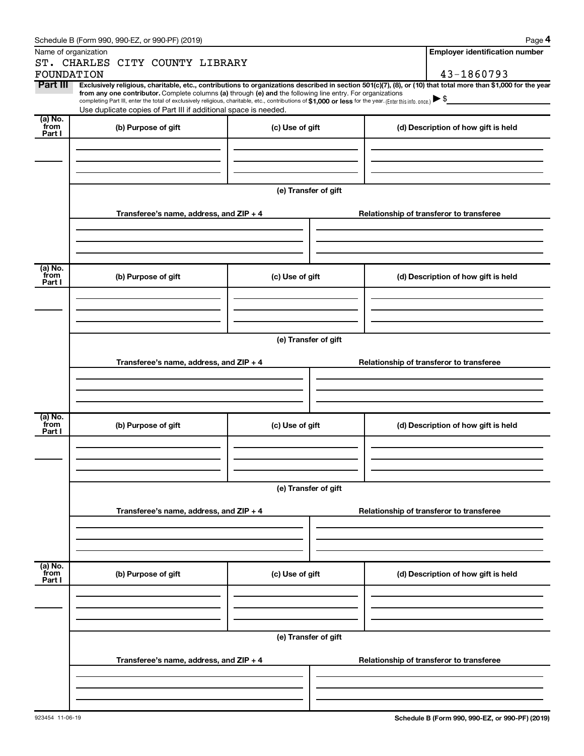Name of organization

ST. CHARLES CITY COUNTY LIBRARY FOUNDATION

**Employer identification number**

43-1860793

**Part III** **Exclusively religious, charitable, etc., contributions to organizations described in section 501(c)(7), (8), or (10) that total more than $1,000 for the year from any one contributor.** Complete columns **(a)** through **(e)** and the following line entry. For organizations completing Part III, enter the total of exclusively religious, charitable, etc., contributions of **$1,000 or less** for the year. (Enter this info. once.) ▶ $

Use duplicate copies of Part III if additional space is needed.

| (a) No. from Part I | (b) Purpose of gift | (c) Use of gift | (d) Description of how gift is held |
|---|---|---|---|
| | | | |

**(e) Transfer of gift**

| Transferee's name, address, and ZIP + 4 | Relationship of transferor to transferee |
|---|---|
| | |

| (a) No. from Part I | (b) Purpose of gift | (c) Use of gift | (d) Description of how gift is held |
|---|---|---|---|
| | | | |

**(e) Transfer of gift**

| Transferee's name, address, and ZIP + 4 | Relationship of transferor to transferee |
|---|---|
| | |

| (a) No. from Part I | (b) Purpose of gift | (c) Use of gift | (d) Description of how gift is held |
|---|---|---|---|
| | | | |

**(e) Transfer of gift**

| Transferee's name, address, and ZIP + 4 | Relationship of transferor to transferee |
|---|---|
| | |

| (a) No. from Part I | (b) Purpose of gift | (c) Use of gift | (d) Description of how gift is held |
|---|---|---|---|
| | | | |

**(e) Transfer of gift**

| Transferee's name, address, and ZIP + 4 | Relationship of transferor to transferee |
|---|---|
| | |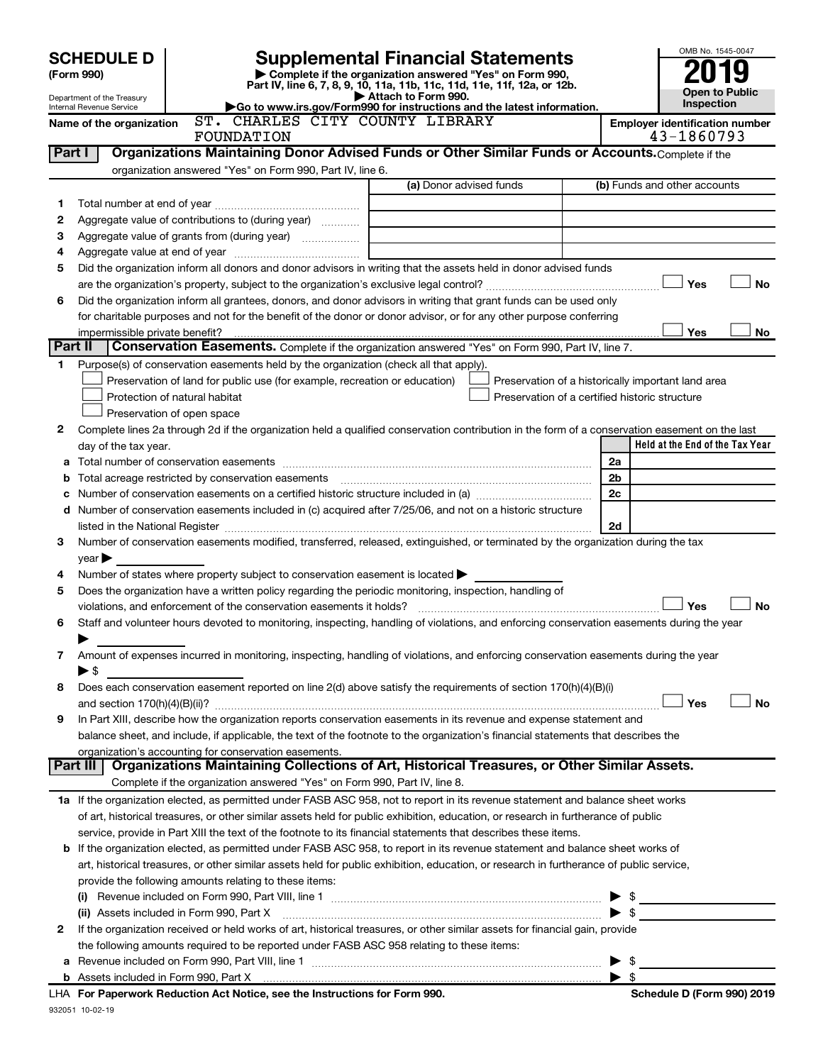# SCHEDULE D (Form 990)

Department of the Treasury
Internal Revenue Service

## Supplemental Financial Statements

▶ Complete if the organization answered "Yes" on Form 990, Part IV, line 6, 7, 8, 9, 10, 11a, 11b, 11c, 11d, 11e, 11f, 12a, or 12b.
▶ Attach to Form 990.
▶ Go to www.irs.gov/Form990 for instructions and the latest information.

OMB No. 1545-0047
**2019**
**Open to Public Inspection**

Name of the organization: ST. CHARLES CITY COUNTY LIBRARY FOUNDATION
Employer identification number: 43-1860793

## Part I — Organizations Maintaining Donor Advised Funds or Other Similar Funds or Accounts.

Complete if the organization answered "Yes" on Form 990, Part IV, line 6.

| | | (a) Donor advised funds | (b) Funds and other accounts |
|---|---|---|---|
| 1 | Total number at end of year | | |
| 2 | Aggregate value of contributions to (during year) | | |
| 3 | Aggregate value of grants from (during year) | | |
| 4 | Aggregate value at end of year | | |

5. Did the organization inform all donors and donor advisors in writing that the assets held in donor advised funds are the organization's property, subject to the organization's exclusive legal control? ☐ Yes ☐ No
6. Did the organization inform all grantees, donors, and donor advisors in writing that grant funds can be used only for charitable purposes and not for the benefit of the donor or donor advisor, or for any other purpose conferring impermissible private benefit? ☐ Yes ☐ No

## Part II — Conservation Easements.

Complete if the organization answered "Yes" on Form 990, Part IV, line 7.

1. Purpose(s) of conservation easements held by the organization (check all that apply).
   - ☐ Preservation of land for public use (for example, recreation or education)
   - ☐ Protection of natural habitat
   - ☐ Preservation of open space
   - ☐ Preservation of a historically important land area
   - ☐ Preservation of a certified historic structure
2. Complete lines 2a through 2d if the organization held a qualified conservation contribution in the form of a conservation easement on the last day of the tax year.

| | | | Held at the End of the Tax Year |
|---|---|---|---|
| a | Total number of conservation easements | 2a | |
| b | Total acreage restricted by conservation easements | 2b | |
| c | Number of conservation easements on a certified historic structure included in (a) | 2c | |
| d | Number of conservation easements included in (c) acquired after 7/25/06, and not on a historic structure listed in the National Register | 2d | |

3. Number of conservation easements modified, transferred, released, extinguished, or terminated by the organization during the tax year ▶
4. Number of states where property subject to conservation easement is located ▶
5. Does the organization have a written policy regarding the periodic monitoring, inspection, handling of violations, and enforcement of the conservation easements it holds? ☐ Yes ☐ No
6. Staff and volunteer hours devoted to monitoring, inspecting, handling of violations, and enforcing conservation easements during the year ▶
7. Amount of expenses incurred in monitoring, inspecting, handling of violations, and enforcing conservation easements during the year ▶ $
8. Does each conservation easement reported on line 2(d) above satisfy the requirements of section 170(h)(4)(B)(i) and section 170(h)(4)(B)(ii)? ☐ Yes ☐ No
9. In Part XIII, describe how the organization reports conservation easements in its revenue and expense statement and balance sheet, and include, if applicable, the text of the footnote to the organization's financial statements that describes the organization's accounting for conservation easements.

## Part III — Organizations Maintaining Collections of Art, Historical Treasures, or Other Similar Assets.

Complete if the organization answered "Yes" on Form 990, Part IV, line 8.

1a. If the organization elected, as permitted under FASB ASC 958, not to report in its revenue statement and balance sheet works of art, historical treasures, or other similar assets held for public exhibition, education, or research in furtherance of public service, provide in Part XIII the text of the footnote to its financial statements that describes these items.

b. If the organization elected, as permitted under FASB ASC 958, to report in its revenue statement and balance sheet works of art, historical treasures, or other similar assets held for public exhibition, education, or research in furtherance of public service, provide the following amounts relating to these items:
   - (i) Revenue included on Form 990, Part VIII, line 1 ▶ $
   - (ii) Assets included in Form 990, Part X ▶ $

2. If the organization received or held works of art, historical treasures, or other similar assets for financial gain, provide the following amounts required to be reported under FASB ASC 958 relating to these items:
   - a. Revenue included on Form 990, Part VIII, line 1 ▶ $
   - b. Assets included in Form 990, Part X ▶ $

LHA For Paperwork Reduction Act Notice, see the Instructions for Form 990. Schedule D (Form 990) 2019

932051 10-02-19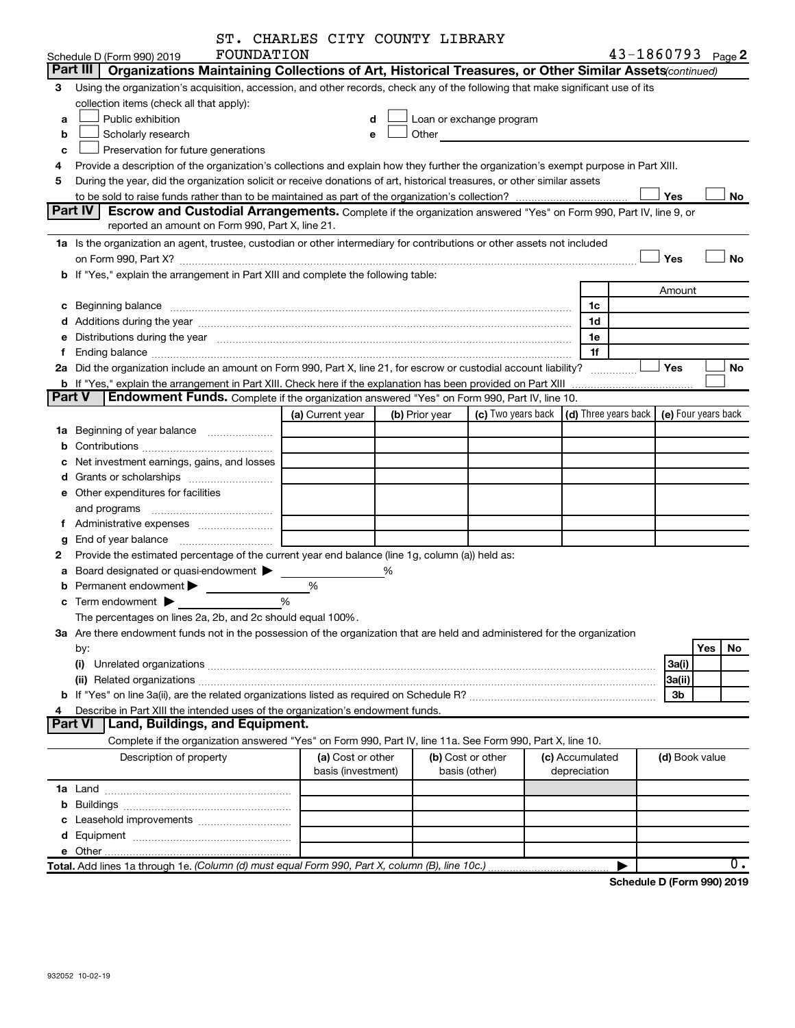ST. CHARLES CITY COUNTY LIBRARY FOUNDATION 43-1860793

Schedule D (Form 990) 2019 Page **2**

## Part III Organizations Maintaining Collections of Art, Historical Treasures, or Other Similar Assets *(continued)*

**3** Using the organization's acquisition, accession, and other records, check any of the following that make significant use of its collection items (check all that apply):

- **a** ☐ Public exhibition
- **b** ☐ Scholarly research
- **c** ☐ Preservation for future generations
- **d** ☐ Loan or exchange program
- **e** ☐ Other

**4** Provide a description of the organization's collections and explain how they further the organization's exempt purpose in Part XIII.

**5** During the year, did the organization solicit or receive donations of art, historical treasures, or other similar assets to be sold to raise funds rather than to be maintained as part of the organization's collection? ☐ Yes ☐ No

## Part IV Escrow and Custodial Arrangements.

Complete if the organization answered "Yes" on Form 990, Part IV, line 9, or reported an amount on Form 990, Part X, line 21.

**1a** Is the organization an agent, trustee, custodian or other intermediary for contributions or other assets not included on Form 990, Part X? ☐ Yes ☐ No

**b** If "Yes," explain the arrangement in Part XIII and complete the following table:

| | | Amount |
|---|---|---|
| **c** Beginning balance | 1c | |
| **d** Additions during the year | 1d | |
| **e** Distributions during the year | 1e | |
| **f** Ending balance | 1f | |

**2a** Did the organization include an amount on Form 990, Part X, line 21, for escrow or custodial account liability? ☐ Yes ☐ No

**b** If "Yes," explain the arrangement in Part XIII. Check here if the explanation has been provided on Part XIII ☐

## Part V Endowment Funds.

Complete if the organization answered "Yes" on Form 990, Part IV, line 10.

| | (a) Current year | (b) Prior year | (c) Two years back | (d) Three years back | (e) Four years back |
|---|---|---|---|---|---|
| **1a** Beginning of year balance | | | | | |
| **b** Contributions | | | | | |
| **c** Net investment earnings, gains, and losses | | | | | |
| **d** Grants or scholarships | | | | | |
| **e** Other expenditures for facilities and programs | | | | | |
| **f** Administrative expenses | | | | | |
| **g** End of year balance | | | | | |

**2** Provide the estimated percentage of the current year end balance (line 1g, column (a)) held as:

- **a** Board designated or quasi-endowment ▶ %
- **b** Permanent endowment ▶ %
- **c** Term endowment ▶ %

The percentages on lines 2a, 2b, and 2c should equal 100%.

**3a** Are there endowment funds not in the possession of the organization that are held and administered for the organization by:

| | | Yes | No |
|---|---|---|---|
| **(i)** Unrelated organizations | 3a(i) | | |
| **(ii)** Related organizations | 3a(ii) | | |
| **b** If "Yes" on line 3a(ii), are the related organizations listed as required on Schedule R? | 3b | | |

**4** Describe in Part XIII the intended uses of the organization's endowment funds.

## Part VI Land, Buildings, and Equipment.

Complete if the organization answered "Yes" on Form 990, Part IV, line 11a. See Form 990, Part X, line 10.

| Description of property | (a) Cost or other basis (investment) | (b) Cost or other basis (other) | (c) Accumulated depreciation | (d) Book value |
|---|---|---|---|---|
| **1a** Land | | | | |
| **b** Buildings | | | | |
| **c** Leasehold improvements | | | | |
| **d** Equipment | | | | |
| **e** Other | | | | |
| **Total.** Add lines 1a through 1e. *(Column (d) must equal Form 990, Part X, column (B), line 10c.)* ▶ | | | | 0. |

**Schedule D (Form 990) 2019**

932052 10-02-19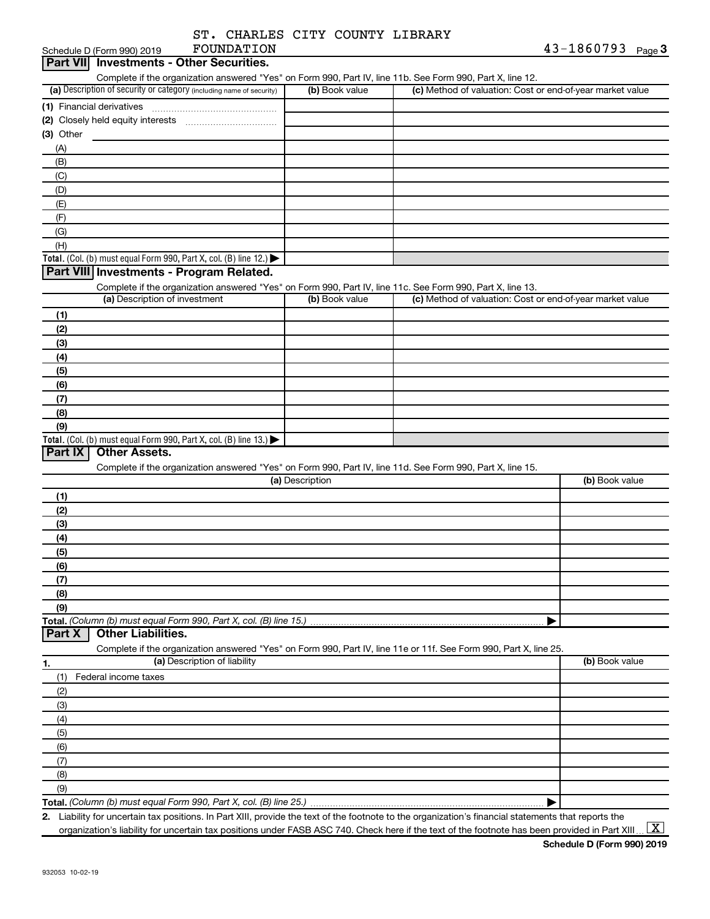ST. CHARLES CITY COUNTY LIBRARY FOUNDATION

Schedule D (Form 990) 2019 43-1860793 Page 3

## Part VII Investments - Other Securities.

Complete if the organization answered "Yes" on Form 990, Part IV, line 11b. See Form 990, Part X, line 12.

| (a) Description of security or category (including name of security) | (b) Book value | (c) Method of valuation: Cost or end-of-year market value |
|---|---|---|
| (1) Financial derivatives | | |
| (2) Closely held equity interests | | |
| (3) Other | | |
| (A) | | |
| (B) | | |
| (C) | | |
| (D) | | |
| (E) | | |
| (F) | | |
| (G) | | |
| (H) | | |
| **Total.** (Col. (b) must equal Form 990, Part X, col. (B) line 12.) ▶ | | |

## Part VIII Investments - Program Related.

Complete if the organization answered "Yes" on Form 990, Part IV, line 11c. See Form 990, Part X, line 13.

| (a) Description of investment | (b) Book value | (c) Method of valuation: Cost or end-of-year market value |
|---|---|---|
| (1) | | |
| (2) | | |
| (3) | | |
| (4) | | |
| (5) | | |
| (6) | | |
| (7) | | |
| (8) | | |
| (9) | | |
| **Total.** (Col. (b) must equal Form 990, Part X, col. (B) line 13.) ▶ | | |

## Part IX Other Assets.

Complete if the organization answered "Yes" on Form 990, Part IV, line 11d. See Form 990, Part X, line 15.

| (a) Description | (b) Book value |
|---|---|
| (1) | |
| (2) | |
| (3) | |
| (4) | |
| (5) | |
| (6) | |
| (7) | |
| (8) | |
| (9) | |
| **Total.** *(Column (b) must equal Form 990, Part X, col. (B) line 15.)* ▶ | |

## Part X Other Liabilities.

Complete if the organization answered "Yes" on Form 990, Part IV, line 11e or 11f. See Form 990, Part X, line 25.

| 1. (a) Description of liability | (b) Book value |
|---|---|
| (1) Federal income taxes | |
| (2) | |
| (3) | |
| (4) | |
| (5) | |
| (6) | |
| (7) | |
| (8) | |
| (9) | |
| **Total.** *(Column (b) must equal Form 990, Part X, col. (B) line 25.)* ▶ | |

2. Liability for uncertain tax positions. In Part XIII, provide the text of the footnote to the organization's financial statements that reports the organization's liability for uncertain tax positions under FASB ASC 740. Check here if the text of the footnote has been provided in Part XIII ... [X]

**Schedule D (Form 990) 2019**

932053 10-02-19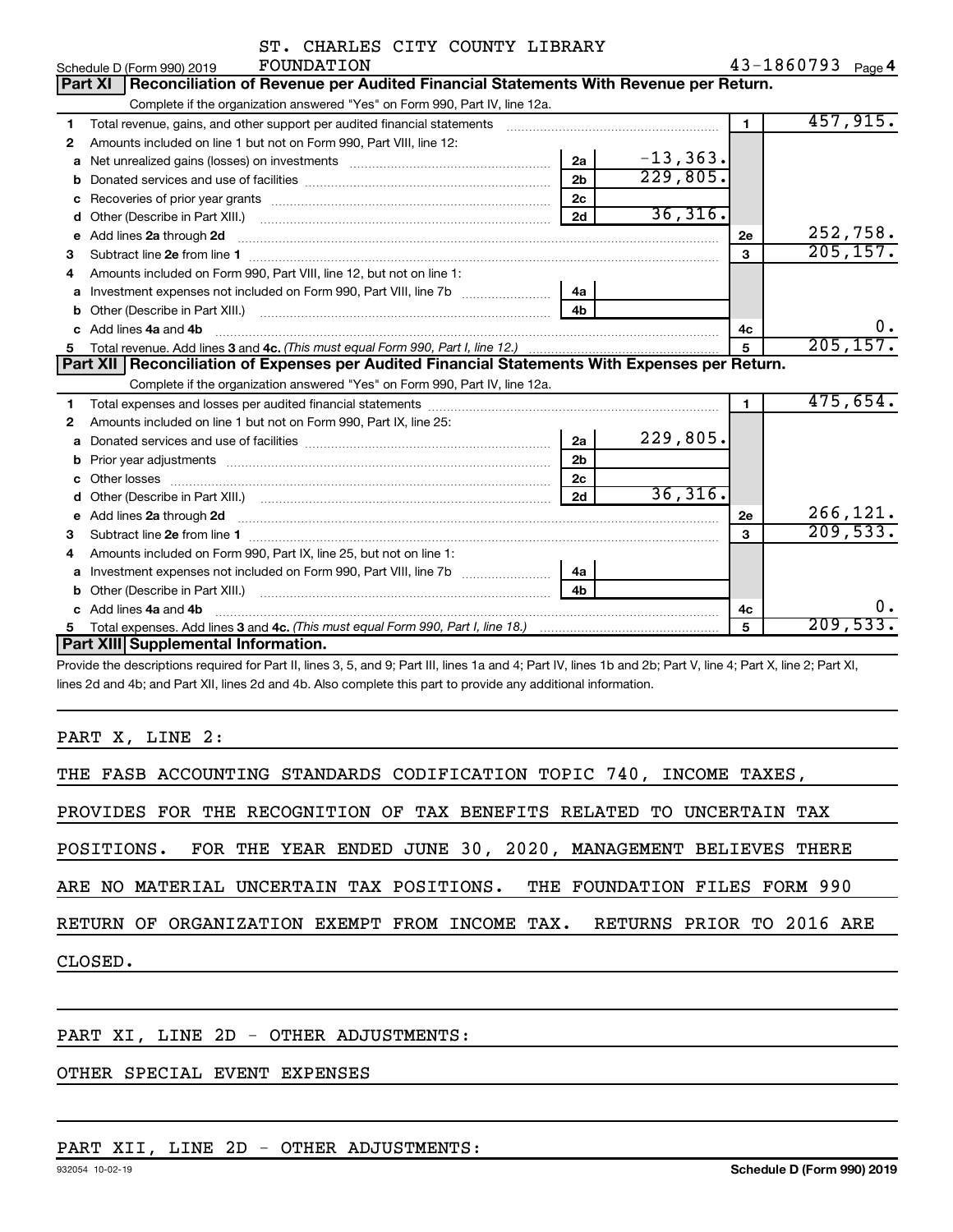ST. CHARLES CITY COUNTY LIBRARY FOUNDATION

Schedule D (Form 990) 2019 — 43-1860793 Page 4

## Part XI Reconciliation of Revenue per Audited Financial Statements With Revenue per Return.

Complete if the organization answered "Yes" on Form 990, Part IV, line 12a.

| | | | | | |
|---|---|---|---|---|---|
| 1 | Total revenue, gains, and other support per audited financial statements | | | 1 | 457,915. |
| 2 | Amounts included on line 1 but not on Form 990, Part VIII, line 12: | | | | |
| a | Net unrealized gains (losses) on investments | 2a | -13,363. | | |
| b | Donated services and use of facilities | 2b | 229,805. | | |
| c | Recoveries of prior year grants | 2c | | | |
| d | Other (Describe in Part XIII.) | 2d | 36,316. | | |
| e | Add lines 2a through 2d | | | 2e | 252,758. |
| 3 | Subtract line 2e from line 1 | | | 3 | 205,157. |
| 4 | Amounts included on Form 990, Part VIII, line 12, but not on line 1: | | | | |
| a | Investment expenses not included on Form 990, Part VIII, line 7b | 4a | | | |
| b | Other (Describe in Part XIII.) | 4b | | | |
| c | Add lines 4a and 4b | | | 4c | 0. |
| 5 | Total revenue. Add lines 3 and 4c. *(This must equal Form 990, Part I, line 12.)* | | | 5 | 205,157. |

## Part XII Reconciliation of Expenses per Audited Financial Statements With Expenses per Return.

Complete if the organization answered "Yes" on Form 990, Part IV, line 12a.

| | | | | | |
|---|---|---|---|---|---|
| 1 | Total expenses and losses per audited financial statements | | | 1 | 475,654. |
| 2 | Amounts included on line 1 but not on Form 990, Part IX, line 25: | | | | |
| a | Donated services and use of facilities | 2a | 229,805. | | |
| b | Prior year adjustments | 2b | | | |
| c | Other losses | 2c | | | |
| d | Other (Describe in Part XIII.) | 2d | 36,316. | | |
| e | Add lines 2a through 2d | | | 2e | 266,121. |
| 3 | Subtract line 2e from line 1 | | | 3 | 209,533. |
| 4 | Amounts included on Form 990, Part IX, line 25, but not on line 1: | | | | |
| a | Investment expenses not included on Form 990, Part VIII, line 7b | 4a | | | |
| b | Other (Describe in Part XIII.) | 4b | | | |
| c | Add lines 4a and 4b | | | 4c | 0. |
| 5 | Total expenses. Add lines 3 and 4c. *(This must equal Form 990, Part I, line 18.)* | | | 5 | 209,533. |

## Part XIII Supplemental Information.

Provide the descriptions required for Part II, lines 3, 5, and 9; Part III, lines 1a and 4; Part IV, lines 1b and 2b; Part V, line 4; Part X, line 2; Part XI, lines 2d and 4b; and Part XII, lines 2d and 4b. Also complete this part to provide any additional information.

PART X, LINE 2:

THE FASB ACCOUNTING STANDARDS CODIFICATION TOPIC 740, INCOME TAXES, PROVIDES FOR THE RECOGNITION OF TAX BENEFITS RELATED TO UNCERTAIN TAX POSITIONS. FOR THE YEAR ENDED JUNE 30, 2020, MANAGEMENT BELIEVES THERE ARE NO MATERIAL UNCERTAIN TAX POSITIONS. THE FOUNDATION FILES FORM 990 RETURN OF ORGANIZATION EXEMPT FROM INCOME TAX. RETURNS PRIOR TO 2016 ARE CLOSED.

PART XI, LINE 2D - OTHER ADJUSTMENTS:

OTHER SPECIAL EVENT EXPENSES

PART XII, LINE 2D - OTHER ADJUSTMENTS:

932054 10-02-19 — Schedule D (Form 990) 2019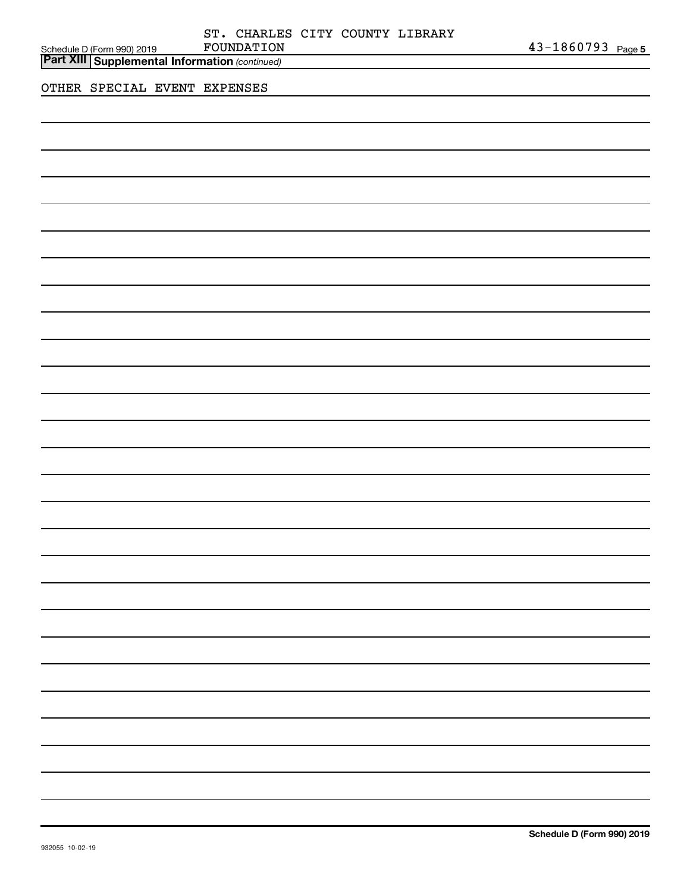ST. CHARLES CITY COUNTY LIBRARY FOUNDATION 43-1860793

**Part XIII** **Supplemental Information** *(continued)*

OTHER SPECIAL EVENT EXPENSES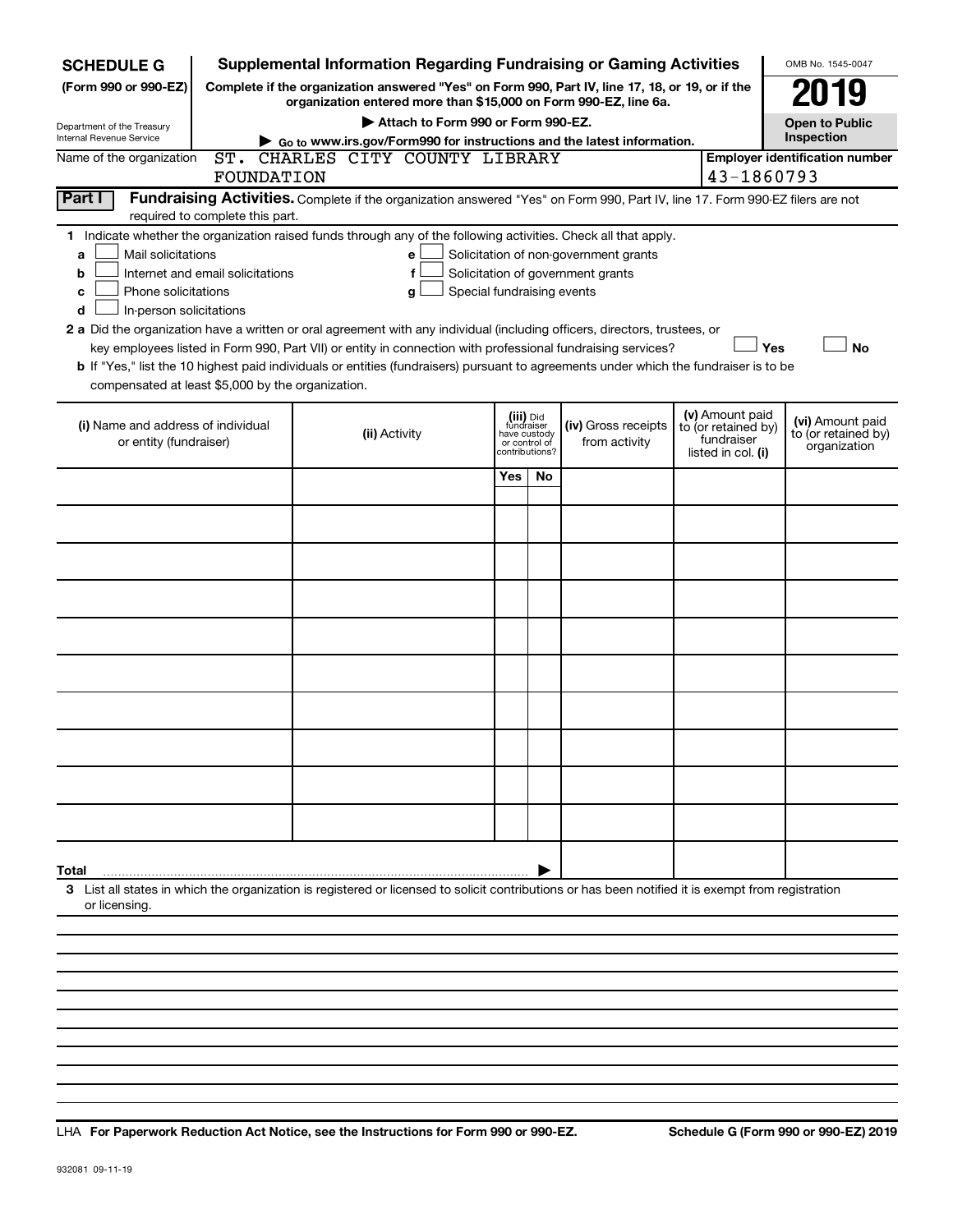**SCHEDULE G**
**(Form 990 or 990-EZ)**

Department of the Treasury
Internal Revenue Service

# Supplemental Information Regarding Fundraising or Gaming Activities

**Complete if the organization answered "Yes" on Form 990, Part IV, line 17, 18, or 19, or if the organization entered more than $15,000 on Form 990-EZ, line 6a.**

▶ Attach to Form 990 or Form 990-EZ.

▶ Go to www.irs.gov/Form990 for instructions and the latest information.

OMB No. 1545-0047

**2019**

**Open to Public Inspection**

Name of the organization: ST. CHARLES CITY COUNTY LIBRARY FOUNDATION

**Employer identification number:** 43-1860793

## Part I Fundraising Activities.

Complete if the organization answered "Yes" on Form 990, Part IV, line 17. Form 990-EZ filers are not required to complete this part.

**1** Indicate whether the organization raised funds through any of the following activities. Check all that apply.

- **a** ☐ Mail solicitations
- **b** ☐ Internet and email solicitations
- **c** ☐ Phone solicitations
- **d** ☐ In-person solicitations
- **e** ☐ Solicitation of non-government grants
- **f** ☐ Solicitation of government grants
- **g** ☐ Special fundraising events

**2 a** Did the organization have a written or oral agreement with any individual (including officers, directors, trustees, or key employees listed in Form 990, Part VII) or entity in connection with professional fundraising services? ☐ Yes ☐ No

**b** If "Yes," list the 10 highest paid individuals or entities (fundraisers) pursuant to agreements under which the fundraiser is to be compensated at least $5,000 by the organization.

| (i) Name and address of individual or entity (fundraiser) | (ii) Activity | (iii) Did fundraiser have custody or control of contributions? | | (iv) Gross receipts from activity | (v) Amount paid to (or retained by) fundraiser listed in col. (i) | (vi) Amount paid to (or retained by) organization |
|---|---|---|---|---|---|---|
| | | Yes | No | | | |
| | | | | | | |
| | | | | | | |
| | | | | | | |
| | | | | | | |
| | | | | | | |
| | | | | | | |
| | | | | | | |
| | | | | | | |
| | | | | | | |
| | | | | | | |
| **Total** | | | | | | |

**3** List all states in which the organization is registered or licensed to solicit contributions or has been notified it is exempt from registration or licensing.

LHA **For Paperwork Reduction Act Notice, see the Instructions for Form 990 or 990-EZ.** **Schedule G (Form 990 or 990-EZ) 2019**

932081 09-11-19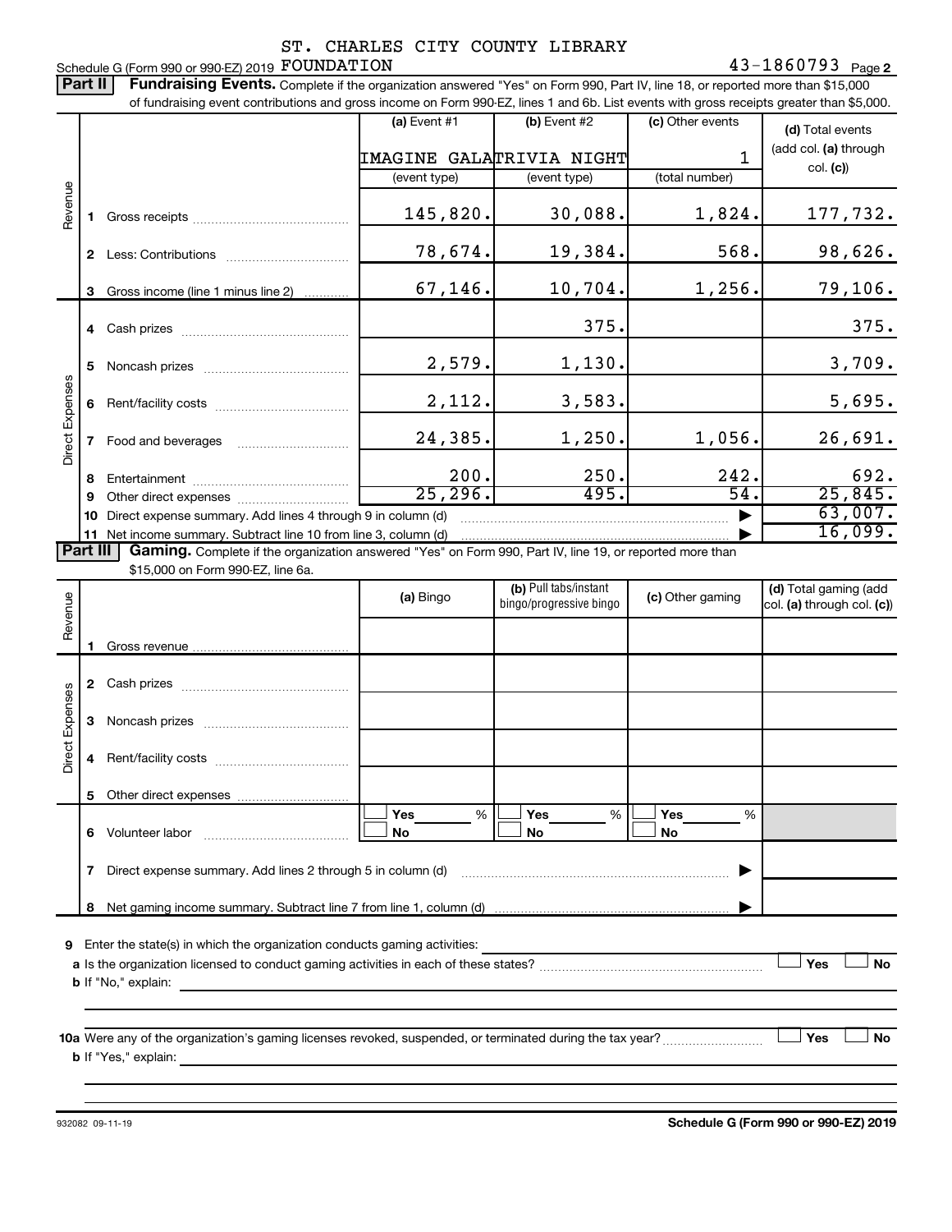ST. CHARLES CITY COUNTY LIBRARY

Schedule G (Form 990 or 990-EZ) 2019 FOUNDATION 43-1860793 Page 2

**Part II** **Fundraising Events.** Complete if the organization answered "Yes" on Form 990, Part IV, line 18, or reported more than $15,000 of fundraising event contributions and gross income on Form 990-EZ, lines 1 and 6b. List events with gross receipts greater than $5,000.

| | | (a) Event #1 | (b) Event #2 | (c) Other events | (d) Total events (add col. (a) through col. (c)) |
|---|---|---|---|---|---|
| | | IMAGINE GALA | TRIVIA NIGHT | 1 | |
| | | (event type) | (event type) | (total number) | |
| Revenue | 1 Gross receipts | 145,820. | 30,088. | 1,824. | 177,732. |
| | 2 Less: Contributions | 78,674. | 19,384. | 568. | 98,626. |
| | 3 Gross income (line 1 minus line 2) | 67,146. | 10,704. | 1,256. | 79,106. |
| Direct Expenses | 4 Cash prizes | | 375. | | 375. |
| | 5 Noncash prizes | 2,579. | 1,130. | | 3,709. |
| | 6 Rent/facility costs | 2,112. | 3,583. | | 5,695. |
| | 7 Food and beverages | 24,385. | 1,250. | 1,056. | 26,691. |
| | 8 Entertainment | 200. | 250. | 242. | 692. |
| | 9 Other direct expenses | 25,296. | 495. | 54. | 25,845. |
| | 10 Direct expense summary. Add lines 4 through 9 in column (d) | | | | 63,007. |
| | 11 Net income summary. Subtract line 10 from line 3, column (d) | | | | 16,099. |

**Part III** **Gaming.** Complete if the organization answered "Yes" on Form 990, Part IV, line 19, or reported more than $15,000 on Form 990-EZ, line 6a.

| | | (a) Bingo | (b) Pull tabs/instant bingo/progressive bingo | (c) Other gaming | (d) Total gaming (add col. (a) through col. (c)) |
|---|---|---|---|---|---|
| Revenue | 1 Gross revenue | | | | |
| Direct Expenses | 2 Cash prizes | | | | |
| | 3 Noncash prizes | | | | |
| | 4 Rent/facility costs | | | | |
| | 5 Other direct expenses | | | | |
| | 6 Volunteer labor | Yes ___ % / No | Yes ___ % / No | Yes ___ % / No | |
| | 7 Direct expense summary. Add lines 2 through 5 in column (d) | | | | |
| | 8 Net gaming income summary. Subtract line 7 from line 1, column (d) | | | | |

9 Enter the state(s) in which the organization conducts gaming activities:

a Is the organization licensed to conduct gaming activities in each of these states? ☐ Yes ☐ No

b If "No," explain:

10a Were any of the organization's gaming licenses revoked, suspended, or terminated during the tax year? ☐ Yes ☐ No

b If "Yes," explain:

932082 09-11-19

**Schedule G (Form 990 or 990-EZ) 2019**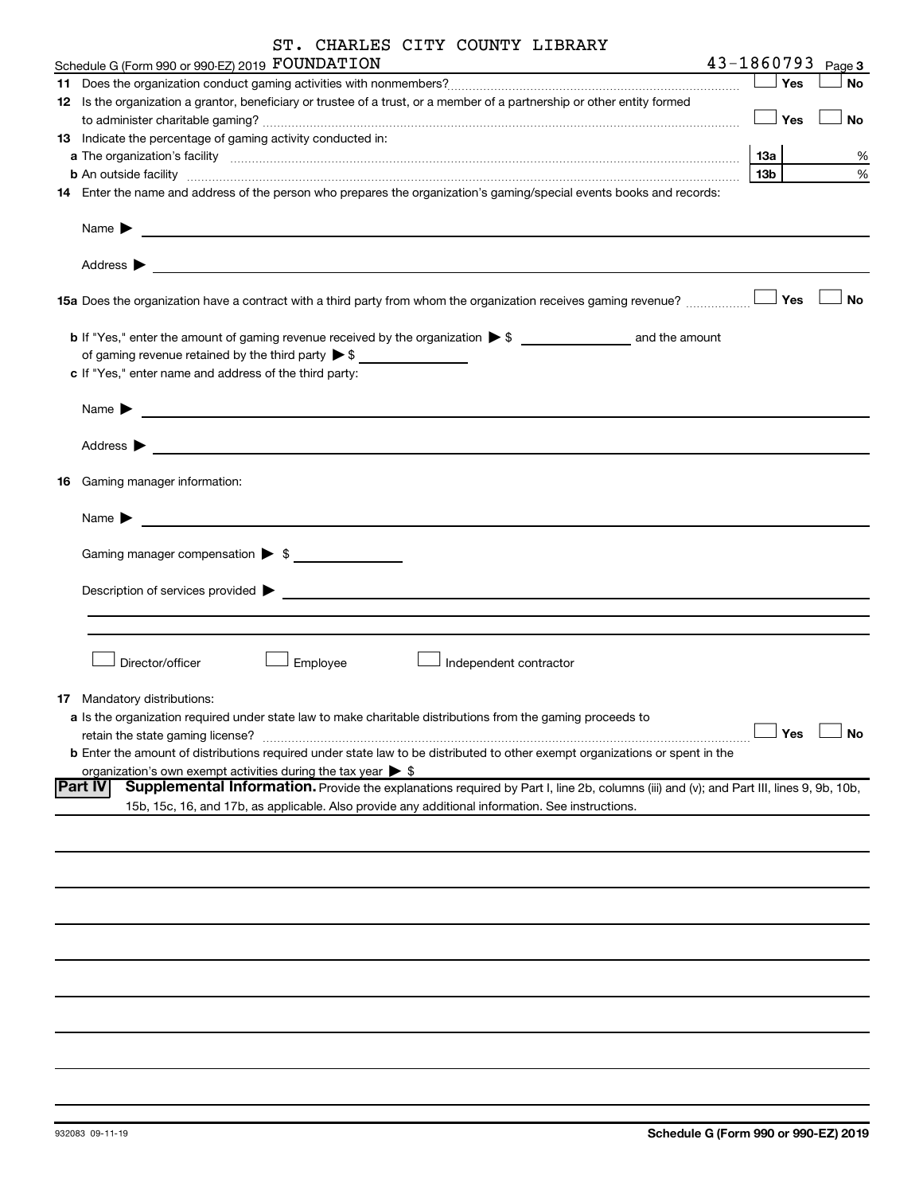ST. CHARLES CITY COUNTY LIBRARY

Schedule G (Form 990 or 990-EZ) 2019 FOUNDATION 43-1860793 Page 3

**11** Does the organization conduct gaming activities with nonmembers? ☐ Yes ☐ No

**12** Is the organization a grantor, beneficiary or trustee of a trust, or a member of a partnership or other entity formed to administer charitable gaming? ☐ Yes ☐ No

**13** Indicate the percentage of gaming activity conducted in:

**a** The organization's facility **13a** %

**b** An outside facility **13b** %

**14** Enter the name and address of the person who prepares the organization's gaming/special events books and records:

Name ▶

Address ▶

**15a** Does the organization have a contract with a third party from whom the organization receives gaming revenue? ☐ Yes ☐ No

**b** If "Yes," enter the amount of gaming revenue received by the organization ▶ $ ______ and the amount of gaming revenue retained by the third party ▶ $ ______

**c** If "Yes," enter name and address of the third party:

Name ▶

Address ▶

**16** Gaming manager information:

Name ▶

Gaming manager compensation ▶ $ ______

Description of services provided ▶

☐ Director/officer ☐ Employee ☐ Independent contractor

**17** Mandatory distributions:

**a** Is the organization required under state law to make charitable distributions from the gaming proceeds to retain the state gaming license? ☐ Yes ☐ No

**b** Enter the amount of distributions required under state law to be distributed to other exempt organizations or spent in the organization's own exempt activities during the tax year ▶ $

**Part IV** **Supplemental Information.** Provide the explanations required by Part I, line 2b, columns (iii) and (v); and Part III, lines 9, 9b, 10b, 15b, 15c, 16, and 17b, as applicable. Also provide any additional information. See instructions.

932083 09-11-19

**Schedule G (Form 990 or 990-EZ) 2019**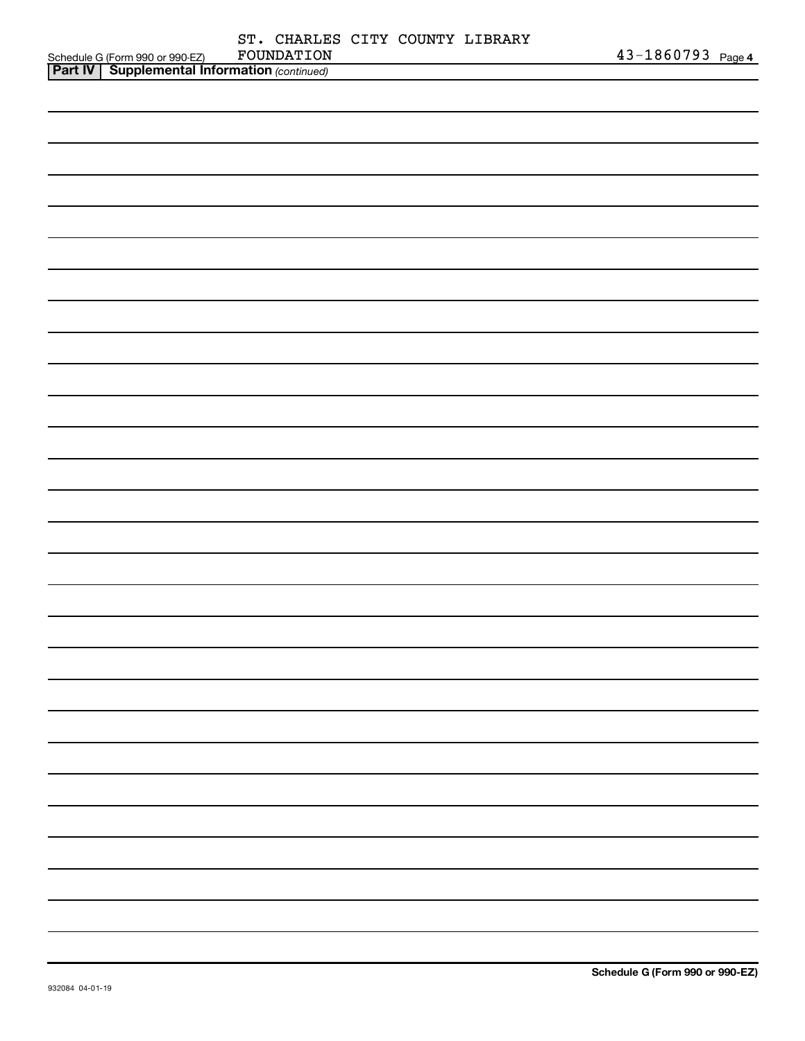ST. CHARLES CITY COUNTY LIBRARY FOUNDATION

43-1860793

**Part IV | Supplemental Information** *(continued)*

932084 04-01-19

**Schedule G (Form 990 or 990-EZ)**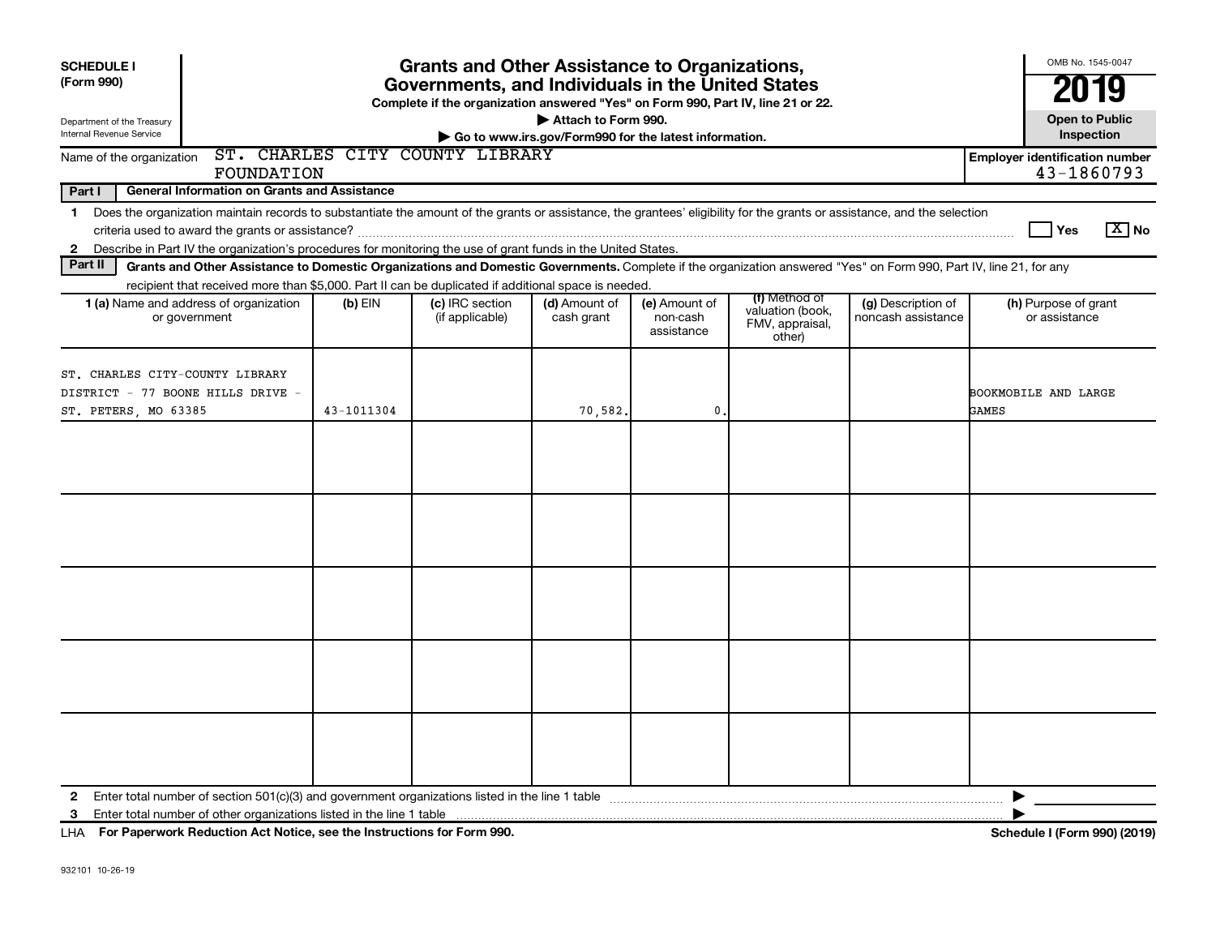**SCHEDULE I (Form 990)**

Department of the Treasury
Internal Revenue Service

# Grants and Other Assistance to Organizations, Governments, and Individuals in the United States

**Complete if the organization answered "Yes" on Form 990, Part IV, line 21 or 22.**

**▶ Attach to Form 990.**

**▶ Go to www.irs.gov/Form990 for the latest information.**

OMB No. 1545-0047

**2019**

**Open to Public Inspection**

Name of the organization: ST. CHARLES CITY COUNTY LIBRARY FOUNDATION

**Employer identification number** 43-1860793

**Part I — General Information on Grants and Assistance**

1 Does the organization maintain records to substantiate the amount of the grants or assistance, the grantees' eligibility for the grants or assistance, and the selection criteria used to award the grants or assistance? ☐ Yes ☒ No

2 Describe in Part IV the organization's procedures for monitoring the use of grant funds in the United States.

**Part II — Grants and Other Assistance to Domestic Organizations and Domestic Governments.** Complete if the organization answered "Yes" on Form 990, Part IV, line 21, for any recipient that received more than $5,000. Part II can be duplicated if additional space is needed.

| 1 (a) Name and address of organization or government | (b) EIN | (c) IRC section (if applicable) | (d) Amount of cash grant | (e) Amount of non-cash assistance | (f) Method of valuation (book, FMV, appraisal, other) | (g) Description of noncash assistance | (h) Purpose of grant or assistance |
|---|---|---|---|---|---|---|---|
| ST. CHARLES CITY-COUNTY LIBRARY DISTRICT - 77 BOONE HILLS DRIVE - ST. PETERS, MO 63385 | 43-1011304 | | 70,582. | 0. | | | BOOKMOBILE AND LARGE GAMES |
| | | | | | | | |
| | | | | | | | |
| | | | | | | | |
| | | | | | | | |
| | | | | | | | |

2 Enter total number of section 501(c)(3) and government organizations listed in the line 1 table ▶

3 Enter total number of other organizations listed in the line 1 table ▶

LHA **For Paperwork Reduction Act Notice, see the Instructions for Form 990.** **Schedule I (Form 990) (2019)**

932101 10-26-19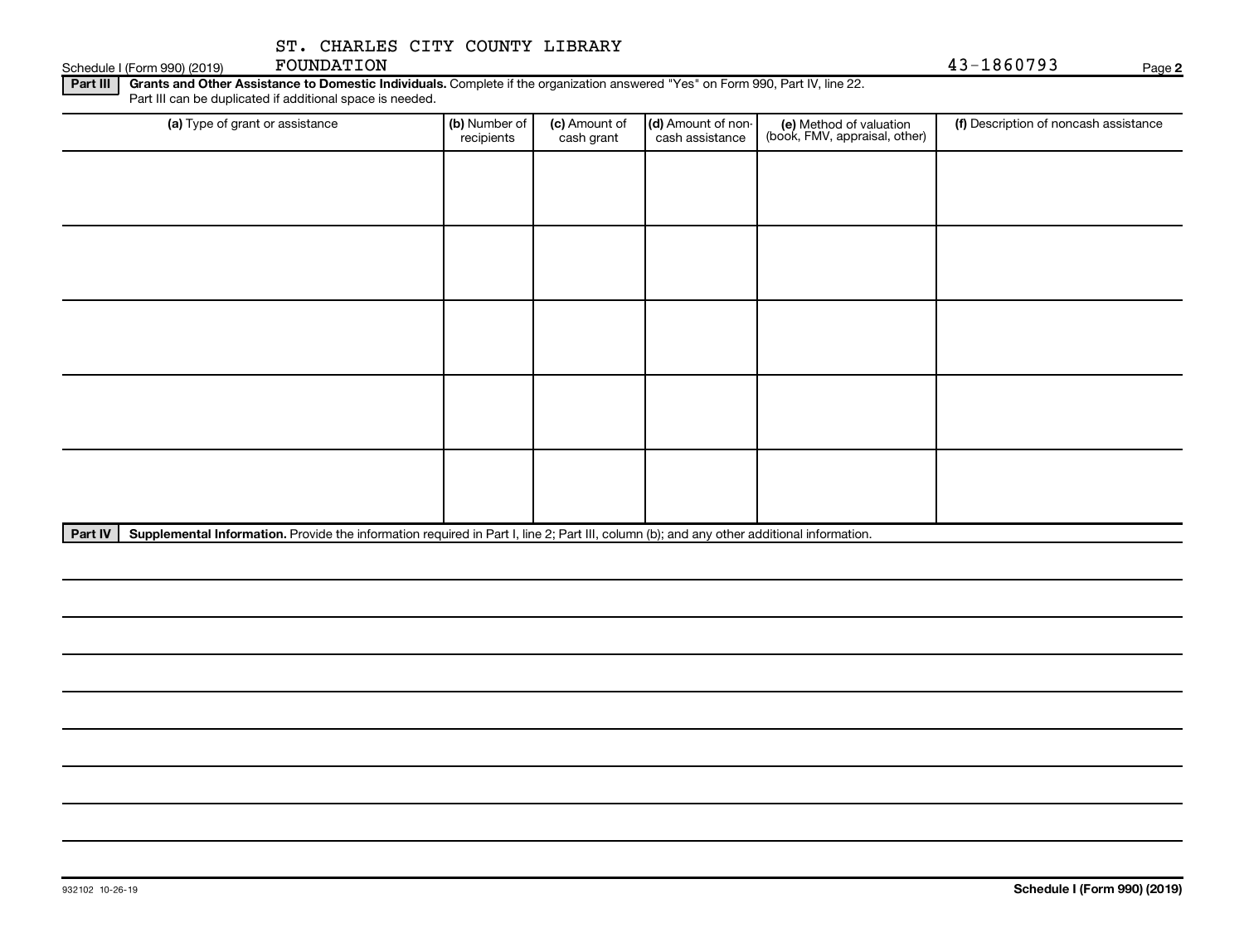ST. CHARLES CITY COUNTY LIBRARY FOUNDATION 43-1860793

**Part III** **Grants and Other Assistance to Domestic Individuals.** Complete if the organization answered "Yes" on Form 990, Part IV, line 22. Part III can be duplicated if additional space is needed.

| (a) Type of grant or assistance | (b) Number of recipients | (c) Amount of cash grant | (d) Amount of non-cash assistance | (e) Method of valuation (book, FMV, appraisal, other) | (f) Description of noncash assistance |
|---|---|---|---|---|---|
| | | | | | |
| | | | | | |
| | | | | | |
| | | | | | |
| | | | | | |

**Part IV** **Supplemental Information.** Provide the information required in Part I, line 2; Part III, column (b); and any other additional information.

932102 10-26-19 **Schedule I (Form 990) (2019)**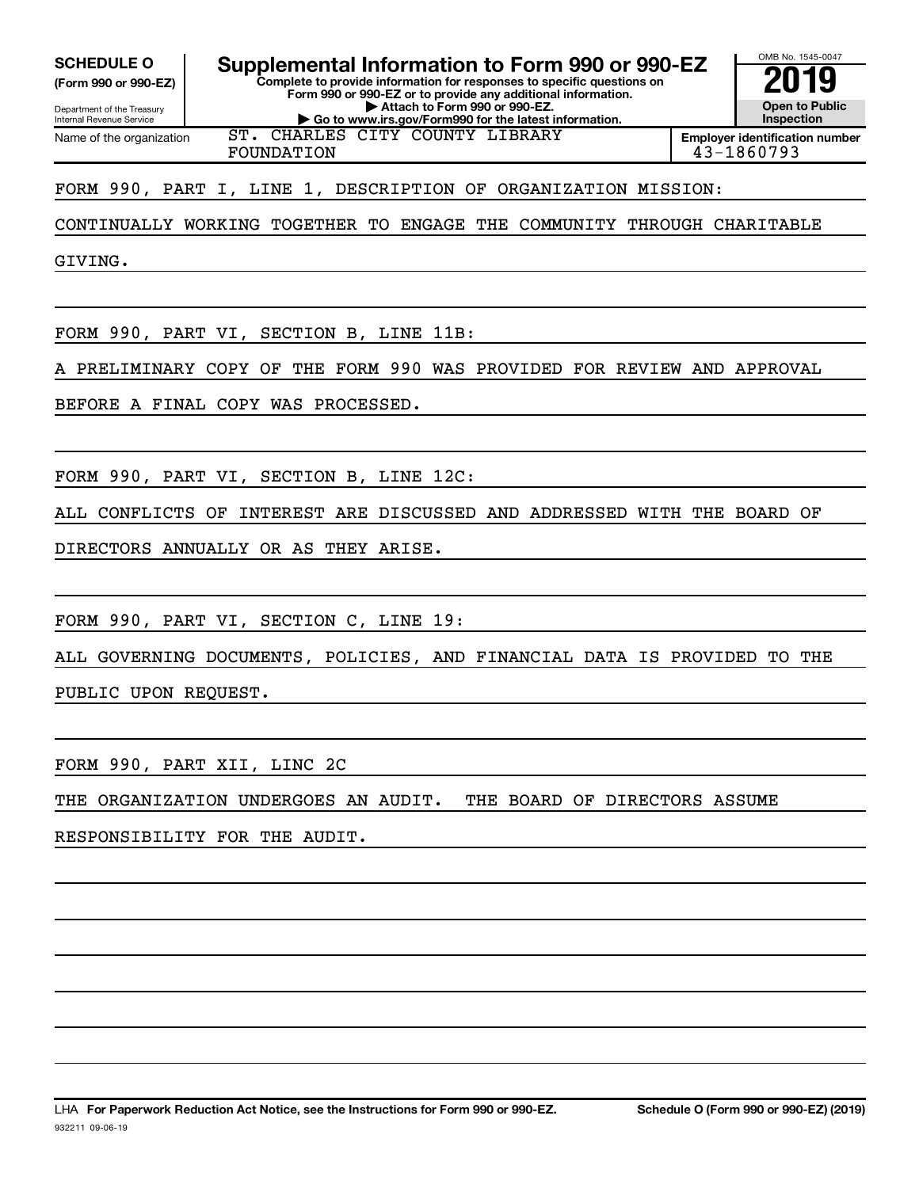**SCHEDULE O**
**(Form 990 or 990-EZ)**

Department of the Treasury
Internal Revenue Service

# Supplemental Information to Form 990 or 990-EZ

**Complete to provide information for responses to specific questions on Form 990 or 990-EZ or to provide any additional information.**
**▶ Attach to Form 990 or 990-EZ.**
**▶ Go to www.irs.gov/Form990 for the latest information.**

OMB No. 1545-0047

**2019**

**Open to Public Inspection**

| Name of the organization | Employer identification number |
|---|---|
| ST. CHARLES CITY COUNTY LIBRARY FOUNDATION | 43-1860793 |

FORM 990, PART I, LINE 1, DESCRIPTION OF ORGANIZATION MISSION:

CONTINUALLY WORKING TOGETHER TO ENGAGE THE COMMUNITY THROUGH CHARITABLE GIVING.

FORM 990, PART VI, SECTION B, LINE 11B:

A PRELIMINARY COPY OF THE FORM 990 WAS PROVIDED FOR REVIEW AND APPROVAL BEFORE A FINAL COPY WAS PROCESSED.

FORM 990, PART VI, SECTION B, LINE 12C:

ALL CONFLICTS OF INTEREST ARE DISCUSSED AND ADDRESSED WITH THE BOARD OF DIRECTORS ANNUALLY OR AS THEY ARISE.

FORM 990, PART VI, SECTION C, LINE 19:

ALL GOVERNING DOCUMENTS, POLICIES, AND FINANCIAL DATA IS PROVIDED TO THE PUBLIC UPON REQUEST.

FORM 990, PART XII, LINC 2C

THE ORGANIZATION UNDERGOES AN AUDIT. THE BOARD OF DIRECTORS ASSUME RESPONSIBILITY FOR THE AUDIT.

LHA **For Paperwork Reduction Act Notice, see the Instructions for Form 990 or 990-EZ.** **Schedule O (Form 990 or 990-EZ) (2019)**

932211 09-06-19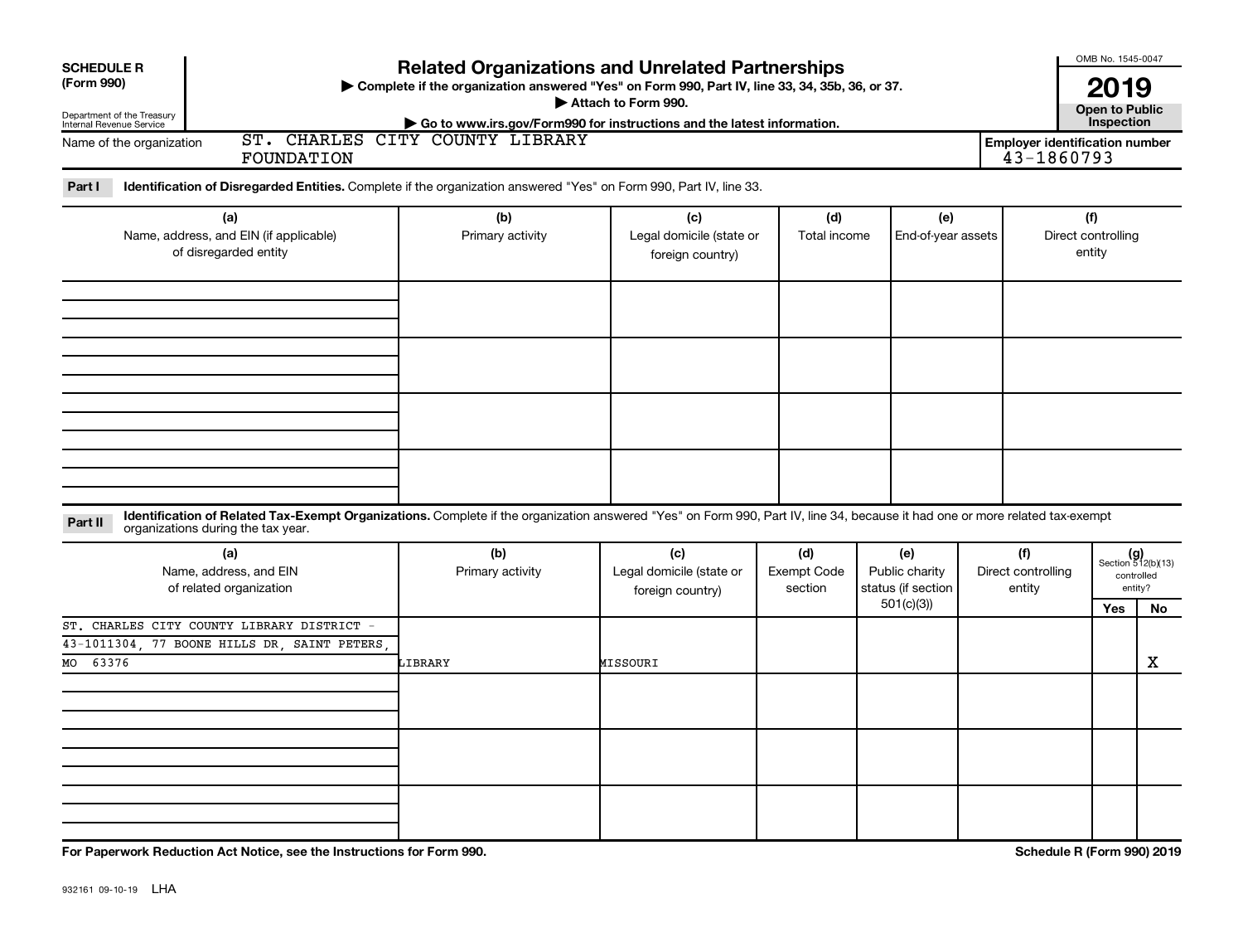**SCHEDULE R (Form 990)**

Department of the Treasury
Internal Revenue Service

# Related Organizations and Unrelated Partnerships

▶ Complete if the organization answered "Yes" on Form 990, Part IV, line 33, 34, 35b, 36, or 37.
▶ Attach to Form 990.
▶ Go to www.irs.gov/Form990 for instructions and the latest information.

OMB No. 1545-0047

**2019**

**Open to Public Inspection**

Name of the organization: ST. CHARLES CITY COUNTY LIBRARY FOUNDATION

Employer identification number: 43-1860793

**Part I** **Identification of Disregarded Entities.** Complete if the organization answered "Yes" on Form 990, Part IV, line 33.

| (a) Name, address, and EIN (if applicable) of disregarded entity | (b) Primary activity | (c) Legal domicile (state or foreign country) | (d) Total income | (e) End-of-year assets | (f) Direct controlling entity |
|---|---|---|---|---|---|
| | | | | | |
| | | | | | |
| | | | | | |
| | | | | | |

**Part II** **Identification of Related Tax-Exempt Organizations.** Complete if the organization answered "Yes" on Form 990, Part IV, line 34, because it had one or more related tax-exempt organizations during the tax year.

| (a) Name, address, and EIN of related organization | (b) Primary activity | (c) Legal domicile (state or foreign country) | (d) Exempt Code section | (e) Public charity status (if section 501(c)(3)) | (f) Direct controlling entity | (g) Section 512(b)(13) controlled entity? Yes | No |
|---|---|---|---|---|---|---|---|
| ST. CHARLES CITY COUNTY LIBRARY DISTRICT - 43-1011304, 77 BOONE HILLS DR, SAINT PETERS, MO 63376 | LIBRARY | MISSOURI | | | | | X |
| | | | | | | | |
| | | | | | | | |
| | | | | | | | |

**For Paperwork Reduction Act Notice, see the Instructions for Form 990.**

**Schedule R (Form 990) 2019**

932161 09-10-19 LHA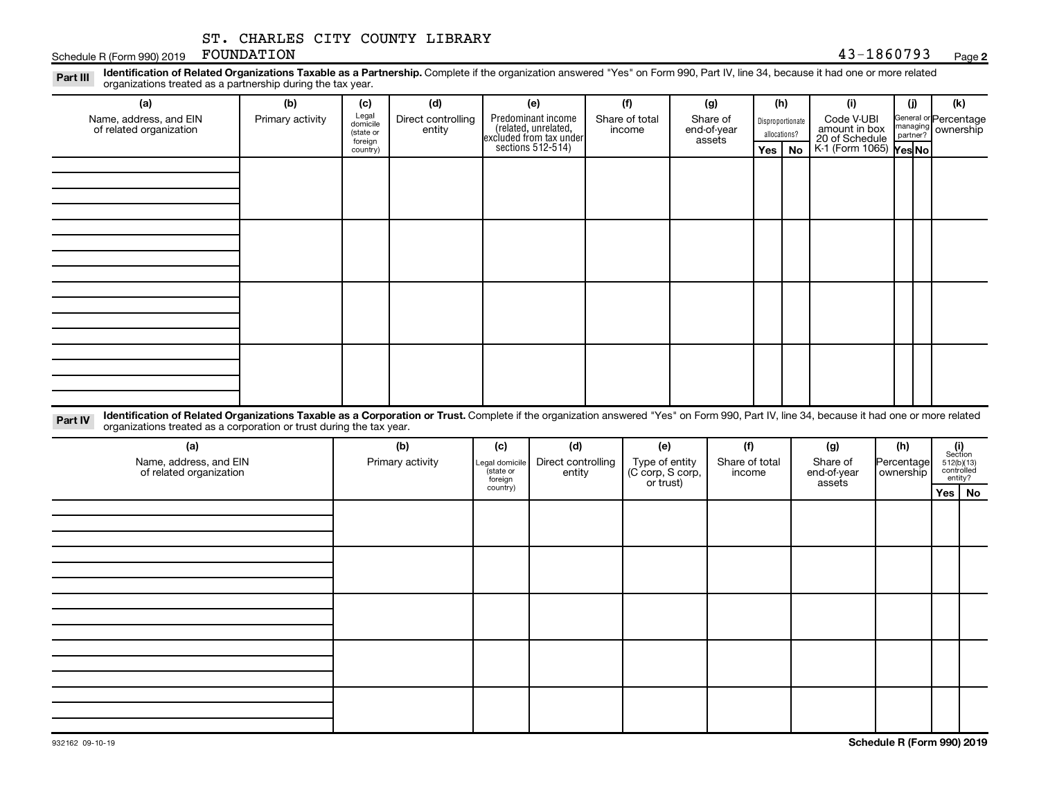ST. CHARLES CITY COUNTY LIBRARY FOUNDATION 43-1860793

**Part III** **Identification of Related Organizations Taxable as a Partnership.** Complete if the organization answered "Yes" on Form 990, Part IV, line 34, because it had one or more related organizations treated as a partnership during the tax year.

| (a) Name, address, and EIN of related organization | (b) Primary activity | (c) Legal domicile (state or foreign country) | (d) Direct controlling entity | (e) Predominant income (related, unrelated, excluded from tax under sections 512-514) | (f) Share of total income | (g) Share of end-of-year assets | (h) Disproportionate allocations? Yes | No | (i) Code V-UBI amount in box 20 of Schedule K-1 (Form 1065) | (j) General or managing partner? Yes | No | (k) Percentage ownership |
|---|---|---|---|---|---|---|---|---|---|---|---|---|
| | | | | | | | | | | | | |
| | | | | | | | | | | | | |
| | | | | | | | | | | | | |
| | | | | | | | | | | | | |

**Part IV** **Identification of Related Organizations Taxable as a Corporation or Trust.** Complete if the organization answered "Yes" on Form 990, Part IV, line 34, because it had one or more related organizations treated as a corporation or trust during the tax year.

| (a) Name, address, and EIN of related organization | (b) Primary activity | (c) Legal domicile (state or foreign country) | (d) Direct controlling entity | (e) Type of entity (C corp, S corp, or trust) | (f) Share of total income | (g) Share of end-of-year assets | (h) Percentage ownership | (i) Section 512(b)(13) controlled entity? Yes | No |
|---|---|---|---|---|---|---|---|---|---|
| | | | | | | | | | |
| | | | | | | | | | |
| | | | | | | | | | |
| | | | | | | | | | |
| | | | | | | | | | |

932162 09-10-19 **Schedule R (Form 990) 2019**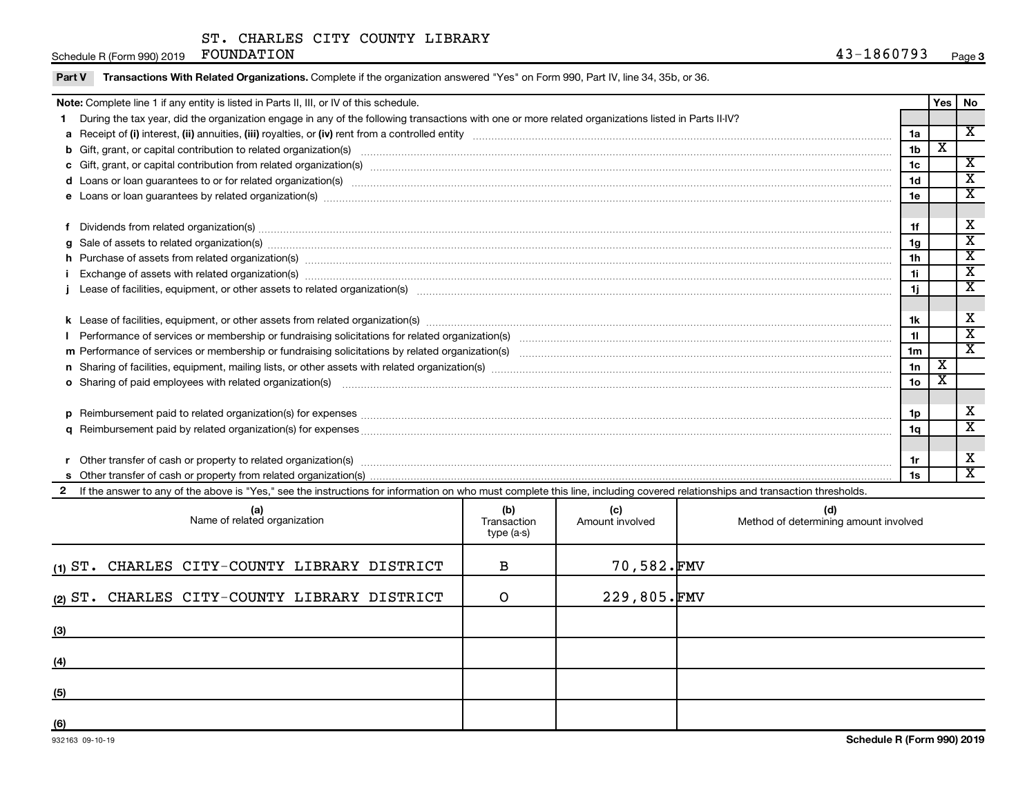ST. CHARLES CITY COUNTY LIBRARY FOUNDATION

Schedule R (Form 990) 2019 — 43-1860793 — Page 3

**Part V Transactions With Related Organizations.** Complete if the organization answered "Yes" on Form 990, Part IV, line 34, 35b, or 36.

| **Note:** Complete line 1 if any entity is listed in Parts II, III, or IV of this schedule. | | Yes | No |
|---|---|---|---|
| **1** During the tax year, did the organization engage in any of the following transactions with one or more related organizations listed in Parts II-IV? | | | |
| **a** Receipt of **(i)** interest, **(ii)** annuities, **(iii)** royalties, or **(iv)** rent from a controlled entity | 1a | | X |
| **b** Gift, grant, or capital contribution to related organization(s) | 1b | X | |
| **c** Gift, grant, or capital contribution from related organization(s) | 1c | | X |
| **d** Loans or loan guarantees to or for related organization(s) | 1d | | X |
| **e** Loans or loan guarantees by related organization(s) | 1e | | X |
| **f** Dividends from related organization(s) | 1f | | X |
| **g** Sale of assets to related organization(s) | 1g | | X |
| **h** Purchase of assets from related organization(s) | 1h | | X |
| **i** Exchange of assets with related organization(s) | 1i | | X |
| **j** Lease of facilities, equipment, or other assets to related organization(s) | 1j | | X |
| **k** Lease of facilities, equipment, or other assets from related organization(s) | 1k | | X |
| **l** Performance of services or membership or fundraising solicitations for related organization(s) | 1l | | X |
| **m** Performance of services or membership or fundraising solicitations by related organization(s) | 1m | | X |
| **n** Sharing of facilities, equipment, mailing lists, or other assets with related organization(s) | 1n | X | |
| **o** Sharing of paid employees with related organization(s) | 1o | X | |
| **p** Reimbursement paid to related organization(s) for expenses | 1p | | X |
| **q** Reimbursement paid by related organization(s) for expenses | 1q | | X |
| **r** Other transfer of cash or property to related organization(s) | 1r | | X |
| **s** Other transfer of cash or property from related organization(s) | 1s | | X |

**2** If the answer to any of the above is "Yes," see the instructions for information on who must complete this line, including covered relationships and transaction thresholds.

| | (a) Name of related organization | (b) Transaction type (a-s) | (c) Amount involved | (d) Method of determining amount involved |
|---|---|---|---|---|
| (1) | ST. CHARLES CITY-COUNTY LIBRARY DISTRICT | B | 70,582. | FMV |
| (2) | ST. CHARLES CITY-COUNTY LIBRARY DISTRICT | O | 229,805. | FMV |
| (3) | | | | |
| (4) | | | | |
| (5) | | | | |
| (6) | | | | |

932163 09-10-19

**Schedule R (Form 990) 2019**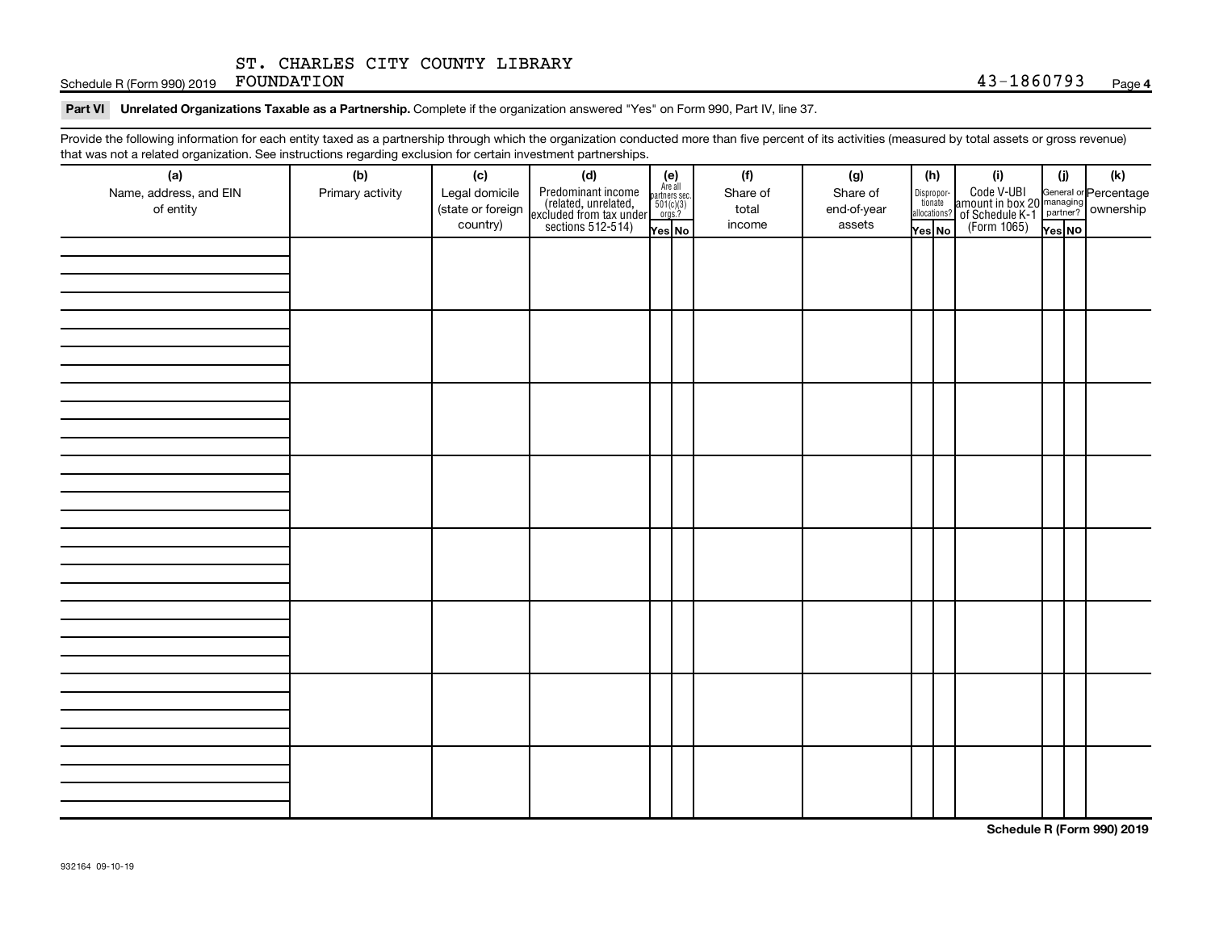ST. CHARLES CITY COUNTY LIBRARY FOUNDATION 43-1860793

Schedule R (Form 990) 2019

**Part VI Unrelated Organizations Taxable as a Partnership.** Complete if the organization answered "Yes" on Form 990, Part IV, line 37.

Provide the following information for each entity taxed as a partnership through which the organization conducted more than five percent of its activities (measured by total assets or gross revenue) that was not a related organization. See instructions regarding exclusion for certain investment partnerships.

| (a) Name, address, and EIN of entity | (b) Primary activity | (c) Legal domicile (state or foreign country) | (d) Predominant income (related, unrelated, excluded from tax under sections 512-514) | (e) Are all partners sec. 501(c)(3) orgs.? | | (f) Share of total income | (g) Share of end-of-year assets | (h) Disproportionate allocations? | | (i) Code V-UBI amount in box 20 of Schedule K-1 (Form 1065) | (j) General or managing partner? | | (k) Percentage ownership |
|---|---|---|---|---|---|---|---|---|---|---|---|---|---|
| | | | | Yes | No | | | Yes | No | | Yes | No | |
| | | | | | | | | | | | | | |
| | | | | | | | | | | | | | |
| | | | | | | | | | | | | | |
| | | | | | | | | | | | | | |
| | | | | | | | | | | | | | |
| | | | | | | | | | | | | | |
| | | | | | | | | | | | | | |
| | | | | | | | | | | | | | |

Schedule R (Form 990) 2019

932164 09-10-19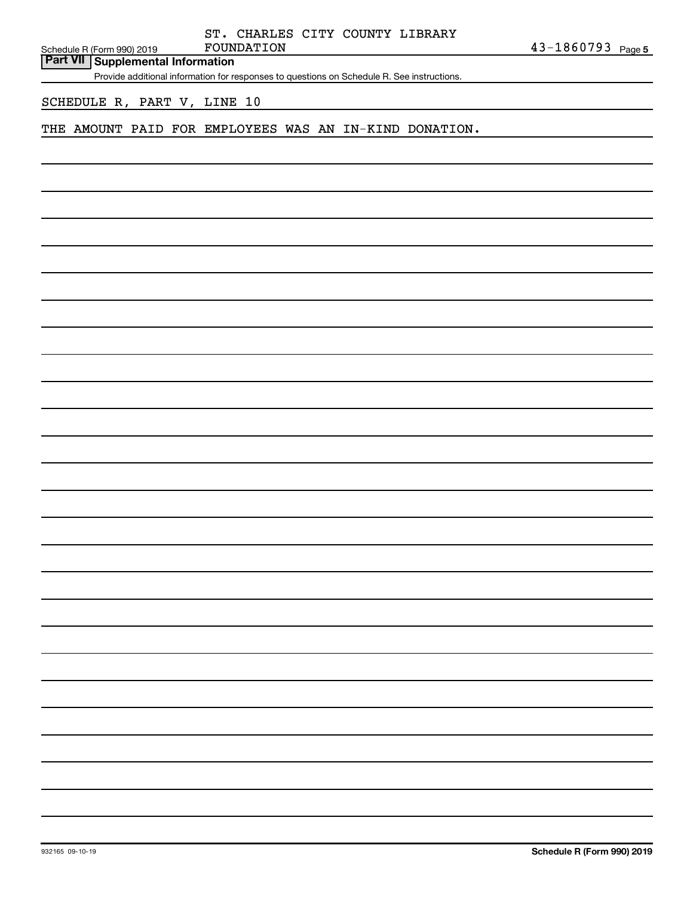ST. CHARLES CITY COUNTY LIBRARY FOUNDATION

43-1860793

## Part VII Supplemental Information

Provide additional information for responses to questions on Schedule R. See instructions.

SCHEDULE R, PART V, LINE 10

THE AMOUNT PAID FOR EMPLOYEES WAS AN IN-KIND DONATION.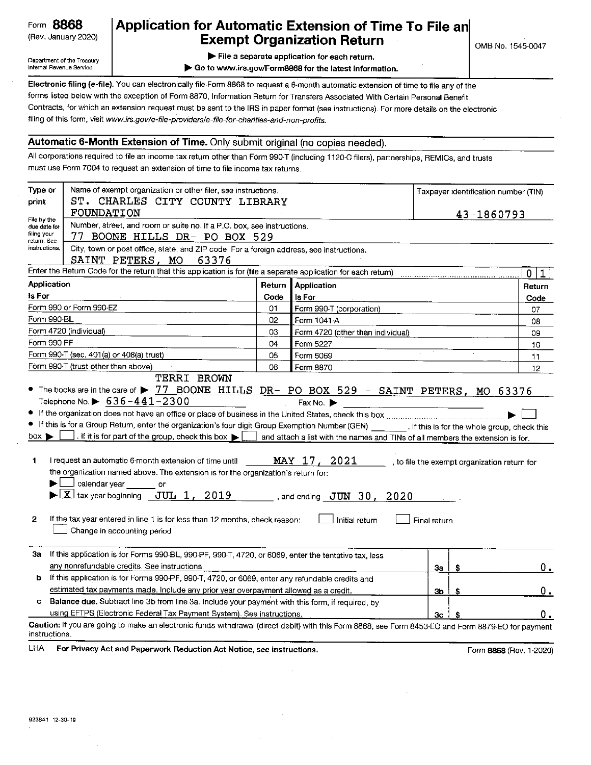Form **8868**
(Rev. January 2020)

Department of the Treasury
Internal Revenue Service

# Application for Automatic Extension of Time To File an Exempt Organization Return

▶ File a separate application for each return.
▶ Go to www.irs.gov/Form8868 for the latest information.

OMB No. 1545-0047

**Electronic filing (e-file).** You can electronically file Form 8868 to request a 6-month automatic extension of time to file any of the forms listed below with the exception of Form 8870, Information Return for Transfers Associated With Certain Personal Benefit Contracts, for which an extension request must be sent to the IRS in paper format (see instructions). For more details on the electronic filing of this form, visit *www.irs.gov/e-file-providers/e-file-for-charities-and-non-profits.*

## Automatic 6-Month Extension of Time. Only submit original (no copies needed).

All corporations required to file an income tax return other than Form 990-T (including 1120-C filers), partnerships, REMICs, and trusts must use Form 7004 to request an extension of time to file income tax returns.

| | | |
|---|---|---|
| **Type or print** | Name of exempt organization or other filer, see instructions. ST. CHARLES CITY COUNTY LIBRARY FOUNDATION | Taxpayer identification number (TIN) 43-1860793 |
| File by the due date for filing your return. See instructions. | Number, street, and room or suite no. If a P.O. box, see instructions. 77 BOONE HILLS DR- PO BOX 529 | |
| | City, town or post office, state, and ZIP code. For a foreign address, see instructions. SAINT PETERS, MO 63376 | |

Enter the Return Code for the return that this application is for (file a separate application for each return) ..... 0 1

| Application Is For | Return Code | Application Is For | Return Code |
|---|---|---|---|
| Form 990 or Form 990-EZ | 01 | Form 990-T (corporation) | 07 |
| Form 990-BL | 02 | Form 1041-A | 08 |
| Form 4720 (individual) | 03 | Form 4720 (other than individual) | 09 |
| Form 990-PF | 04 | Form 5227 | 10 |
| Form 990-T (sec. 401(a) or 408(a) trust) | 05 | Form 6069 | 11 |
| Form 990-T (trust other than above) | 06 | Form 8870 | 12 |

- The books are in the care of ▶ TERRI BROWN 77 BOONE HILLS DR- PO BOX 529 - SAINT PETERS, MO 63376
  Telephone No. ▶ 636-441-2300 Fax No. ▶
- If the organization does not have an office or place of business in the United States, check this box ..... ▶ ☐
- If this is for a Group Return, enter the organization's four digit Group Exemption Number (GEN) _______ . If this is for the whole group, check this box ▶ ☐ . If it is for part of the group, check this box ▶ ☐ and attach a list with the names and TINs of all members the extension is for.

**1** I request an automatic 6-month extension of time until MAY 17, 2021 , to file the exempt organization return for the organization named above. The extension is for the organization's return for:
▶ ☐ calendar year ______ or
▶ ☒ tax year beginning JUL 1, 2019 , and ending JUN 30, 2020

**2** If the tax year entered in line 1 is for less than 12 months, check reason: ☐ Initial return ☐ Final return
☐ Change in accounting period

| | | | | |
|---|---|---|---|---|
| **3a** | If this application is for Forms 990-BL, 990-PF, 990-T, 4720, or 6069, enter the tentative tax, less any nonrefundable credits. See instructions. | 3a | $ | 0. |
| **b** | If this application is for Forms 990-PF, 990-T, 4720, or 6069, enter any refundable credits and estimated tax payments made. Include any prior year overpayment allowed as a credit. | 3b | $ | 0. |
| **c** | **Balance due.** Subtract line 3b from line 3a. Include your payment with this form, if required, by using EFTPS (Electronic Federal Tax Payment System). See instructions. | 3c | $ | 0. |

**Caution:** If you are going to make an electronic funds withdrawal (direct debit) with this Form 8868, see Form 8453-EO and Form 8879-EO for payment instructions.

LHA **For Privacy Act and Paperwork Reduction Act Notice, see instructions.** Form **8868** (Rev. 1-2020)

923841 12-30-19